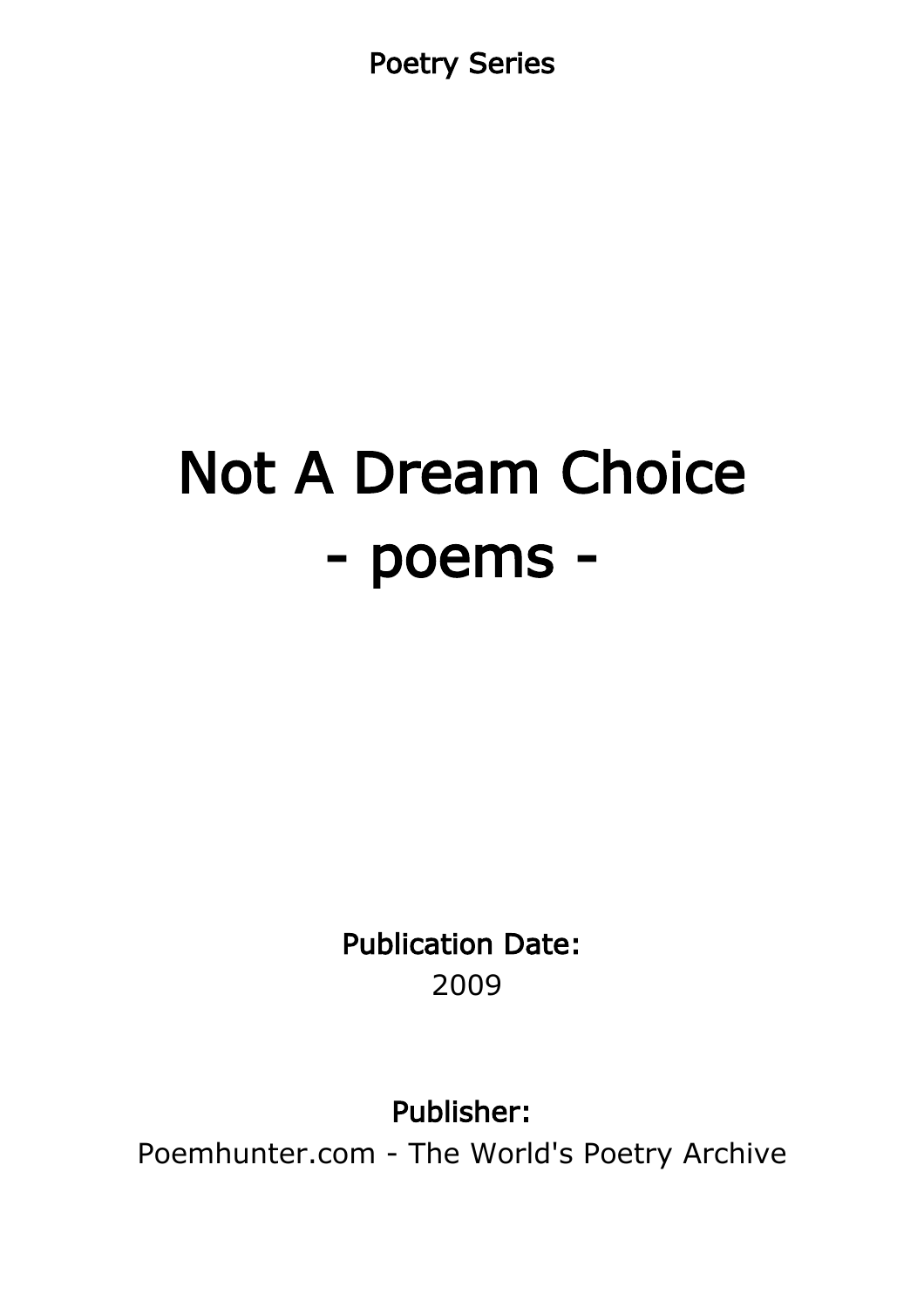Poetry Series

# Not A Dream Choice
# - poems -

**Publication Date:**
2009

**Publisher:**
Poemhunter.com - The World's Poetry Archive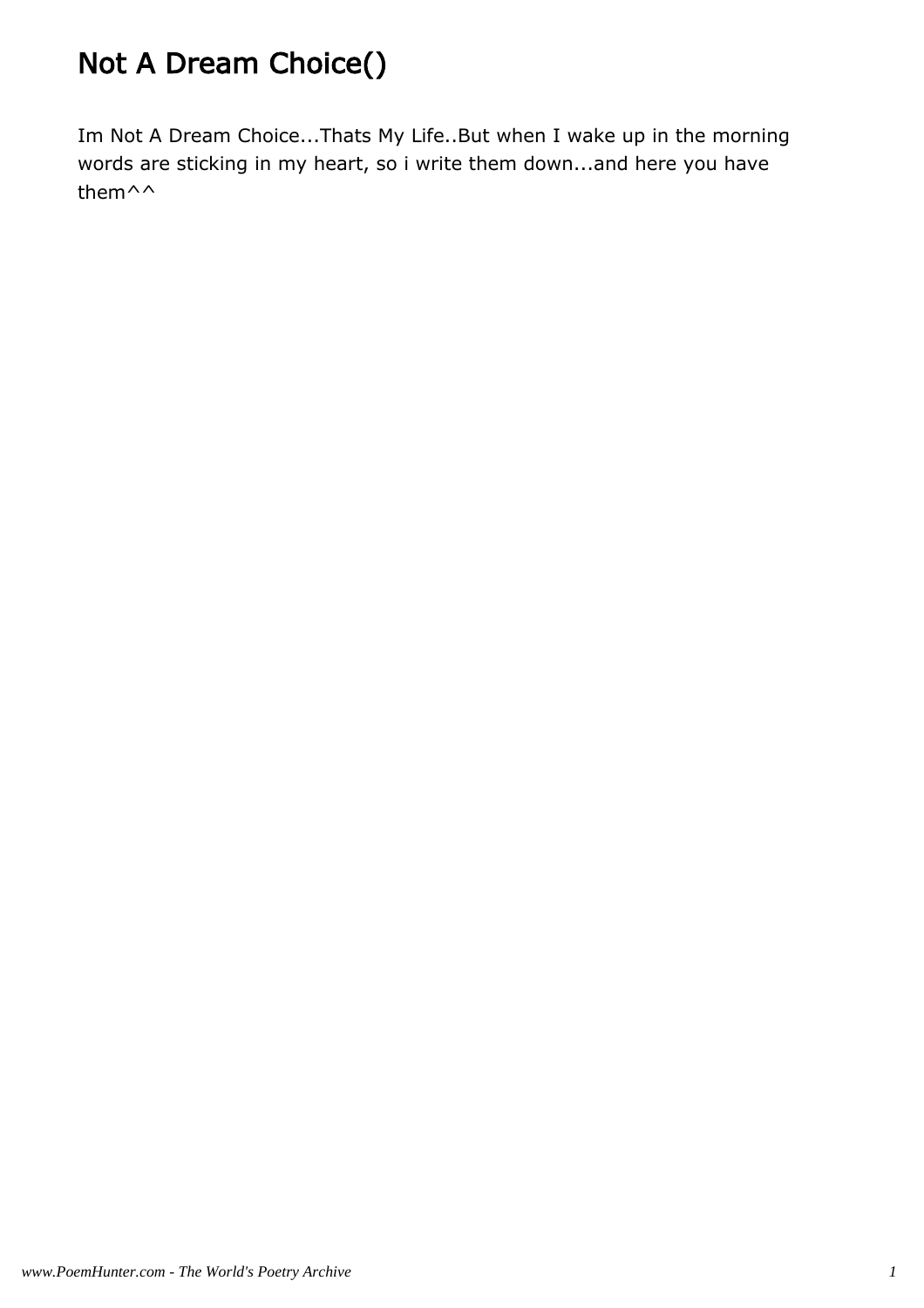# Not A Dream Choice()

Im Not A Dream Choice...Thats My Life..But when I wake up in the morning words are sticking in my heart, so i write them down...and here you have them^^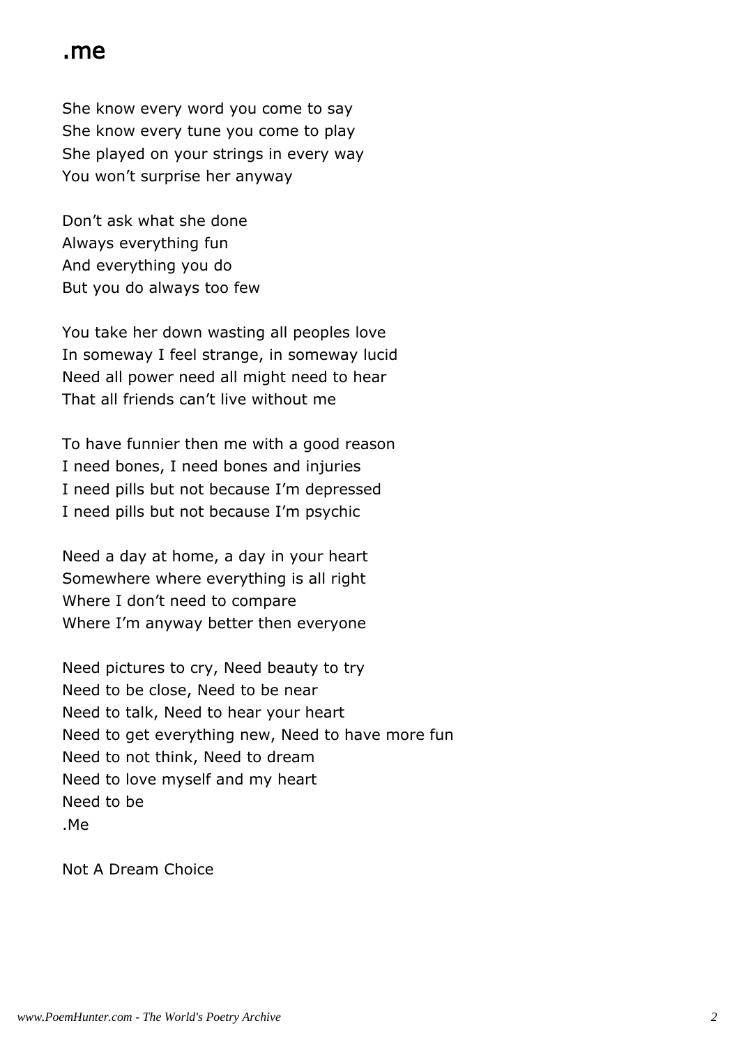# .me

She know every word you come to say
She know every tune you come to play
She played on your strings in every way
You won't surprise her anyway

Don't ask what she done
Always everything fun
And everything you do
But you do always too few

You take her down wasting all peoples love
In someway I feel strange, in someway lucid
Need all power need all might need to hear
That all friends can't live without me

To have funnier then me with a good reason
I need bones, I need bones and injuries
I need pills but not because I'm depressed
I need pills but not because I'm psychic

Need a day at home, a day in your heart
Somewhere where everything is all right
Where I don't need to compare
Where I'm anyway better then everyone

Need pictures to cry, Need beauty to try
Need to be close, Need to be near
Need to talk, Need to hear your heart
Need to get everything new, Need to have more fun
Need to not think, Need to dream
Need to love myself and my heart
Need to be
.Me

Not A Dream Choice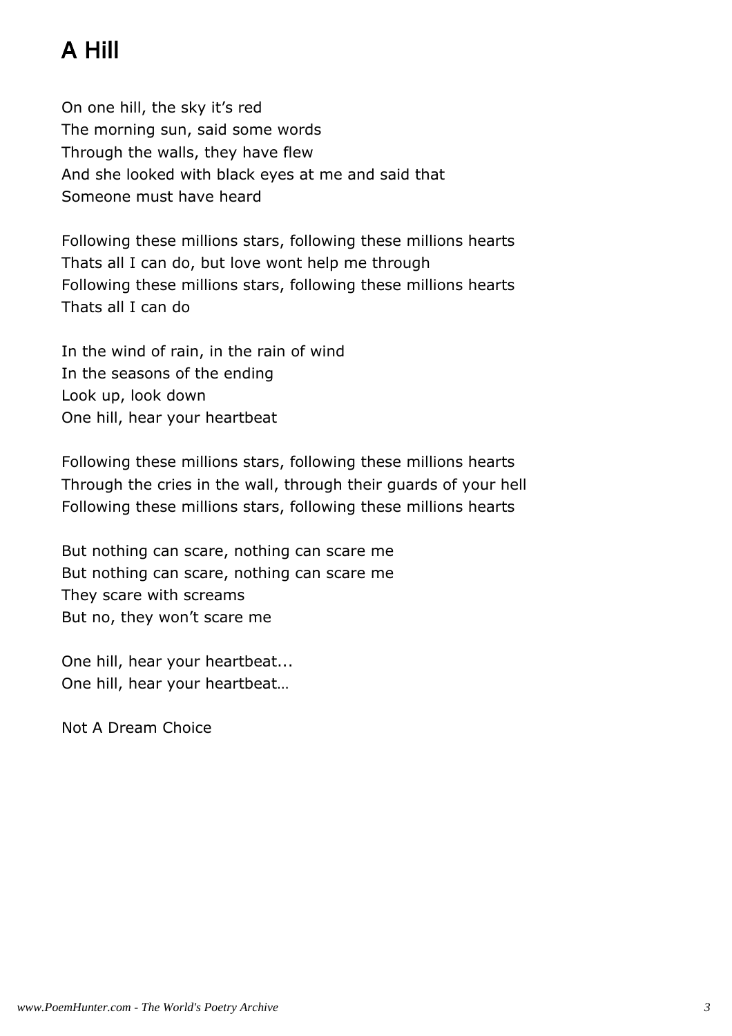# A Hill

On one hill, the sky it's red
The morning sun, said some words
Through the walls, they have flew
And she looked with black eyes at me and said that
Someone must have heard

Following these millions stars, following these millions hearts
Thats all I can do, but love wont help me through
Following these millions stars, following these millions hearts
Thats all I can do

In the wind of rain, in the rain of wind
In the seasons of the ending
Look up, look down
One hill, hear your heartbeat

Following these millions stars, following these millions hearts
Through the cries in the wall, through their guards of your hell
Following these millions stars, following these millions hearts

But nothing can scare, nothing can scare me
But nothing can scare, nothing can scare me
They scare with screams
But no, they won't scare me

One hill, hear your heartbeat...
One hill, hear your heartbeat…

Not A Dream Choice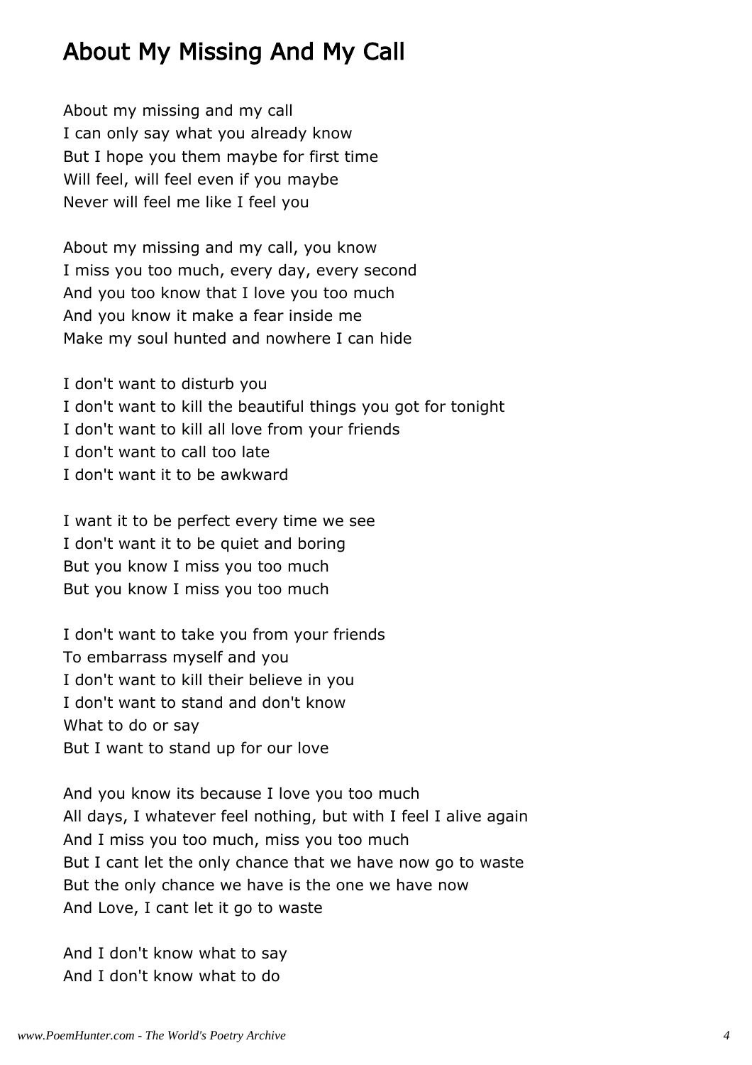## About My Missing And My Call

About my missing and my call
I can only say what you already know
But I hope you them maybe for first time
Will feel, will feel even if you maybe
Never will feel me like I feel you

About my missing and my call, you know
I miss you too much, every day, every second
And you too know that I love you too much
And you know it make a fear inside me
Make my soul hunted and nowhere I can hide

I don't want to disturb you
I don't want to kill the beautiful things you got for tonight
I don't want to kill all love from your friends
I don't want to call too late
I don't want it to be awkward

I want it to be perfect every time we see
I don't want it to be quiet and boring
But you know I miss you too much
But you know I miss you too much

I don't want to take you from your friends
To embarrass myself and you
I don't want to kill their believe in you
I don't want to stand and don't know
What to do or say
But I want to stand up for our love

And you know its because I love you too much
All days, I whatever feel nothing, but with I feel I alive again
And I miss you too much, miss you too much
But I cant let the only chance that we have now go to waste
But the only chance we have is the one we have now
And Love, I cant let it go to waste

And I don't know what to say
And I don't know what to do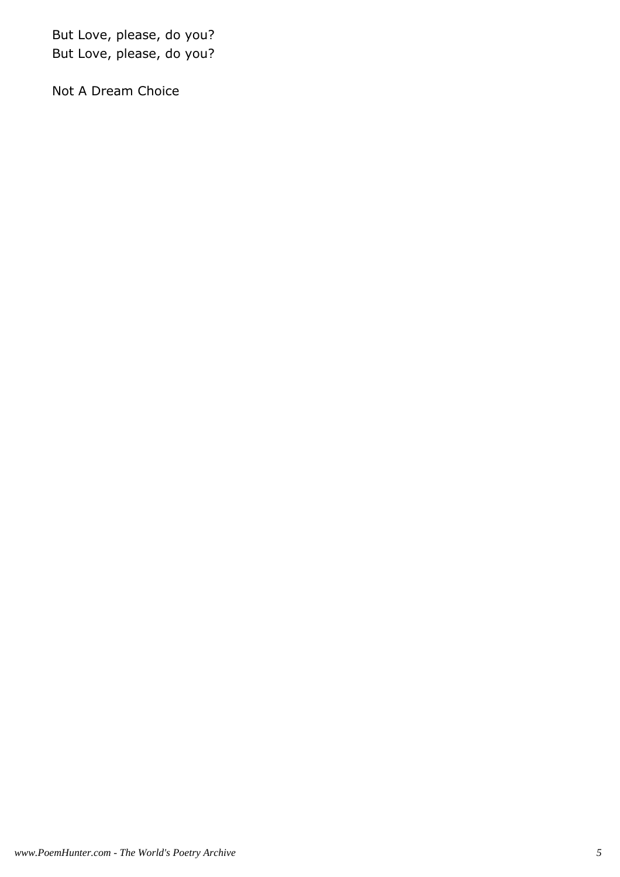But Love, please, do you?
But Love, please, do you?

Not A Dream Choice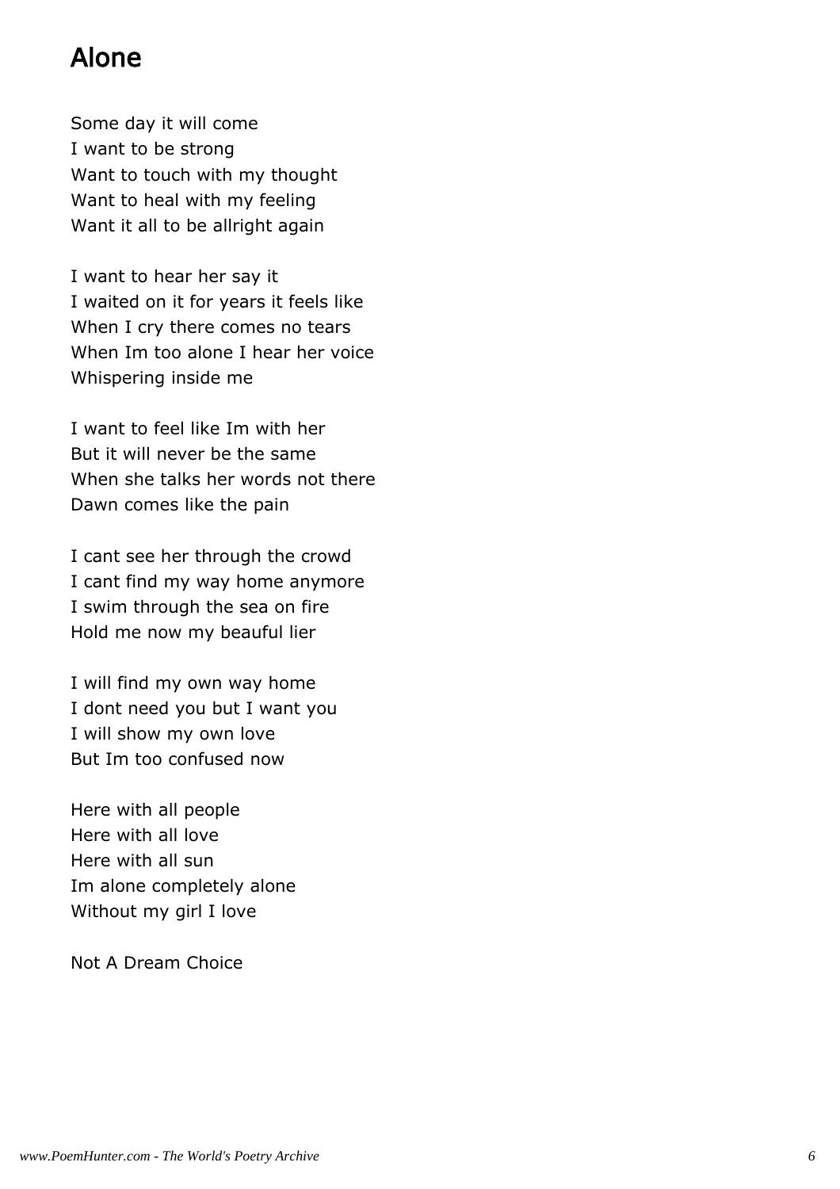# Alone

Some day it will come
I want to be strong
Want to touch with my thought
Want to heal with my feeling
Want it all to be allright again

I want to hear her say it
I waited on it for years it feels like
When I cry there comes no tears
When Im too alone I hear her voice
Whispering inside me

I want to feel like Im with her
But it will never be the same
When she talks her words not there
Dawn comes like the pain

I cant see her through the crowd
I cant find my way home anymore
I swim through the sea on fire
Hold me now my beauful lier

I will find my own way home
I dont need you but I want you
I will show my own love
But Im too confused now

Here with all people
Here with all love
Here with all sun
Im alone completely alone
Without my girl I love

Not A Dream Choice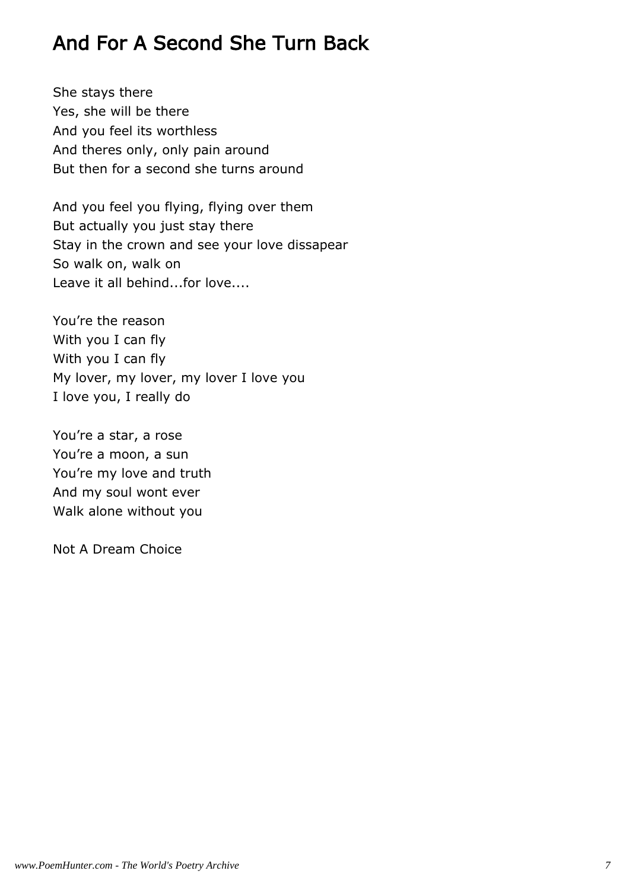## And For A Second She Turn Back

She stays there
Yes, she will be there
And you feel its worthless
And theres only, only pain around
But then for a second she turns around

And you feel you flying, flying over them
But actually you just stay there
Stay in the crown and see your love dissapear
So walk on, walk on
Leave it all behind...for love....

You're the reason
With you I can fly
With you I can fly
My lover, my lover, my lover I love you
I love you, I really do

You're a star, a rose
You're a moon, a sun
You're my love and truth
And my soul wont ever
Walk alone without you

Not A Dream Choice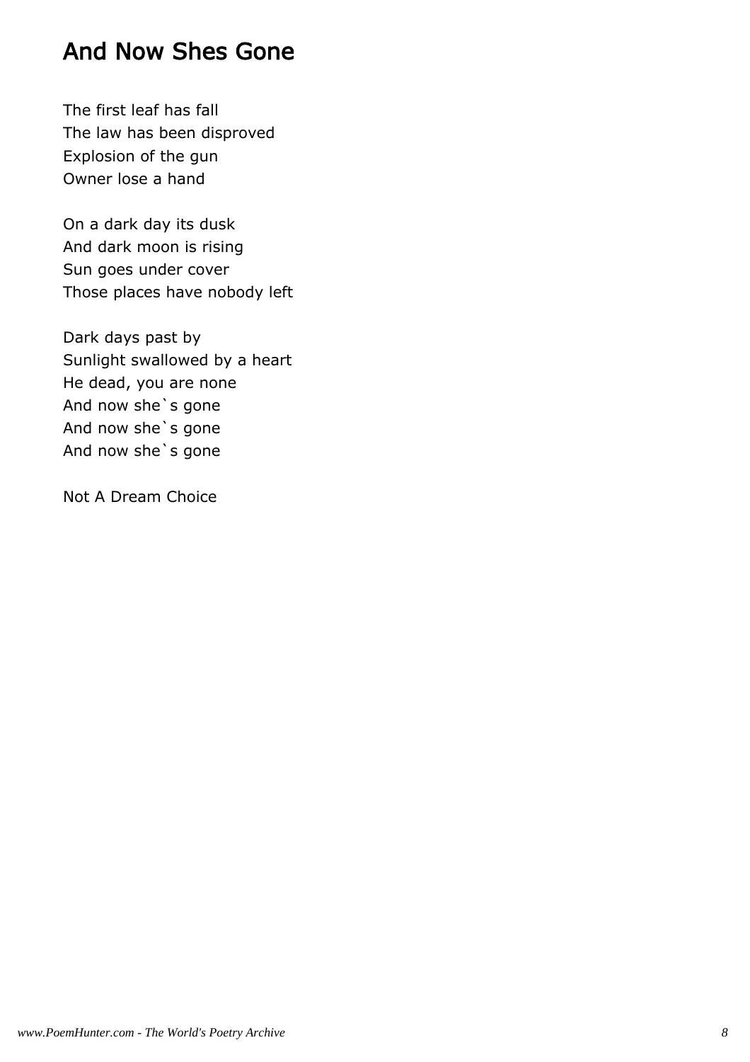# And Now Shes Gone

The first leaf has fall  
The law has been disproved  
Explosion of the gun  
Owner lose a hand

On a dark day its dusk  
And dark moon is rising  
Sun goes under cover  
Those places have nobody left

Dark days past by  
Sunlight swallowed by a heart  
He dead, you are none  
And now she`s gone  
And now she`s gone  
And now she`s gone

Not A Dream Choice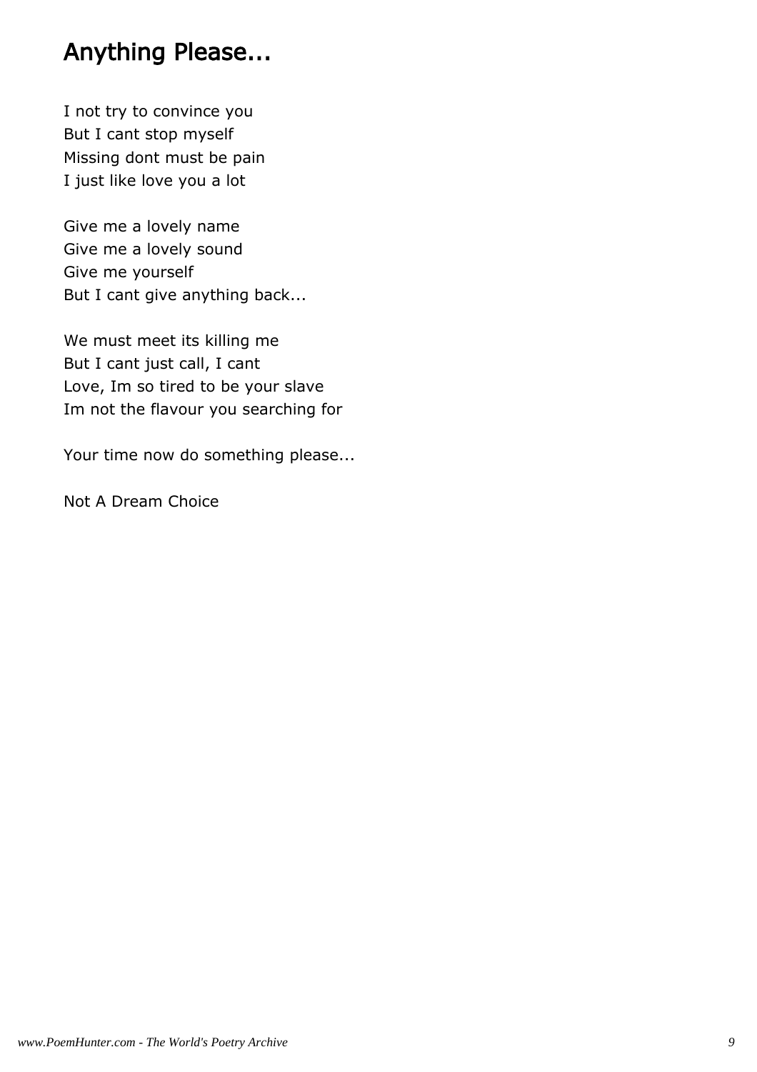## Anything Please...

I not try to convince you
But I cant stop myself
Missing dont must be pain
I just like love you a lot

Give me a lovely name
Give me a lovely sound
Give me yourself
But I cant give anything back...

We must meet its killing me
But I cant just call, I cant
Love, Im so tired to be your slave
Im not the flavour you searching for

Your time now do something please...

Not A Dream Choice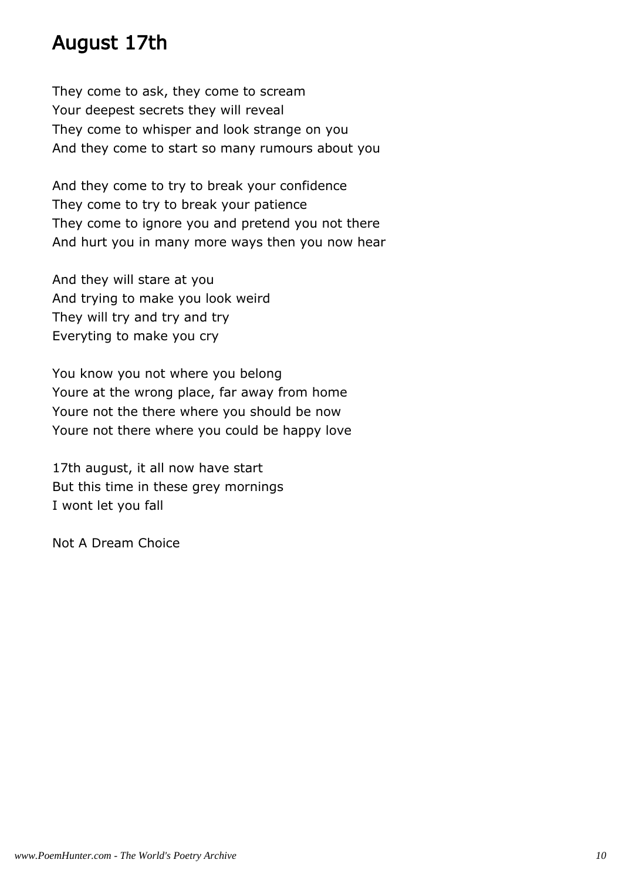# August 17th

They come to ask, they come to scream
Your deepest secrets they will reveal
They come to whisper and look strange on you
And they come to start so many rumours about you

And they come to try to break your confidence
They come to try to break your patience
They come to ignore you and pretend you not there
And hurt you in many more ways then you now hear

And they will stare at you
And trying to make you look weird
They will try and try and try
Everyting to make you cry

You know you not where you belong
Youre at the wrong place, far away from home
Youre not the there where you should be now
Youre not there where you could be happy love

17th august, it all now have start
But this time in these grey mornings
I wont let you fall

Not A Dream Choice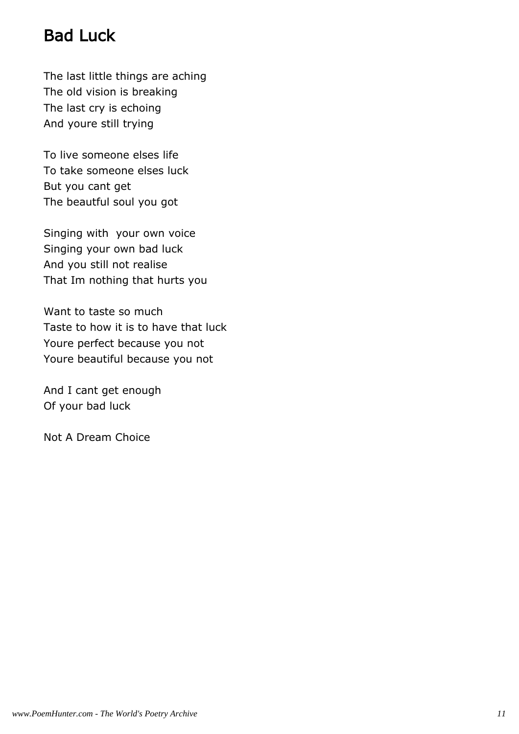# Bad Luck

The last little things are aching
The old vision is breaking
The last cry is echoing
And youre still trying

To live someone elses life
To take someone elses luck
But you cant get
The beautful soul you got

Singing with  your own voice
Singing your own bad luck
And you still not realise
That Im nothing that hurts you

Want to taste so much
Taste to how it is to have that luck
Youre perfect because you not
Youre beautiful because you not

And I cant get enough
Of your bad luck

Not A Dream Choice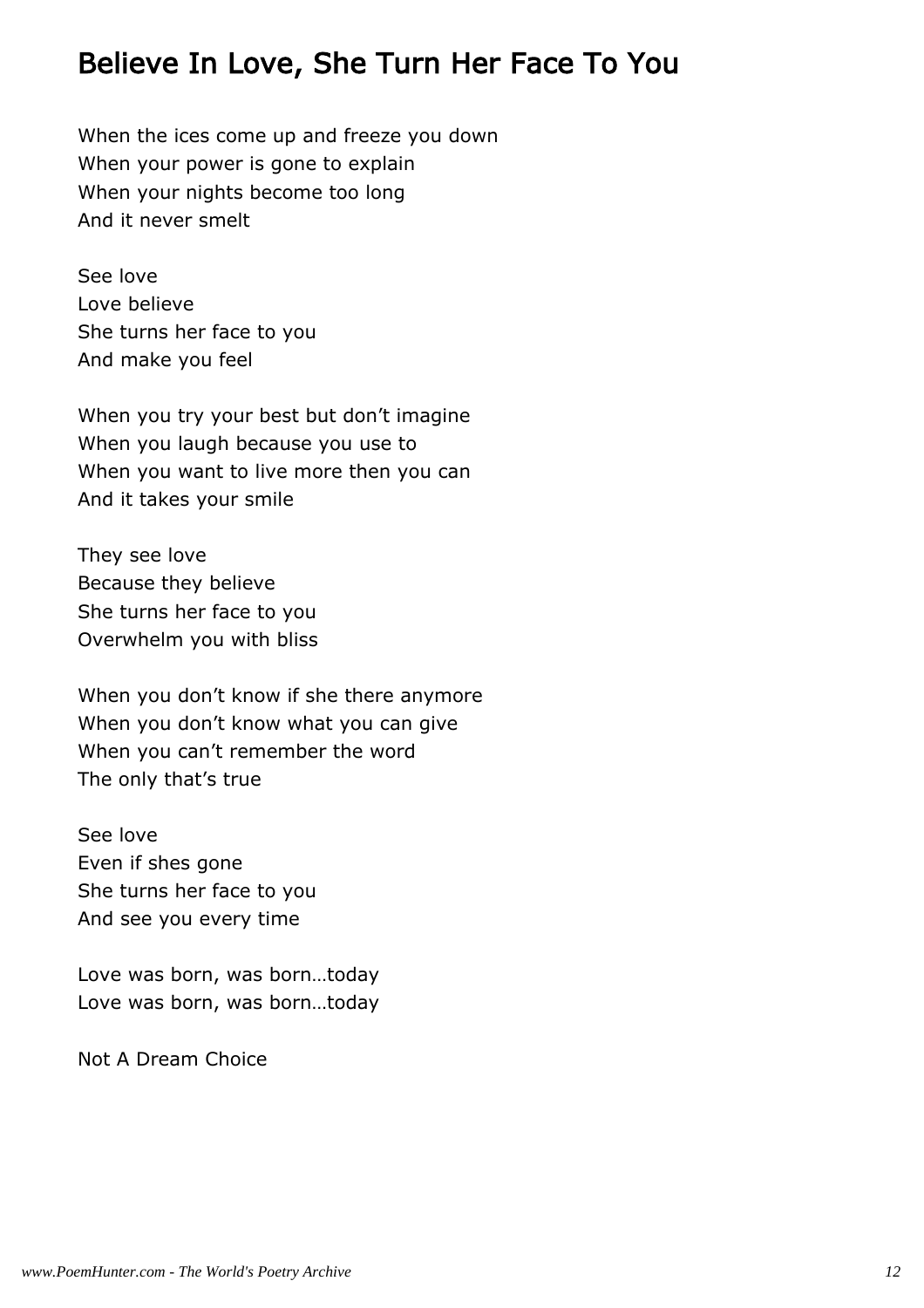## Believe In Love, She Turn Her Face To You

When the ices come up and freeze you down  
When your power is gone to explain  
When your nights become too long  
And it never smelt

See love  
Love believe  
She turns her face to you  
And make you feel

When you try your best but don't imagine  
When you laugh because you use to  
When you want to live more then you can  
And it takes your smile

They see love  
Because they believe  
She turns her face to you  
Overwhelm you with bliss

When you don't know if she there anymore  
When you don't know what you can give  
When you can't remember the word  
The only that's true

See love  
Even if shes gone  
She turns her face to you  
And see you every time

Love was born, was born…today  
Love was born, was born…today

Not A Dream Choice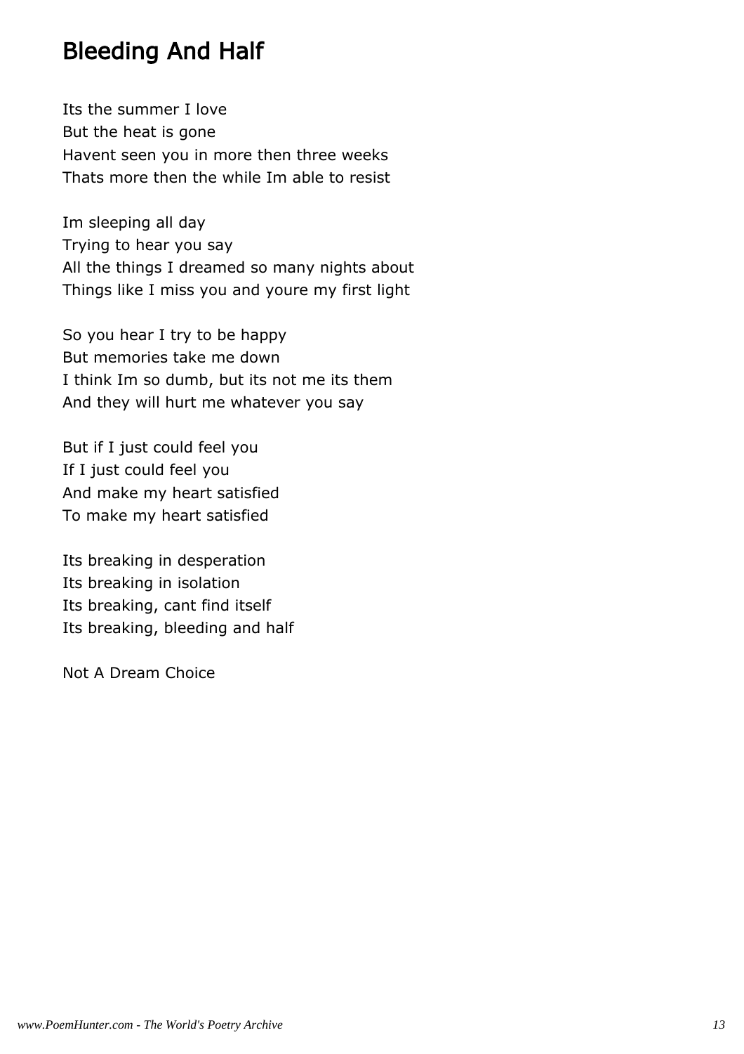# Bleeding And Half

Its the summer I love
But the heat is gone
Havent seen you in more then three weeks
Thats more then the while Im able to resist

Im sleeping all day
Trying to hear you say
All the things I dreamed so many nights about
Things like I miss you and youre my first light

So you hear I try to be happy
But memories take me down
I think Im so dumb, but its not me its them
And they will hurt me whatever you say

But if I just could feel you
If I just could feel you
And make my heart satisfied
To make my heart satisfied

Its breaking in desperation
Its breaking in isolation
Its breaking, cant find itself
Its breaking, bleeding and half

Not A Dream Choice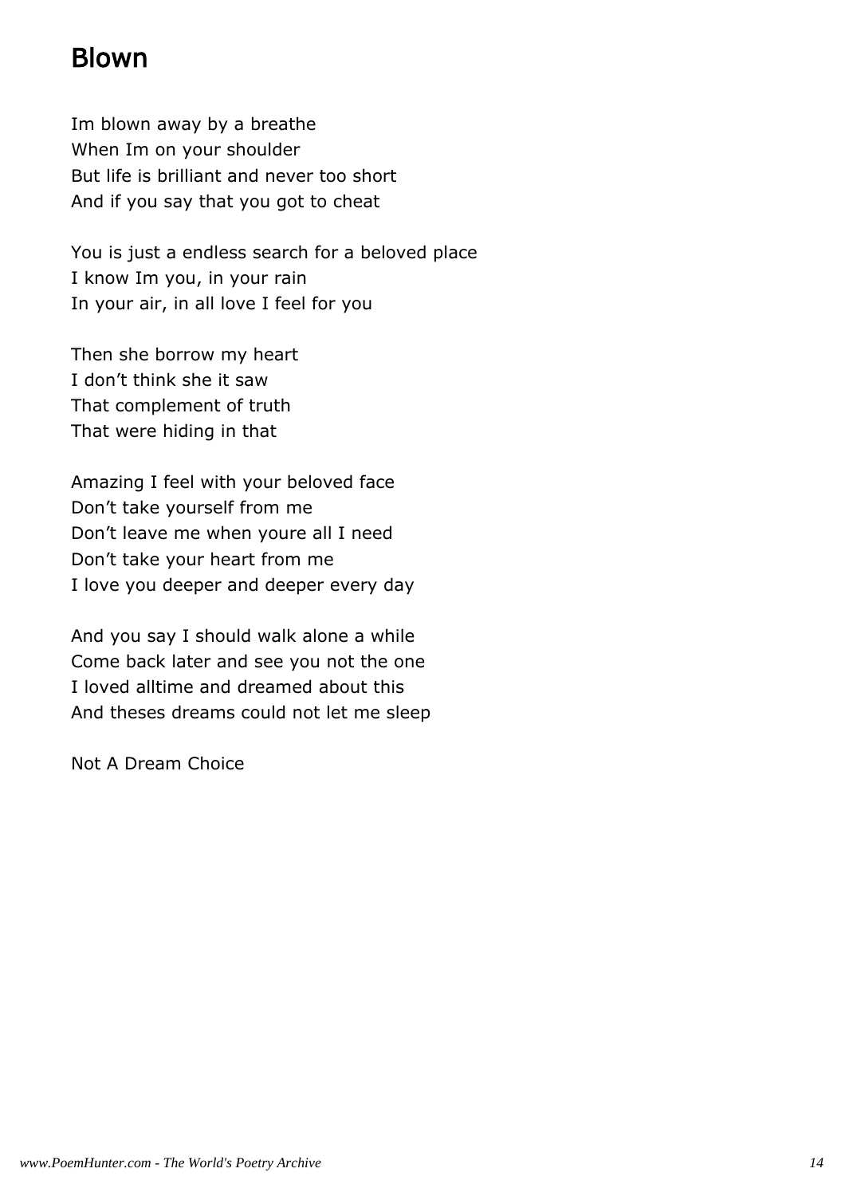# Blown

Im blown away by a breathe
When Im on your shoulder
But life is brilliant and never too short
And if you say that you got to cheat

You is just a endless search for a beloved place
I know Im you, in your rain
In your air, in all love I feel for you

Then she borrow my heart
I don’t think she it saw
That complement of truth
That were hiding in that

Amazing I feel with your beloved face
Don’t take yourself from me
Don’t leave me when youre all I need
Don’t take your heart from me
I love you deeper and deeper every day

And you say I should walk alone a while
Come back later and see you not the one
I loved alltime and dreamed about this
And theses dreams could not let me sleep

Not A Dream Choice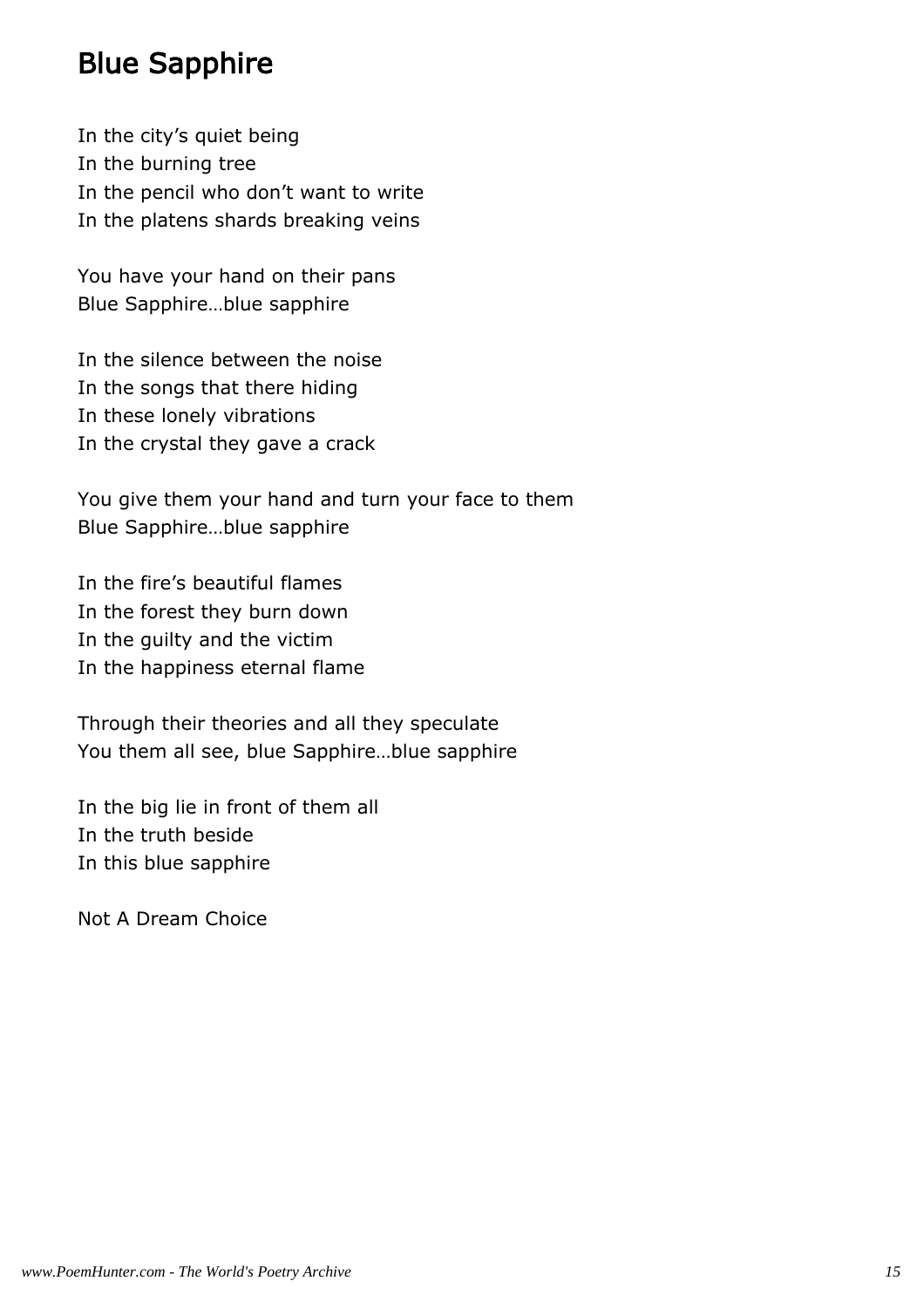# Blue Sapphire

In the city's quiet being
In the burning tree
In the pencil who don't want to write
In the platens shards breaking veins

You have your hand on their pans
Blue Sapphire…blue sapphire

In the silence between the noise
In the songs that there hiding
In these lonely vibrations
In the crystal they gave a crack

You give them your hand and turn your face to them
Blue Sapphire…blue sapphire

In the fire's beautiful flames
In the forest they burn down
In the guilty and the victim
In the happiness eternal flame

Through their theories and all they speculate
You them all see, blue Sapphire…blue sapphire

In the big lie in front of them all
In the truth beside
In this blue sapphire

Not A Dream Choice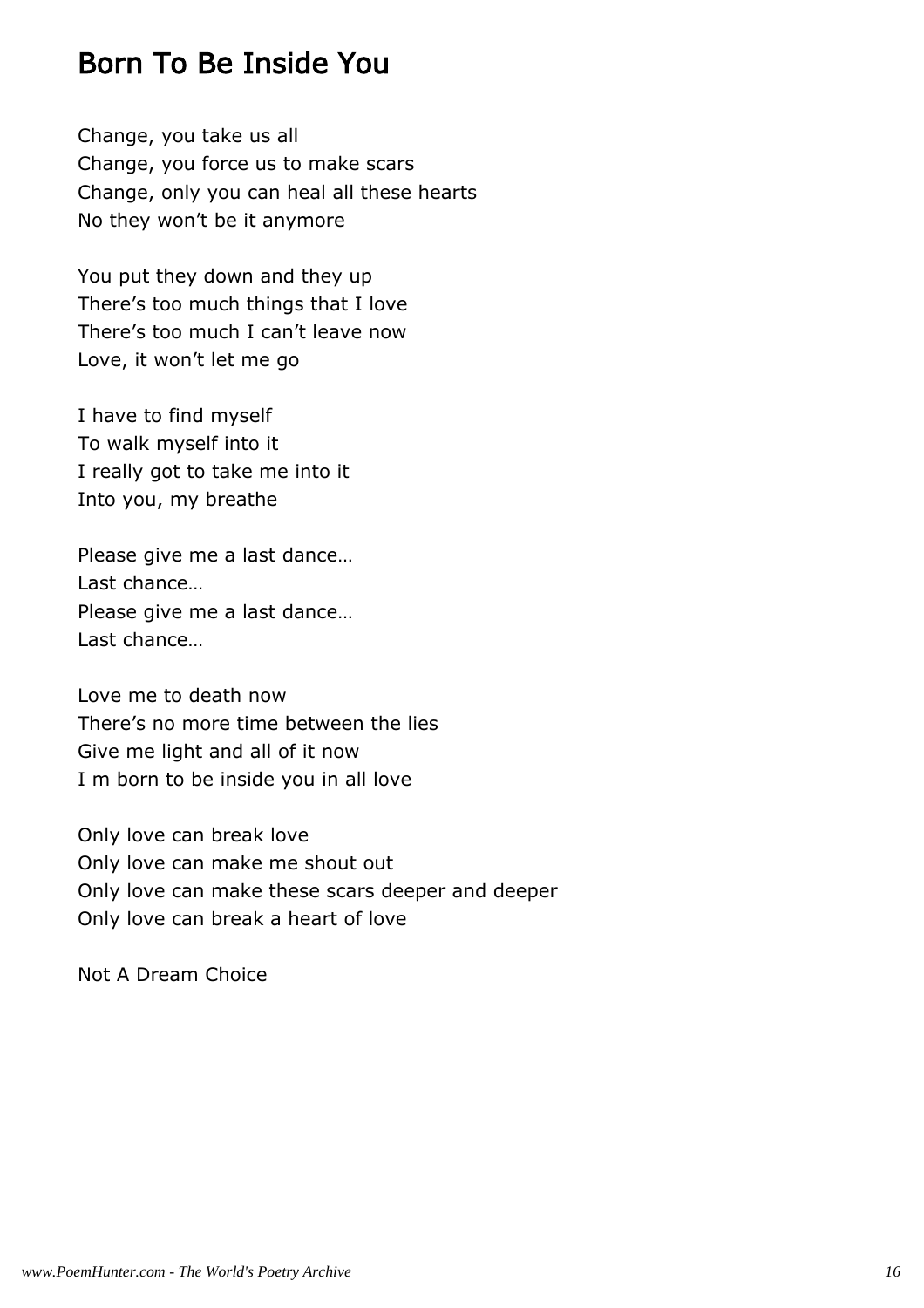## Born To Be Inside You

Change, you take us all
Change, you force us to make scars
Change, only you can heal all these hearts
No they won't be it anymore

You put they down and they up
There's too much things that I love
There's too much I can't leave now
Love, it won't let me go

I have to find myself
To walk myself into it
I really got to take me into it
Into you, my breathe

Please give me a last dance…
Last chance…
Please give me a last dance…
Last chance…

Love me to death now
There's no more time between the lies
Give me light and all of it now
I m born to be inside you in all love

Only love can break love
Only love can make me shout out
Only love can make these scars deeper and deeper
Only love can break a heart of love

Not A Dream Choice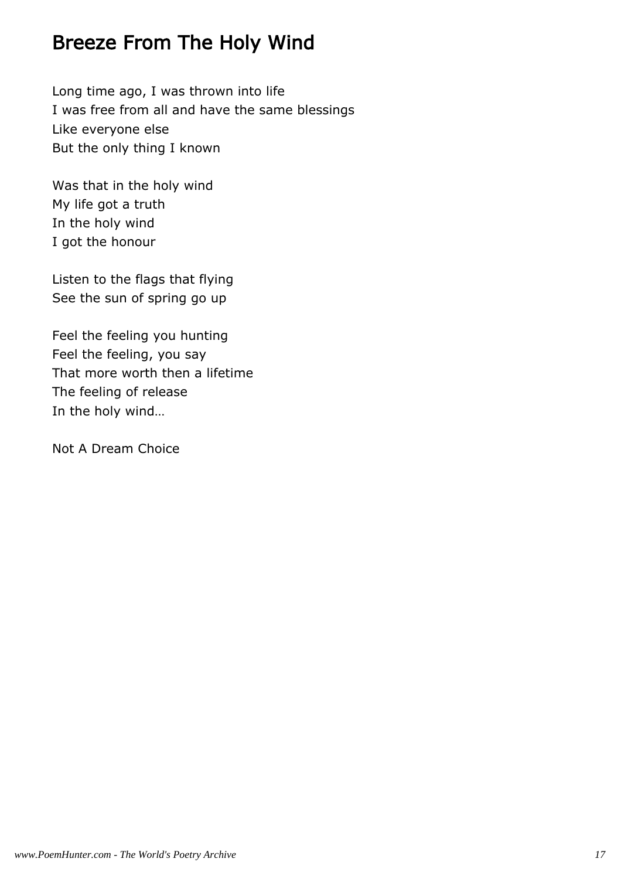# Breeze From The Holy Wind

Long time ago, I was thrown into life
I was free from all and have the same blessings
Like everyone else
But the only thing I known

Was that in the holy wind
My life got a truth
In the holy wind
I got the honour

Listen to the flags that flying
See the sun of spring go up

Feel the feeling you hunting
Feel the feeling, you say
That more worth then a lifetime
The feeling of release
In the holy wind…

Not A Dream Choice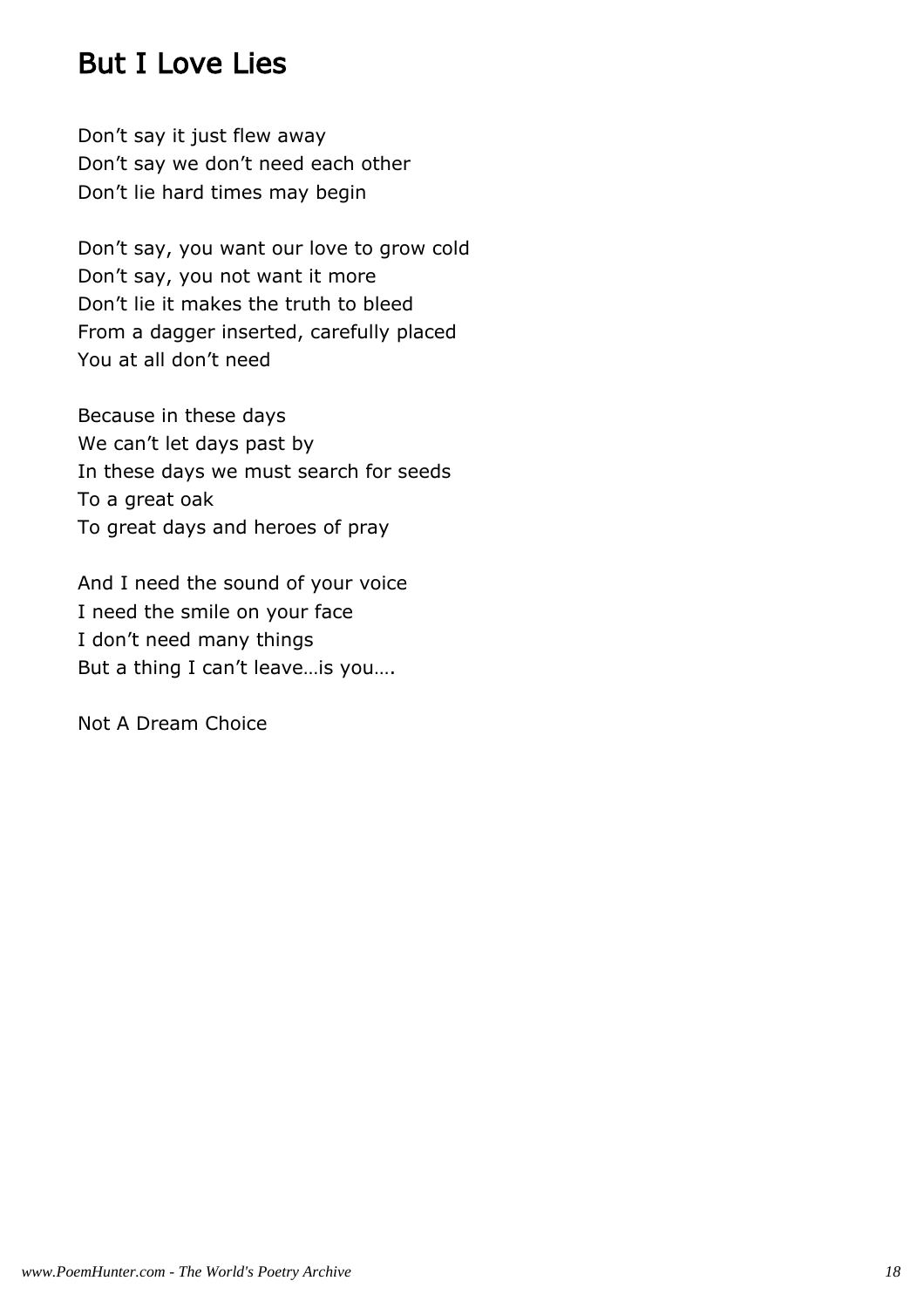## But I Love Lies

Don’t say it just flew away
Don’t say we don’t need each other
Don’t lie hard times may begin

Don’t say, you want our love to grow cold
Don’t say, you not want it more
Don’t lie it makes the truth to bleed
From a dagger inserted, carefully placed
You at all don’t need

Because in these days
We can’t let days past by
In these days we must search for seeds
To a great oak
To great days and heroes of pray

And I need the sound of your voice
I need the smile on your face
I don’t need many things
But a thing I can’t leave…is you….

Not A Dream Choice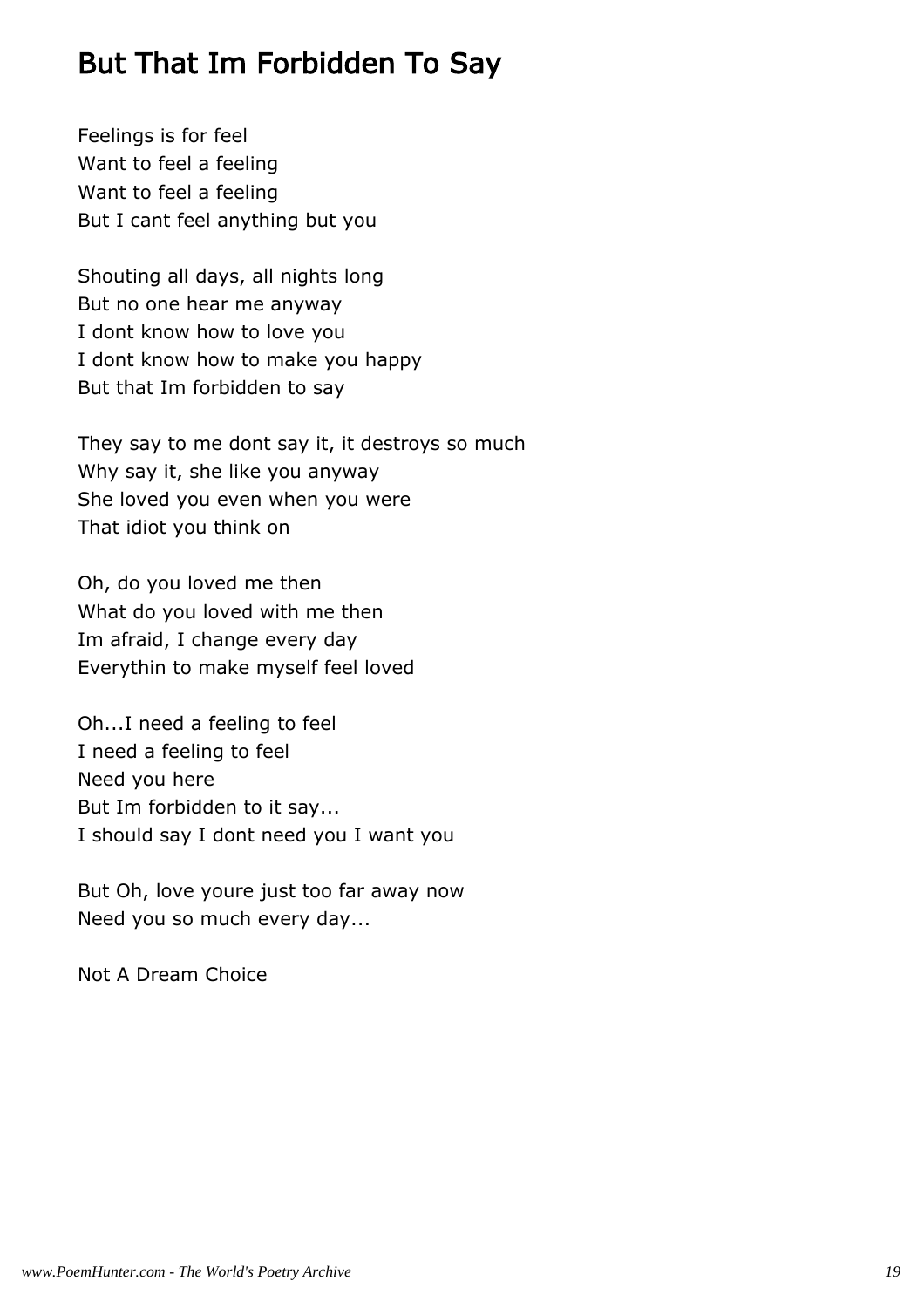## But That Im Forbidden To Say

Feelings is for feel
Want to feel a feeling
Want to feel a feeling
But I cant feel anything but you

Shouting all days, all nights long
But no one hear me anyway
I dont know how to love you
I dont know how to make you happy
But that Im forbidden to say

They say to me dont say it, it destroys so much
Why say it, she like you anyway
She loved you even when you were
That idiot you think on

Oh, do you loved me then
What do you loved with me then
Im afraid, I change every day
Everythin to make myself feel loved

Oh...I need a feeling to feel
I need a feeling to feel
Need you here
But Im forbidden to it say...
I should say I dont need you I want you

But Oh, love youre just too far away now
Need you so much every day...

Not A Dream Choice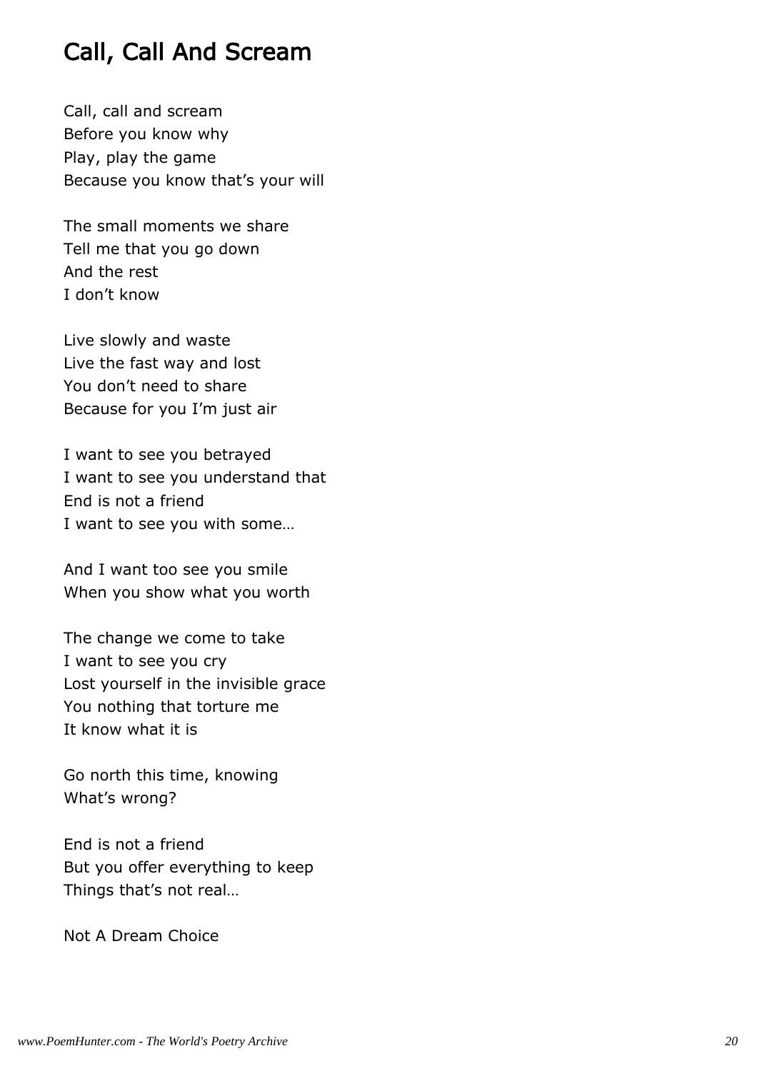# Call, Call And Scream

Call, call and scream
Before you know why
Play, play the game
Because you know that's your will

The small moments we share
Tell me that you go down
And the rest
I don't know

Live slowly and waste
Live the fast way and lost
You don't need to share
Because for you I'm just air

I want to see you betrayed
I want to see you understand that
End is not a friend
I want to see you with some…

And I want too see you smile
When you show what you worth

The change we come to take
I want to see you cry
Lost yourself in the invisible grace
You nothing that torture me
It know what it is

Go north this time, knowing
What's wrong?

End is not a friend
But you offer everything to keep
Things that's not real…

Not A Dream Choice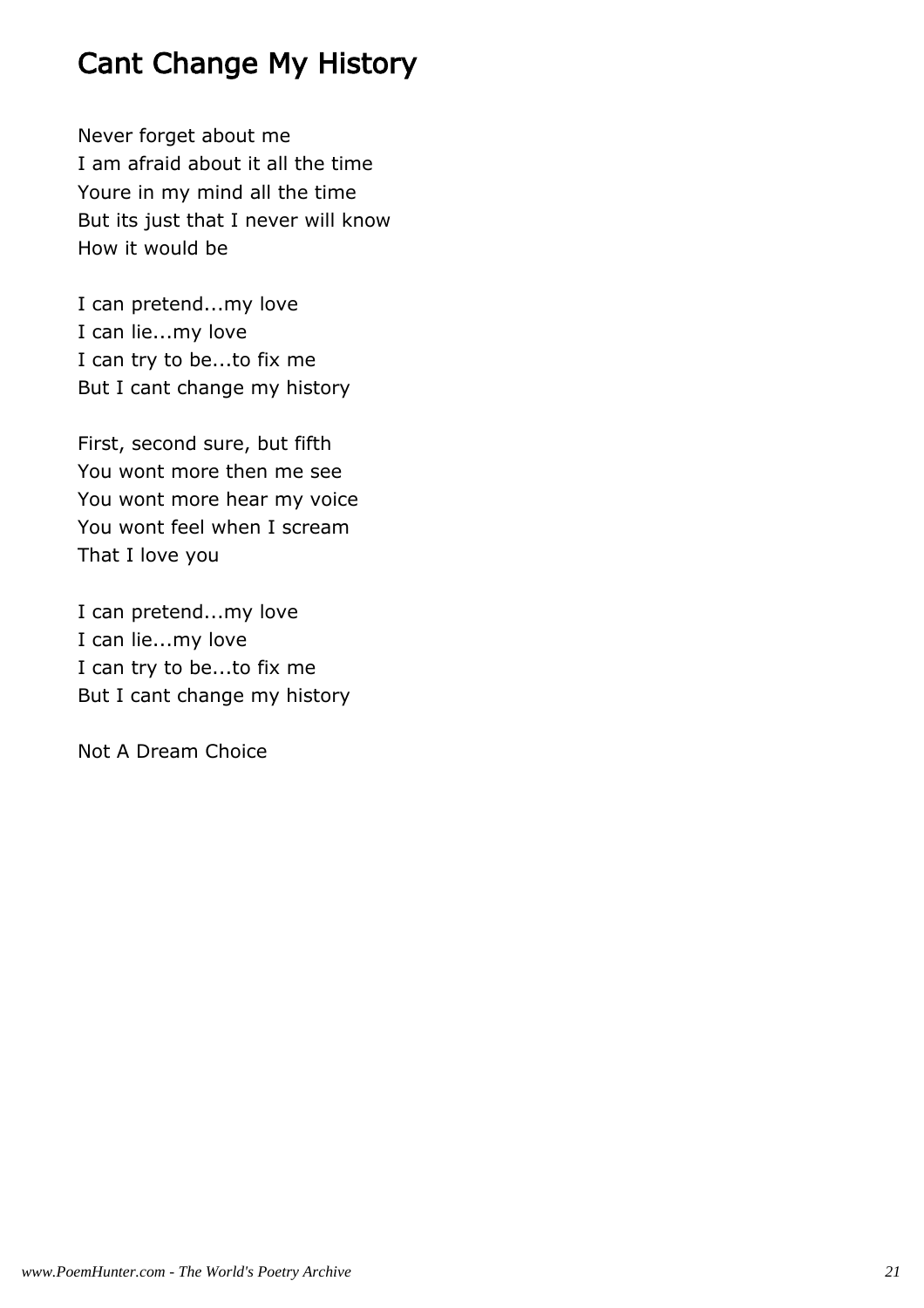# Cant Change My History

Never forget about me
I am afraid about it all the time
Youre in my mind all the time
But its just that I never will know
How it would be

I can pretend...my love
I can lie...my love
I can try to be...to fix me
But I cant change my history

First, second sure, but fifth
You wont more then me see
You wont more hear my voice
You wont feel when I scream
That I love you

I can pretend...my love
I can lie...my love
I can try to be...to fix me
But I cant change my history

Not A Dream Choice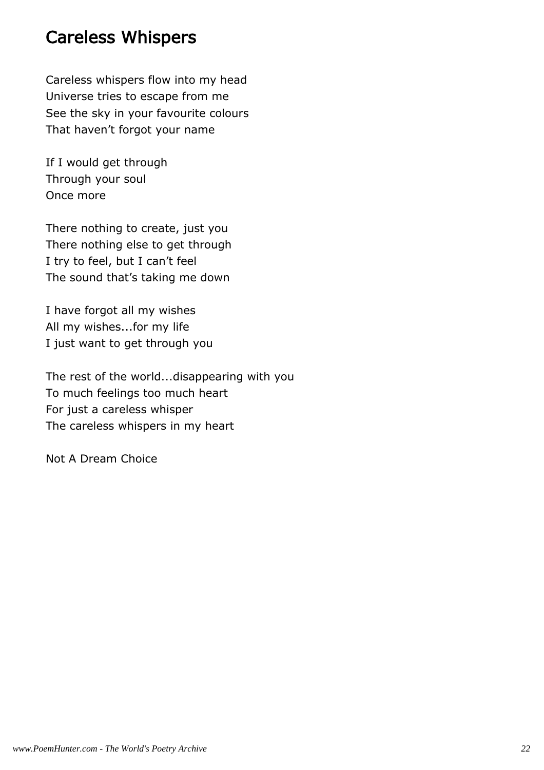## Careless Whispers

Careless whispers flow into my head  
Universe tries to escape from me  
See the sky in your favourite colours  
That haven't forgot your name

If I would get through  
Through your soul  
Once more

There nothing to create, just you  
There nothing else to get through  
I try to feel, but I can't feel  
The sound that's taking me down

I have forgot all my wishes  
All my wishes...for my life  
I just want to get through you

The rest of the world...disappearing with you  
To much feelings too much heart  
For just a careless whisper  
The careless whispers in my heart

Not A Dream Choice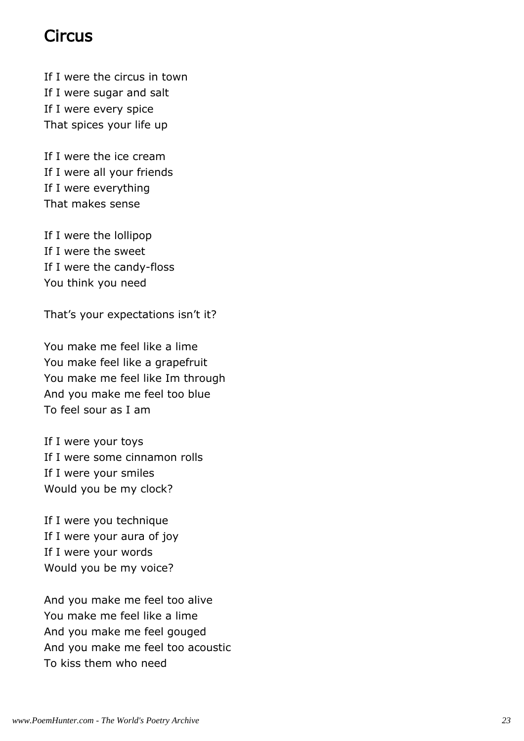## Circus

If I were the circus in town  
If I were sugar and salt  
If I were every spice  
That spices your life up

If I were the ice cream  
If I were all your friends  
If I were everything  
That makes sense

If I were the lollipop  
If I were the sweet  
If I were the candy-floss  
You think you need

That's your expectations isn't it?

You make me feel like a lime  
You make feel like a grapefruit  
You make me feel like Im through  
And you make me feel too blue  
To feel sour as I am

If I were your toys  
If I were some cinnamon rolls  
If I were your smiles  
Would you be my clock?

If I were you technique  
If I were your aura of joy  
If I were your words  
Would you be my voice?

And you make me feel too alive  
You make me feel like a lime  
And you make me feel gouged  
And you make me feel too acoustic  
To kiss them who need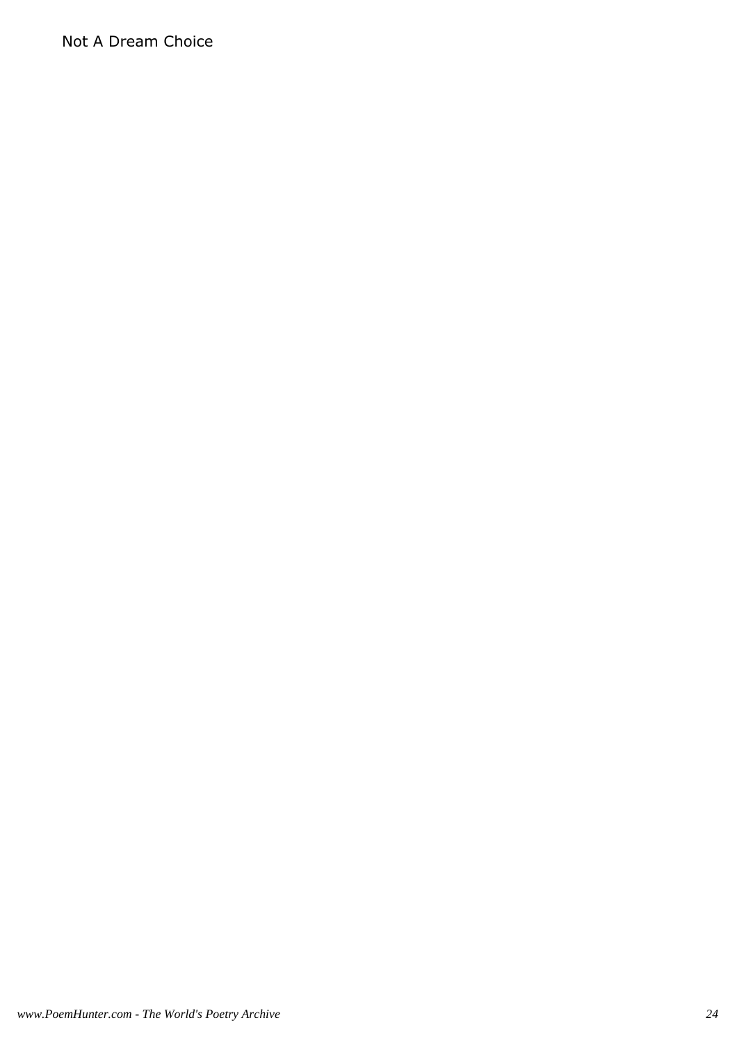Not A Dream Choice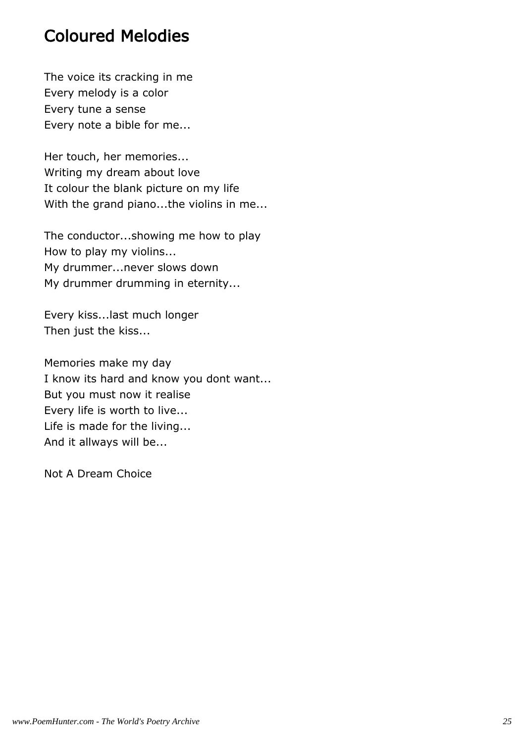# Coloured Melodies

The voice its cracking in me
Every melody is a color
Every tune a sense
Every note a bible for me...

Her touch, her memories...
Writing my dream about love
It colour the blank picture on my life
With the grand piano...the violins in me...

The conductor...showing me how to play
How to play my violins...
My drummer...never slows down
My drummer drumming in eternity...

Every kiss...last much longer
Then just the kiss...

Memories make my day
I know its hard and know you dont want...
But you must now it realise
Every life is worth to live...
Life is made for the living...
And it allways will be...

Not A Dream Choice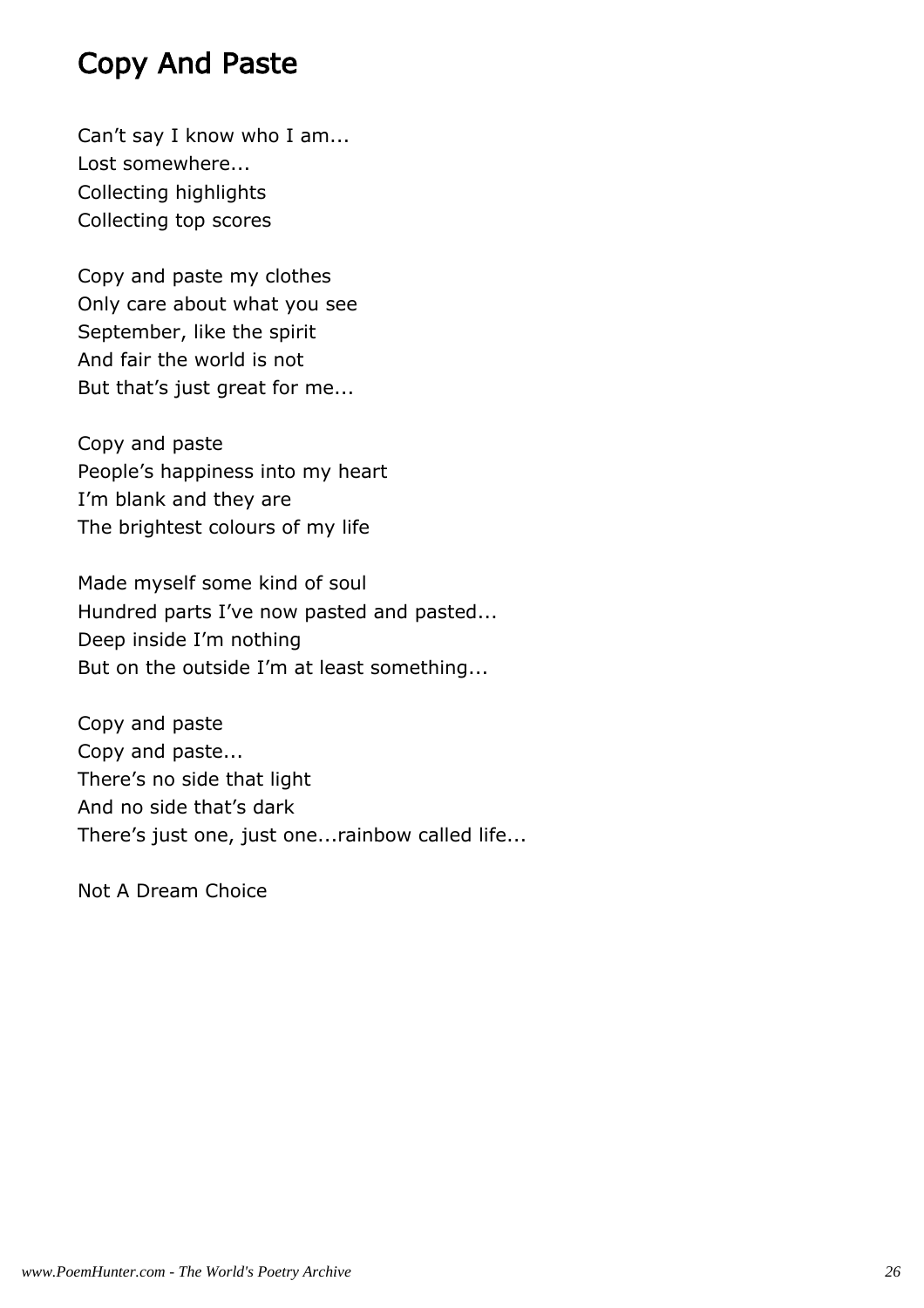## Copy And Paste

Can’t say I know who I am...
Lost somewhere...
Collecting highlights
Collecting top scores

Copy and paste my clothes
Only care about what you see
September, like the spirit
And fair the world is not
But that’s just great for me...

Copy and paste
People’s happiness into my heart
I’m blank and they are
The brightest colours of my life

Made myself some kind of soul
Hundred parts I’ve now pasted and pasted...
Deep inside I’m nothing
But on the outside I’m at least something...

Copy and paste
Copy and paste...
There’s no side that light
And no side that’s dark
There’s just one, just one...rainbow called life...

Not A Dream Choice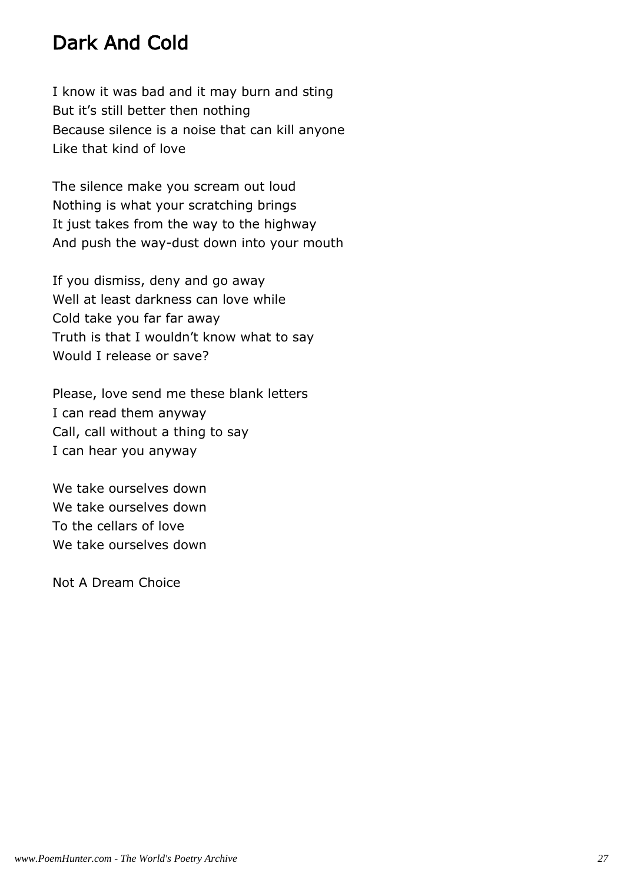## Dark And Cold

I know it was bad and it may burn and sting
But it's still better then nothing
Because silence is a noise that can kill anyone
Like that kind of love

The silence make you scream out loud
Nothing is what your scratching brings
It just takes from the way to the highway
And push the way-dust down into your mouth

If you dismiss, deny and go away
Well at least darkness can love while
Cold take you far far away
Truth is that I wouldn't know what to say
Would I release or save?

Please, love send me these blank letters
I can read them anyway
Call, call without a thing to say
I can hear you anyway

We take ourselves down
We take ourselves down
To the cellars of love
We take ourselves down

Not A Dream Choice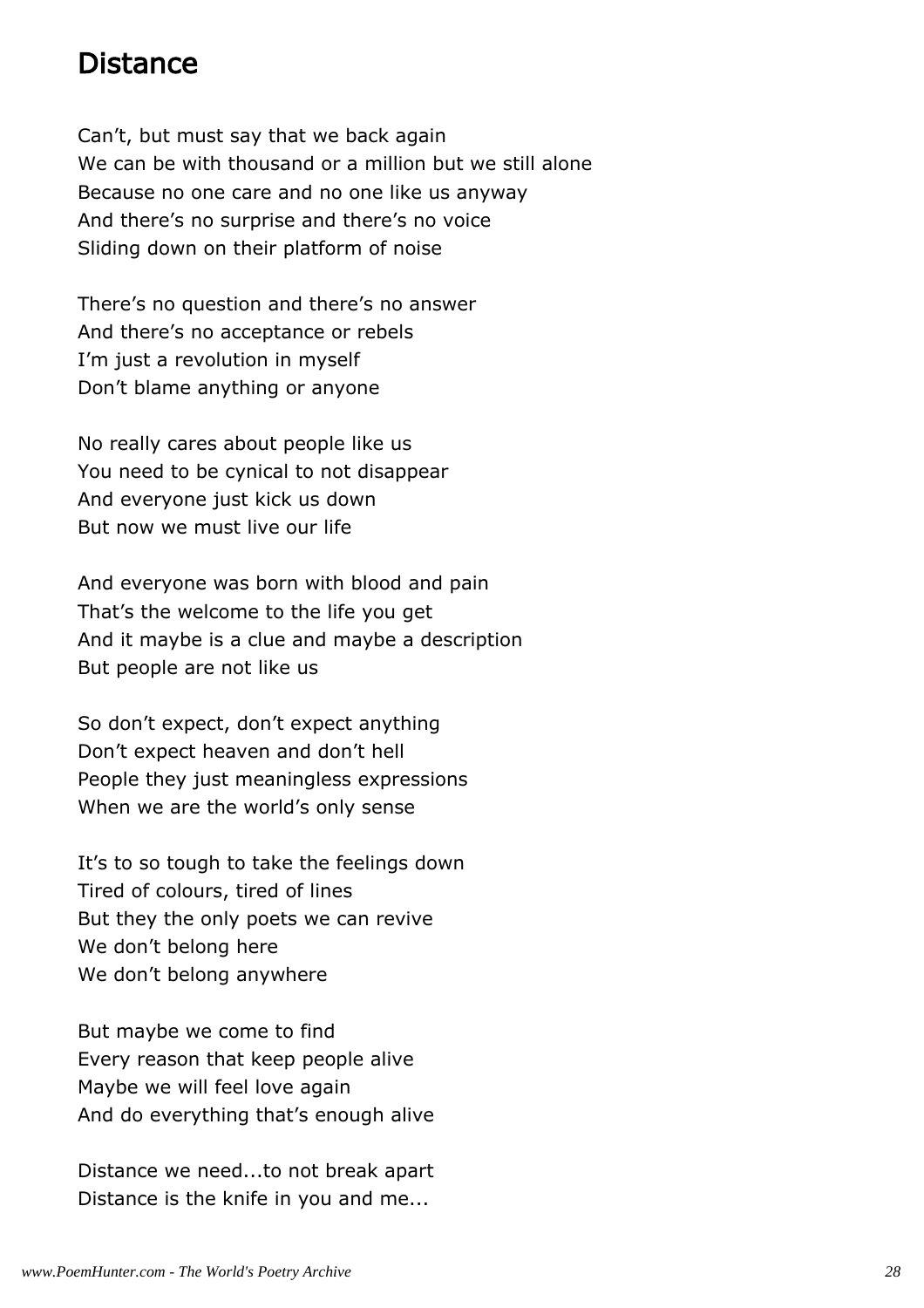## Distance

Can't, but must say that we back again
We can be with thousand or a million but we still alone
Because no one care and no one like us anyway
And there's no surprise and there's no voice
Sliding down on their platform of noise

There's no question and there's no answer
And there's no acceptance or rebels
I'm just a revolution in myself
Don't blame anything or anyone

No really cares about people like us
You need to be cynical to not disappear
And everyone just kick us down
But now we must live our life

And everyone was born with blood and pain
That's the welcome to the life you get
And it maybe is a clue and maybe a description
But people are not like us

So don't expect, don't expect anything
Don't expect heaven and don't hell
People they just meaningless expressions
When we are the world's only sense

It's to so tough to take the feelings down
Tired of colours, tired of lines
But they the only poets we can revive
We don't belong here
We don't belong anywhere

But maybe we come to find
Every reason that keep people alive
Maybe we will feel love again
And do everything that's enough alive

Distance we need...to not break apart
Distance is the knife in you and me...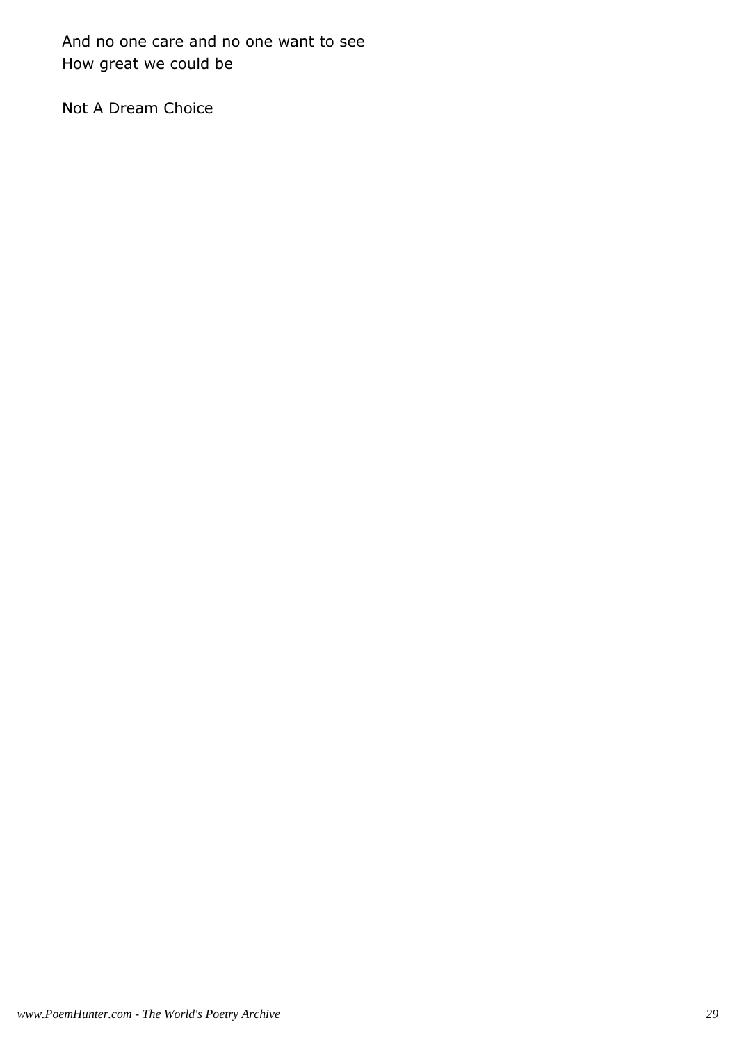And no one care and no one want to see
How great we could be

Not A Dream Choice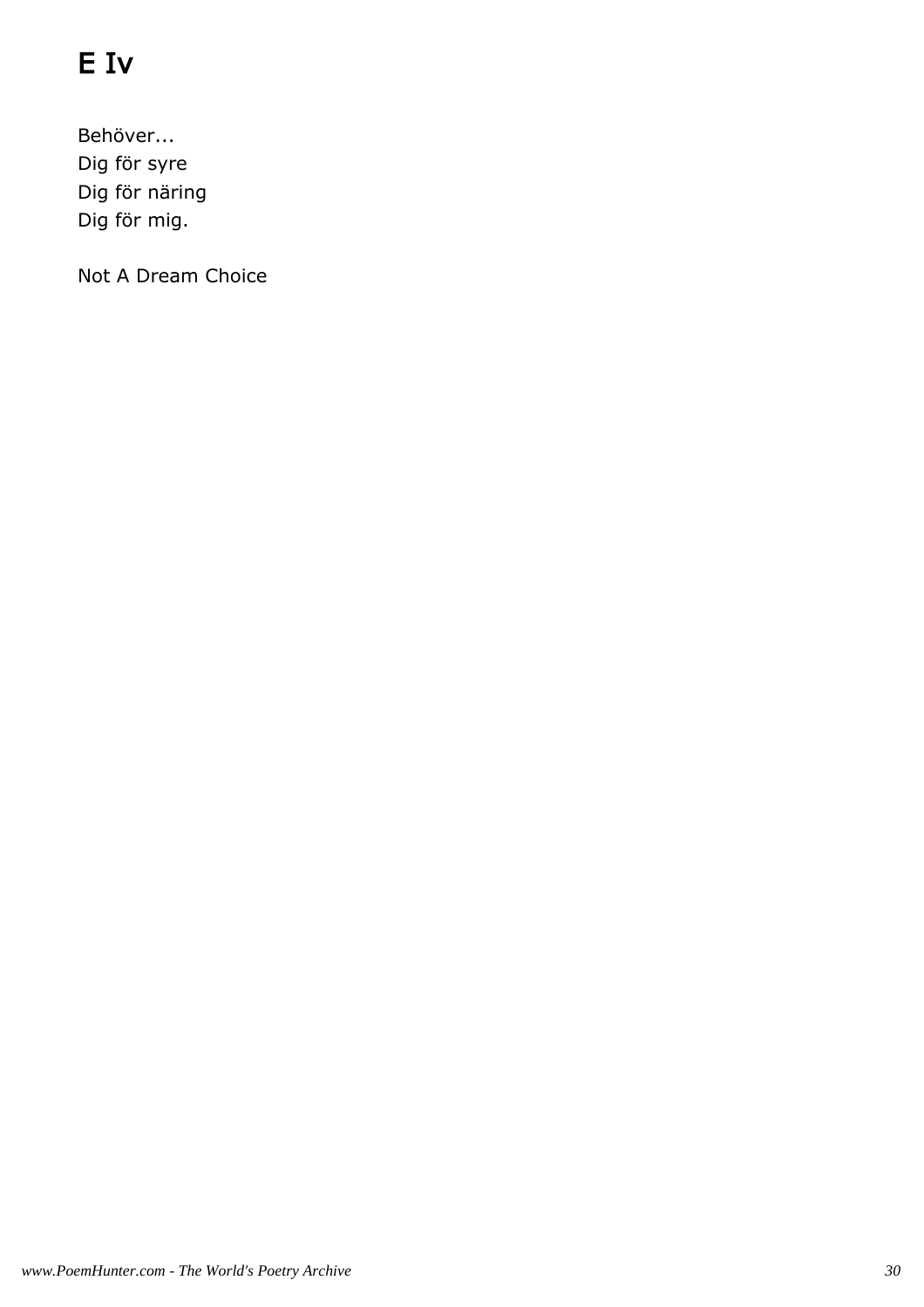# E Iv

Behöver...  
Dig för syre  
Dig för näring  
Dig för mig.

Not A Dream Choice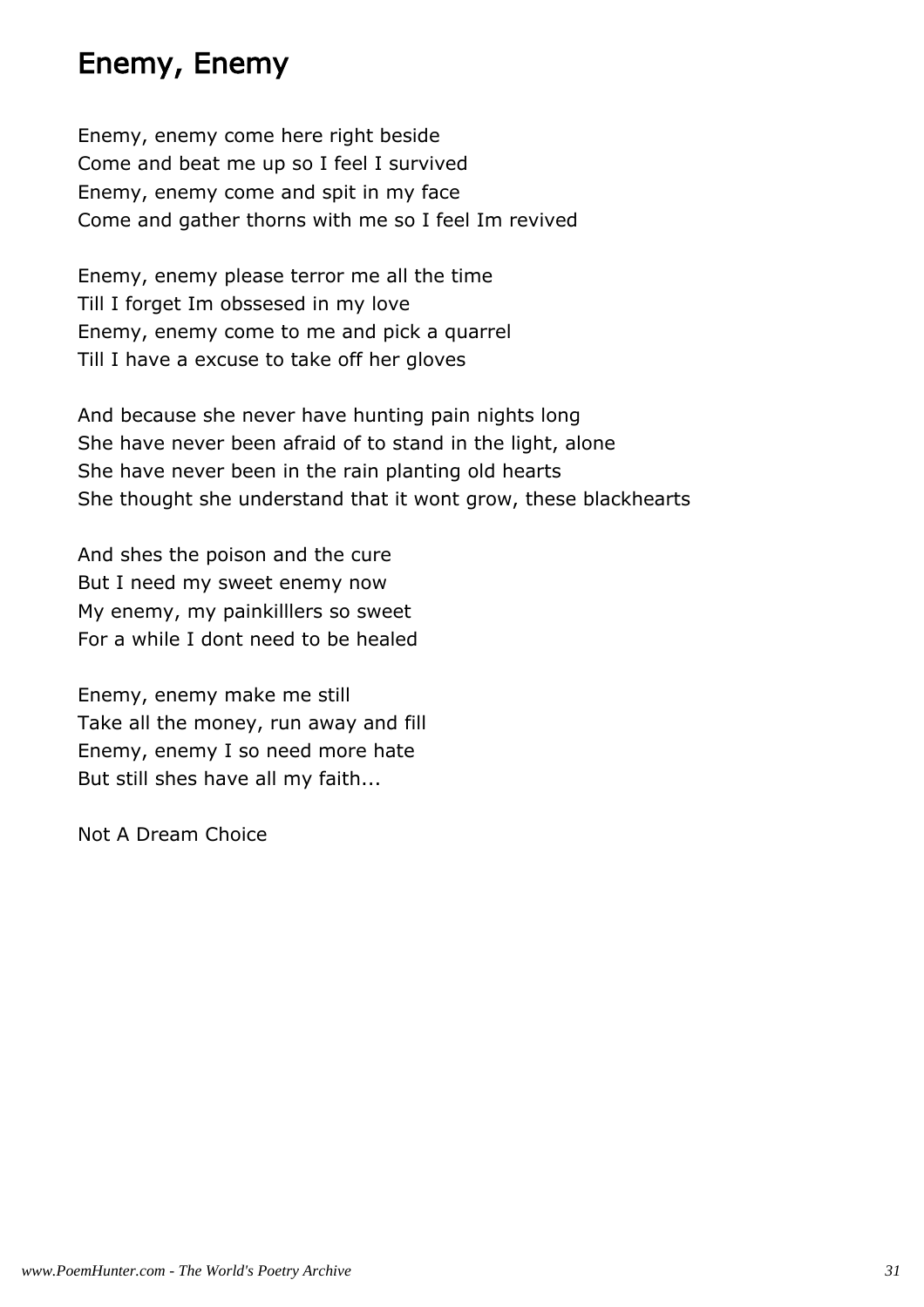# Enemy, Enemy

Enemy, enemy come here right beside
Come and beat me up so I feel I survived
Enemy, enemy come and spit in my face
Come and gather thorns with me so I feel Im revived

Enemy, enemy please terror me all the time
Till I forget Im obssesed in my love
Enemy, enemy come to me and pick a quarrel
Till I have a excuse to take off her gloves

And because she never have hunting pain nights long
She have never been afraid of to stand in the light, alone
She have never been in the rain planting old hearts
She thought she understand that it wont grow, these blackhearts

And shes the poison and the cure
But I need my sweet enemy now
My enemy, my painkilllers so sweet
For a while I dont need to be healed

Enemy, enemy make me still
Take all the money, run away and fill
Enemy, enemy I so need more hate
But still shes have all my faith...

Not A Dream Choice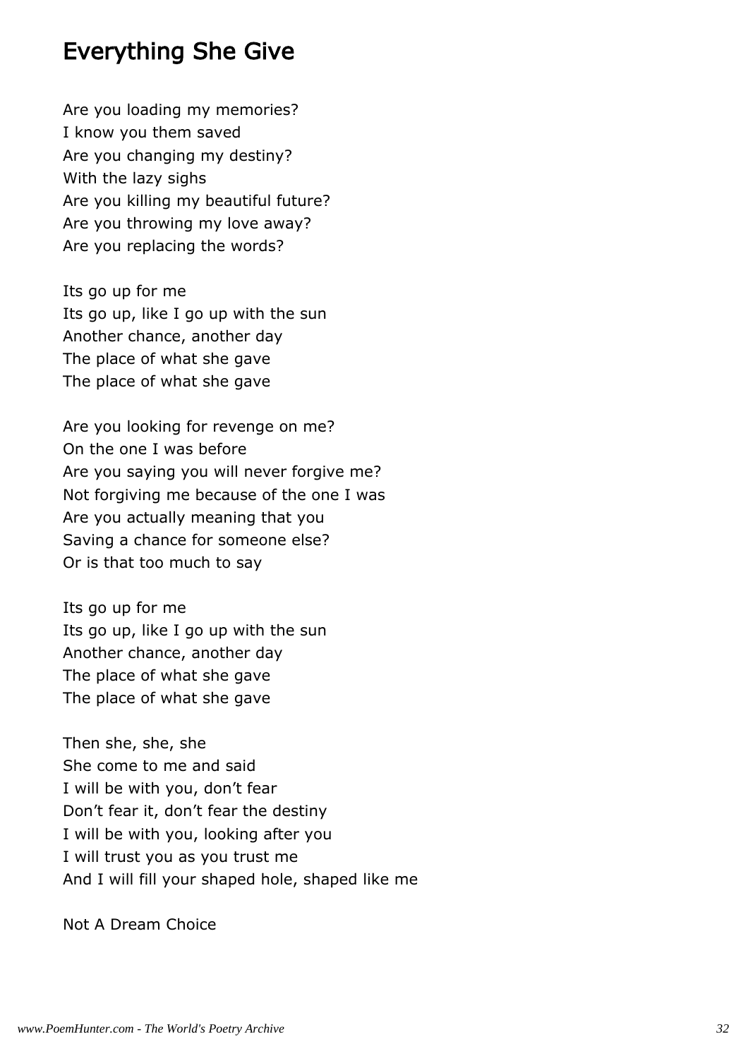# Everything She Give

Are you loading my memories?
I know you them saved
Are you changing my destiny?
With the lazy sighs
Are you killing my beautiful future?
Are you throwing my love away?
Are you replacing the words?

Its go up for me
Its go up, like I go up with the sun
Another chance, another day
The place of what she gave
The place of what she gave

Are you looking for revenge on me?
On the one I was before
Are you saying you will never forgive me?
Not forgiving me because of the one I was
Are you actually meaning that you
Saving a chance for someone else?
Or is that too much to say

Its go up for me
Its go up, like I go up with the sun
Another chance, another day
The place of what she gave
The place of what she gave

Then she, she, she
She come to me and said
I will be with you, don't fear
Don't fear it, don't fear the destiny
I will be with you, looking after you
I will trust you as you trust me
And I will fill your shaped hole, shaped like me

Not A Dream Choice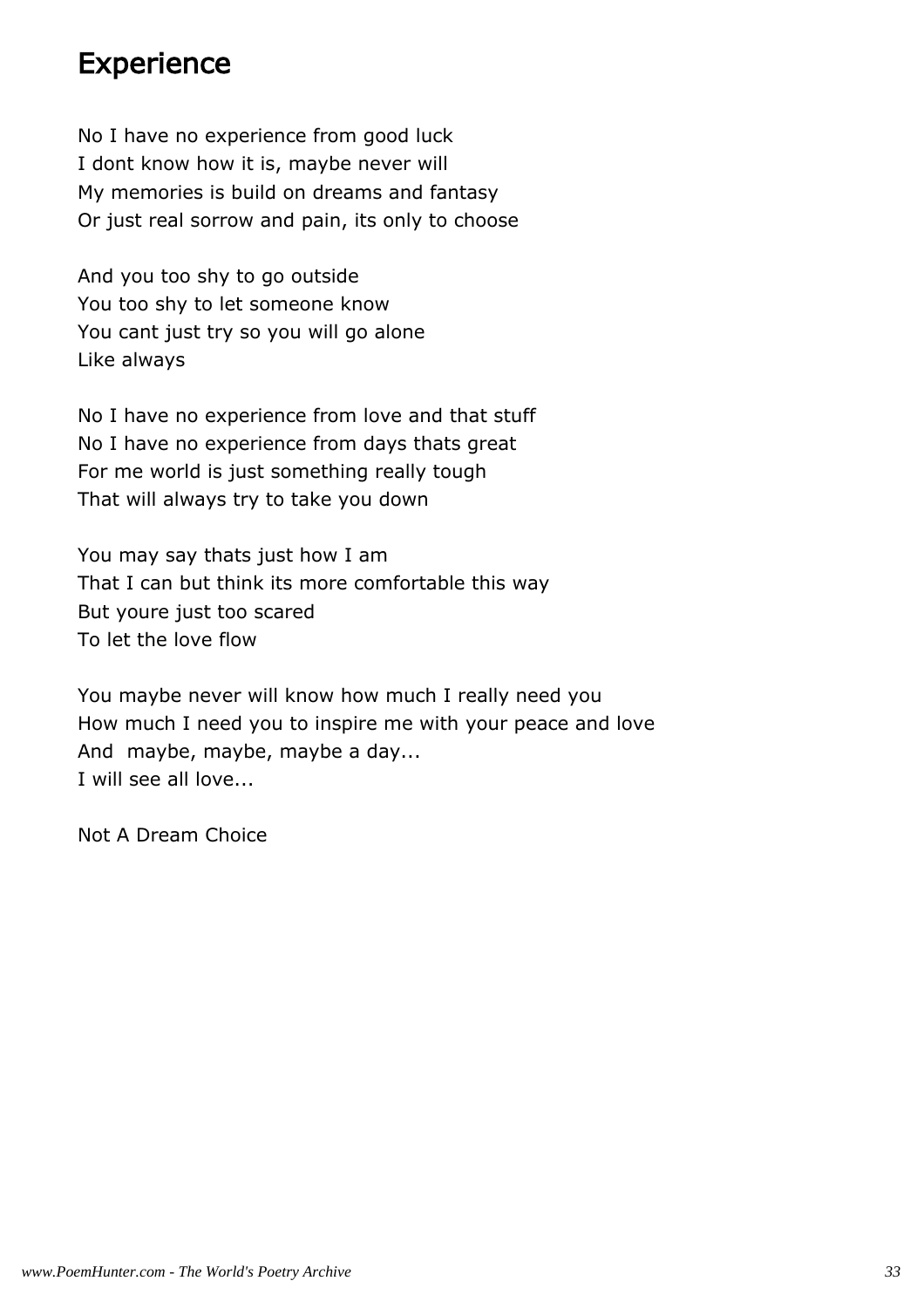# Experience

No I have no experience from good luck
I dont know how it is, maybe never will
My memories is build on dreams and fantasy
Or just real sorrow and pain, its only to choose

And you too shy to go outside
You too shy to let someone know
You cant just try so you will go alone
Like always

No I have no experience from love and that stuff
No I have no experience from days thats great
For me world is just something really tough
That will always try to take you down

You may say thats just how I am
That I can but think its more comfortable this way
But youre just too scared
To let the love flow

You maybe never will know how much I really need you
How much I need you to inspire me with your peace and love
And maybe, maybe, maybe a day...
I will see all love...

Not A Dream Choice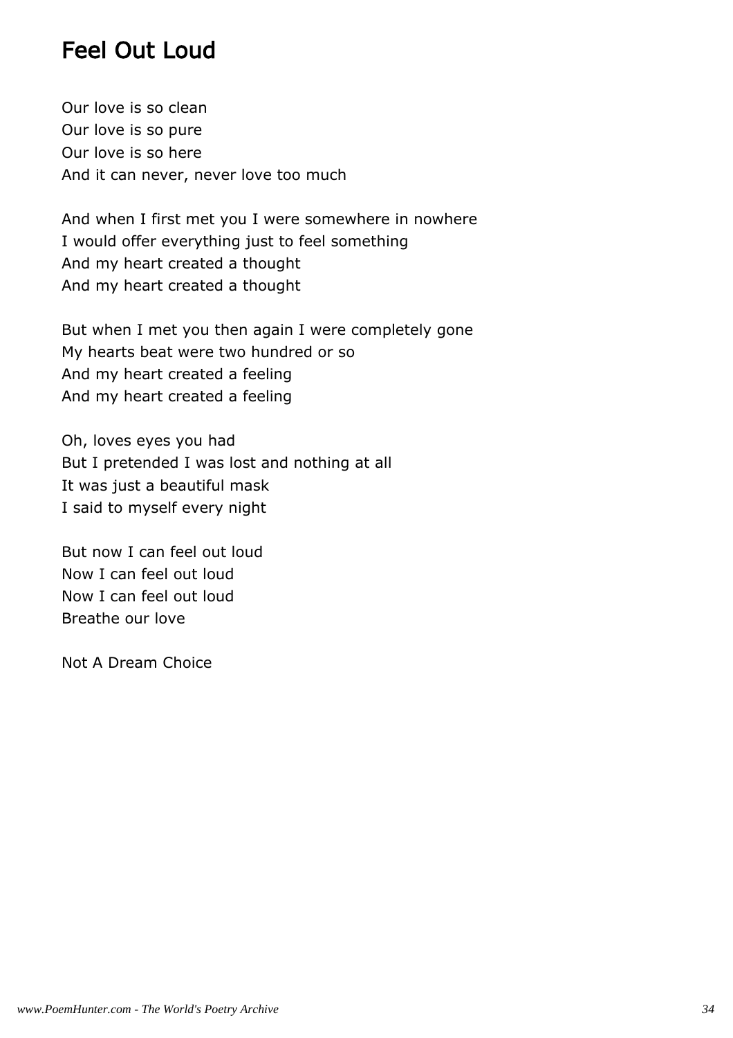# Feel Out Loud

Our love is so clean
Our love is so pure
Our love is so here
And it can never, never love too much

And when I first met you I were somewhere in nowhere
I would offer everything just to feel something
And my heart created a thought
And my heart created a thought

But when I met you then again I were completely gone
My hearts beat were two hundred or so
And my heart created a feeling
And my heart created a feeling

Oh, loves eyes you had
But I pretended I was lost and nothing at all
It was just a beautiful mask
I said to myself every night

But now I can feel out loud
Now I can feel out loud
Now I can feel out loud
Breathe our love

Not A Dream Choice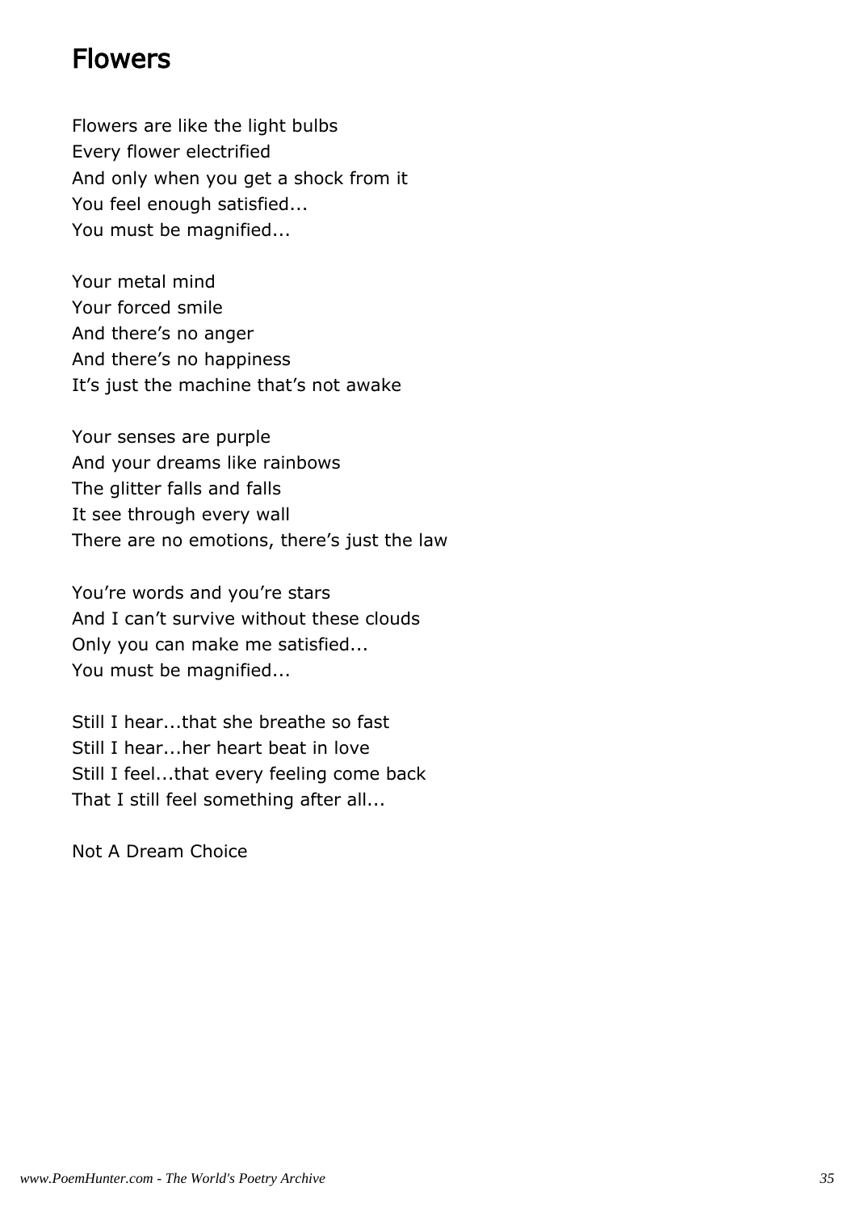# Flowers

Flowers are like the light bulbs
Every flower electrified
And only when you get a shock from it
You feel enough satisfied...
You must be magnified...

Your metal mind
Your forced smile
And there's no anger
And there's no happiness
It's just the machine that's not awake

Your senses are purple
And your dreams like rainbows
The glitter falls and falls
It see through every wall
There are no emotions, there's just the law

You're words and you're stars
And I can't survive without these clouds
Only you can make me satisfied...
You must be magnified...

Still I hear...that she breathe so fast
Still I hear...her heart beat in love
Still I feel...that every feeling come back
That I still feel something after all...

Not A Dream Choice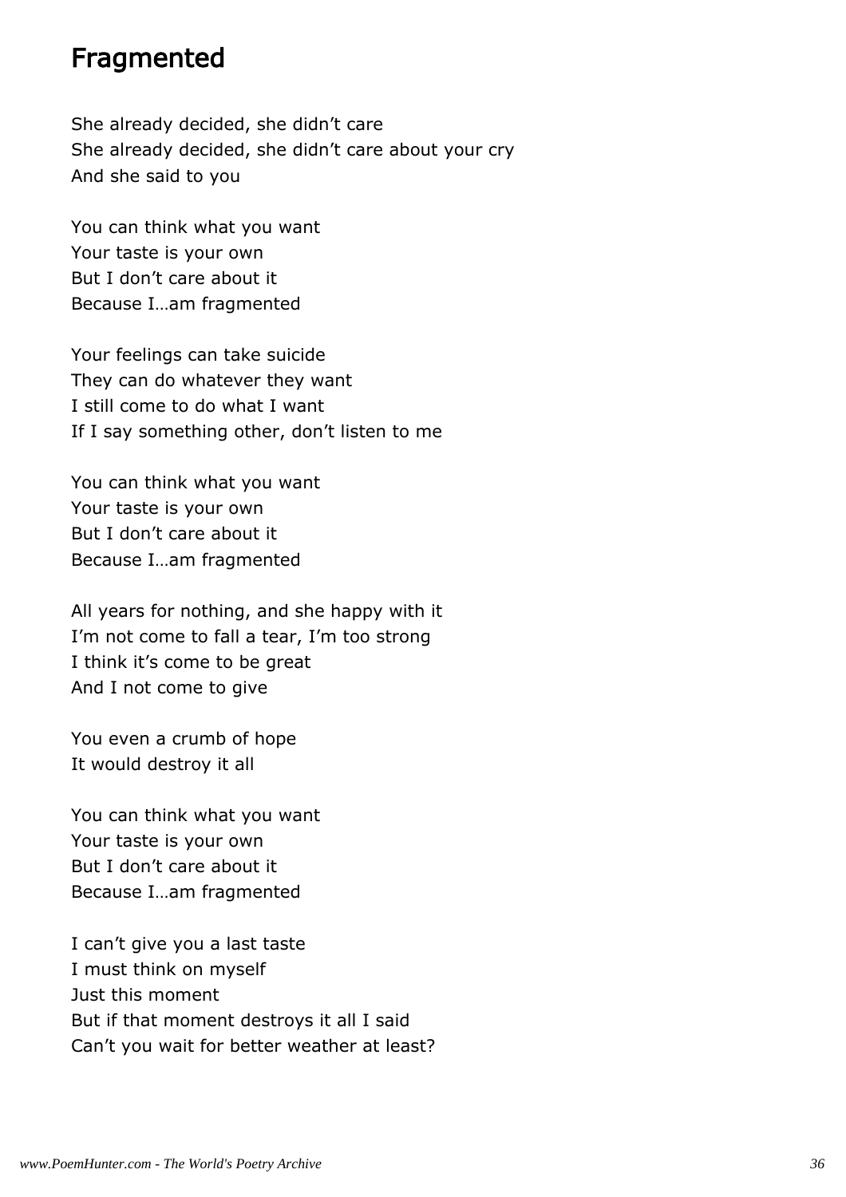# Fragmented

She already decided, she didn't care
She already decided, she didn't care about your cry
And she said to you

You can think what you want
Your taste is your own
But I don't care about it
Because I…am fragmented

Your feelings can take suicide
They can do whatever they want
I still come to do what I want
If I say something other, don't listen to me

You can think what you want
Your taste is your own
But I don't care about it
Because I…am fragmented

All years for nothing, and she happy with it
I'm not come to fall a tear, I'm too strong
I think it's come to be great
And I not come to give

You even a crumb of hope
It would destroy it all

You can think what you want
Your taste is your own
But I don't care about it
Because I…am fragmented

I can't give you a last taste
I must think on myself
Just this moment
But if that moment destroys it all I said
Can't you wait for better weather at least?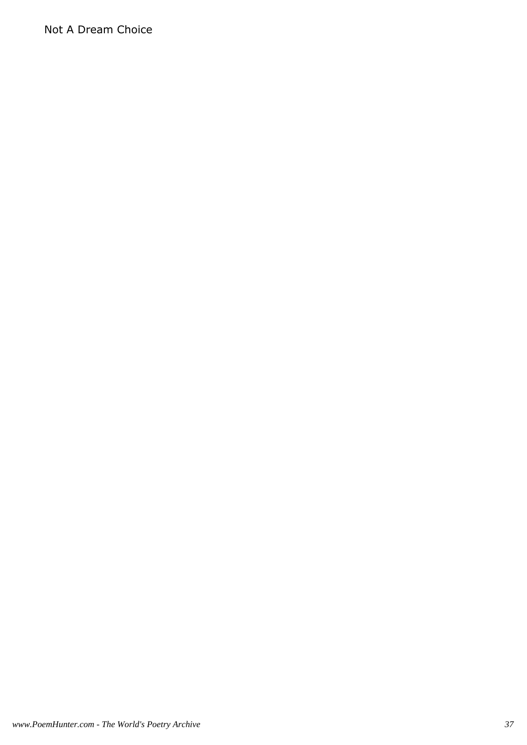Not A Dream Choice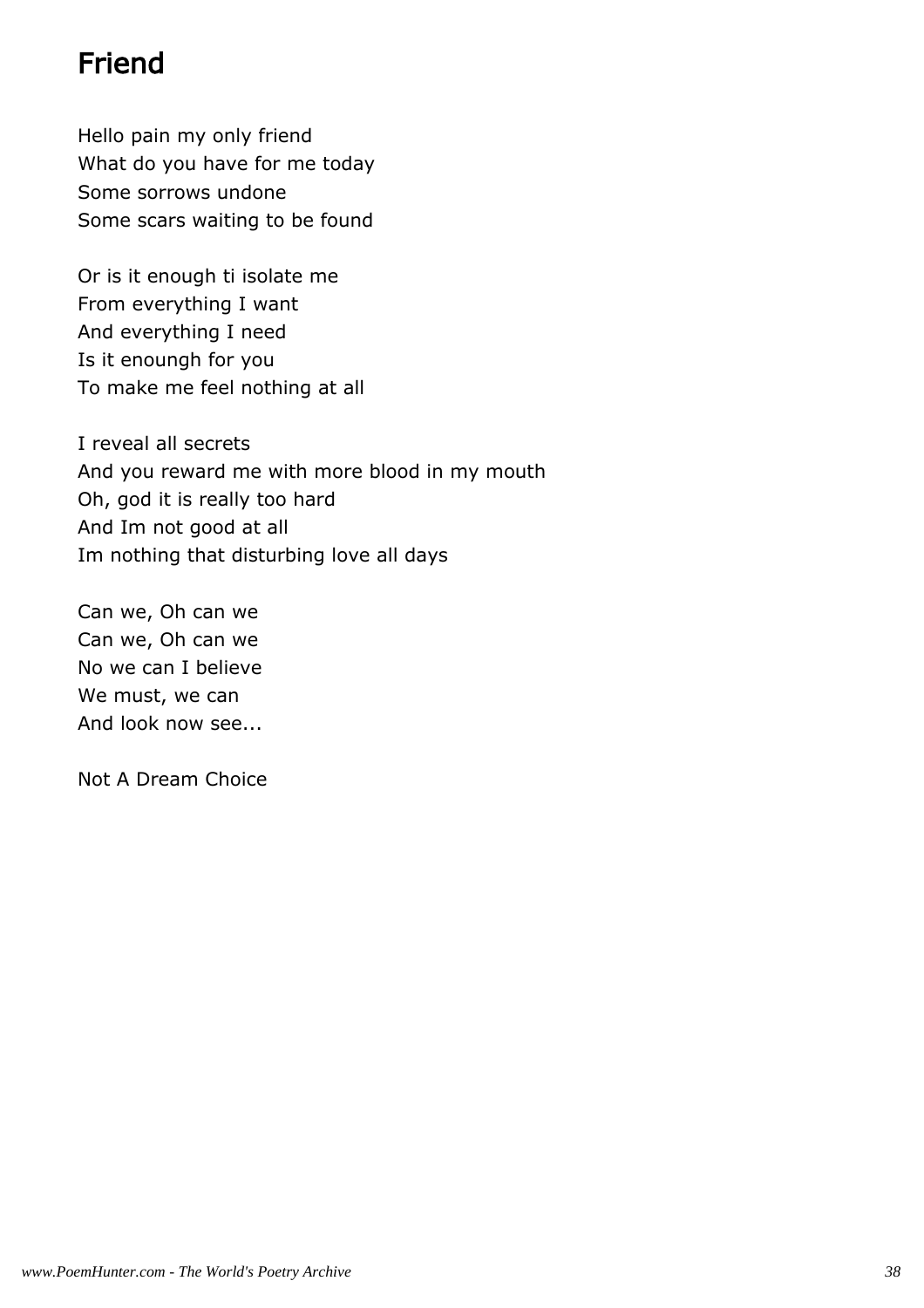# Friend

Hello pain my only friend  
What do you have for me today  
Some sorrows undone  
Some scars waiting to be found

Or is it enough ti isolate me  
From everything I want  
And everything I need  
Is it enoungh for you  
To make me feel nothing at all

I reveal all secrets  
And you reward me with more blood in my mouth  
Oh, god it is really too hard  
And Im not good at all  
Im nothing that disturbing love all days

Can we, Oh can we  
Can we, Oh can we  
No we can I believe  
We must, we can  
And look now see...

Not A Dream Choice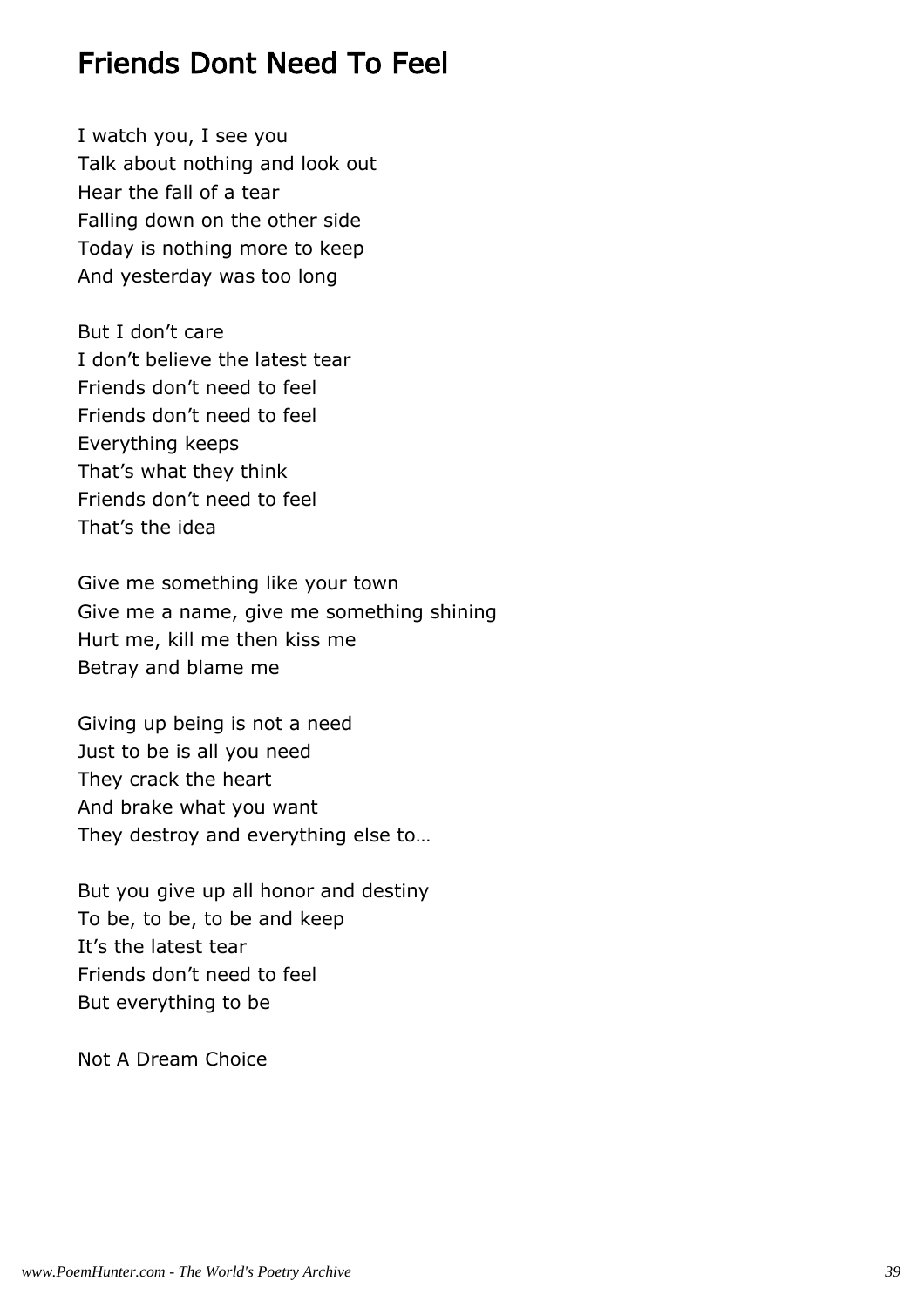# Friends Dont Need To Feel

I watch you, I see you  
Talk about nothing and look out  
Hear the fall of a tear  
Falling down on the other side  
Today is nothing more to keep  
And yesterday was too long

But I don’t care  
I don’t believe the latest tear  
Friends don’t need to feel  
Friends don’t need to feel  
Everything keeps  
That’s what they think  
Friends don’t need to feel  
That’s the idea

Give me something like your town  
Give me a name, give me something shining  
Hurt me, kill me then kiss me  
Betray and blame me

Giving up being is not a need  
Just to be is all you need  
They crack the heart  
And brake what you want  
They destroy and everything else to…

But you give up all honor and destiny  
To be, to be, to be and keep  
It’s the latest tear  
Friends don’t need to feel  
But everything to be

Not A Dream Choice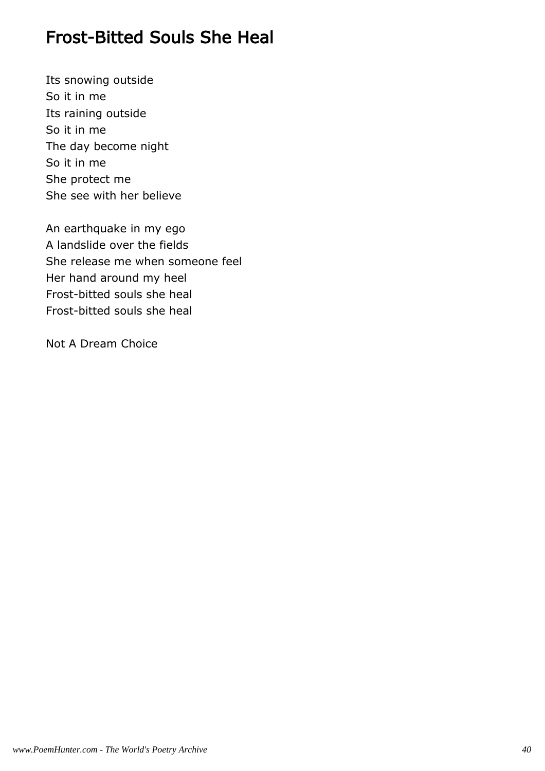# Frost-Bitted Souls She Heal

Its snowing outside  
So it in me  
Its raining outside  
So it in me  
The day become night  
So it in me  
She protect me  
She see with her believe

An earthquake in my ego  
A landslide over the fields  
She release me when someone feel  
Her hand around my heel  
Frost-bitted souls she heal  
Frost-bitted souls she heal

Not A Dream Choice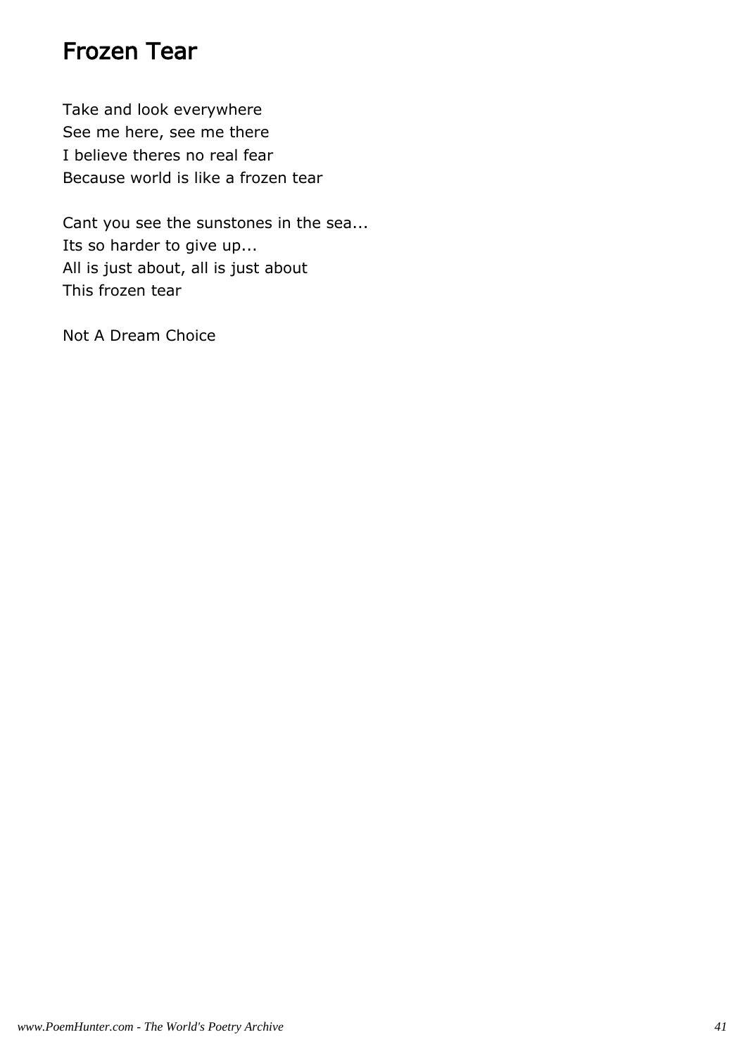# Frozen Tear

Take and look everywhere
See me here, see me there
I believe theres no real fear
Because world is like a frozen tear

Cant you see the sunstones in the sea...
Its so harder to give up...
All is just about, all is just about
This frozen tear

Not A Dream Choice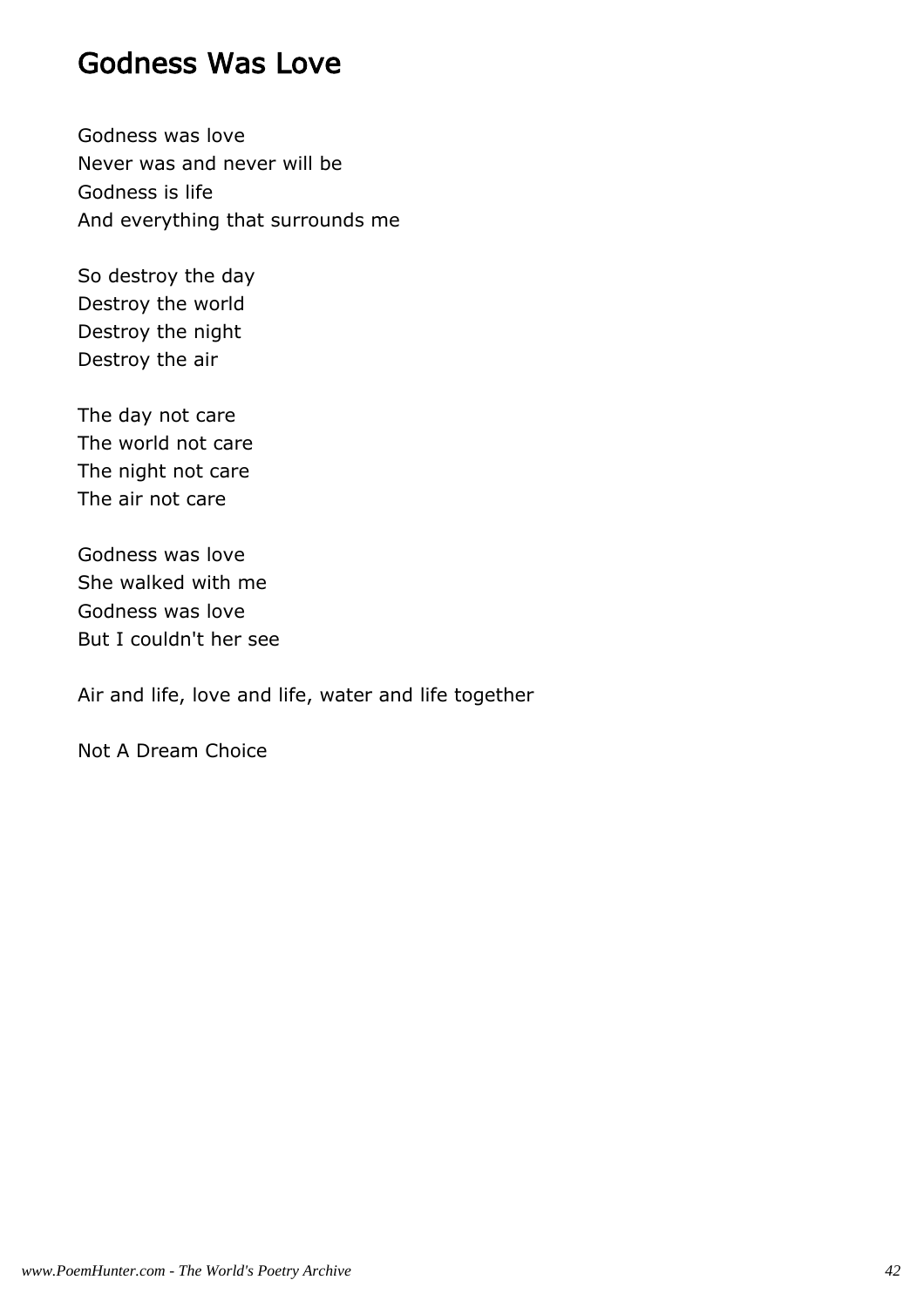## Godness Was Love

Godness was love
Never was and never will be
Godness is life
And everything that surrounds me

So destroy the day
Destroy the world
Destroy the night
Destroy the air

The day not care
The world not care
The night not care
The air not care

Godness was love
She walked with me
Godness was love
But I couldn't her see

Air and life, love and life, water and life together

Not A Dream Choice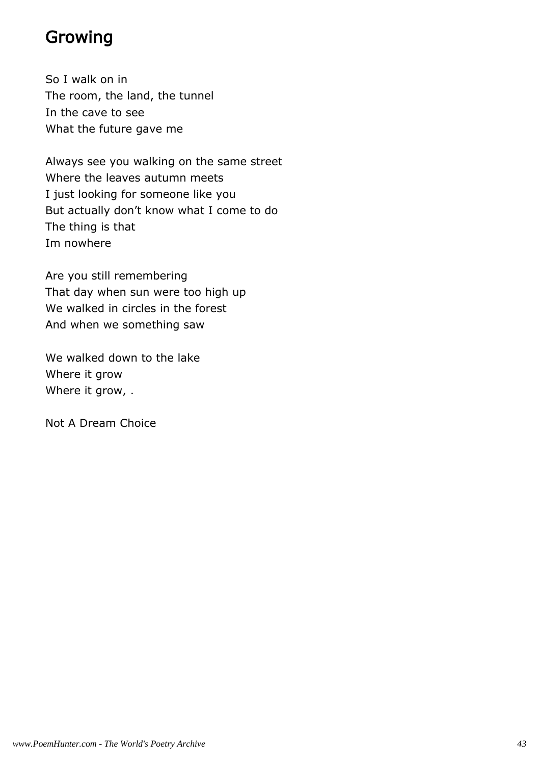## Growing

So I walk on in
The room, the land, the tunnel
In the cave to see
What the future gave me

Always see you walking on the same street
Where the leaves autumn meets
I just looking for someone like you
But actually don't know what I come to do
The thing is that
Im nowhere

Are you still remembering
That day when sun were too high up
We walked in circles in the forest
And when we something saw

We walked down to the lake
Where it grow
Where it grow, .

Not A Dream Choice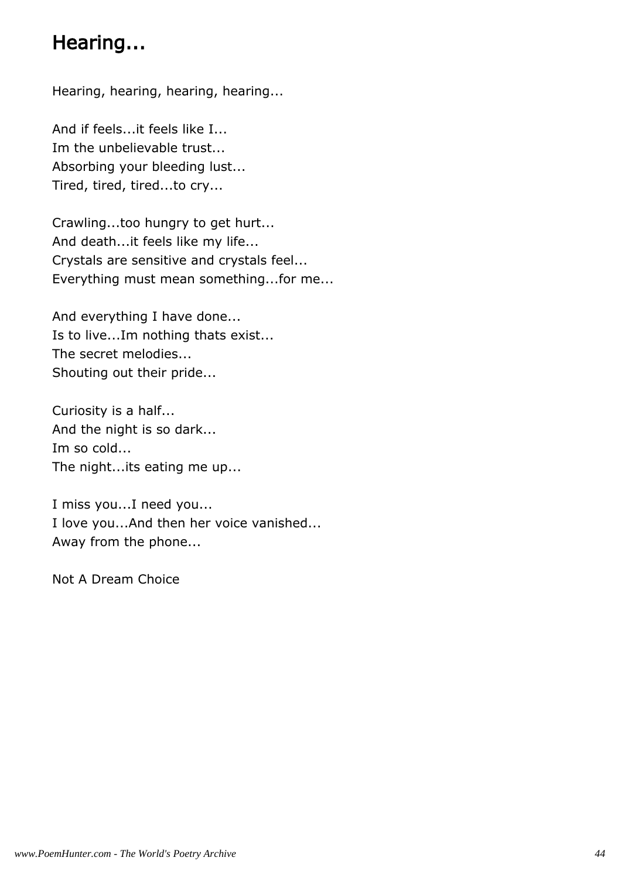## Hearing...

Hearing, hearing, hearing, hearing...

And if feels...it feels like I...
Im the unbelievable trust...
Absorbing your bleeding lust...
Tired, tired, tired...to cry...

Crawling...too hungry to get hurt...
And death...it feels like my life...
Crystals are sensitive and crystals feel...
Everything must mean something...for me...

And everything I have done...
Is to live...Im nothing thats exist...
The secret melodies...
Shouting out their pride...

Curiosity is a half...
And the night is so dark...
Im so cold...
The night...its eating me up...

I miss you...I need you...
I love you...And then her voice vanished...
Away from the phone...

Not A Dream Choice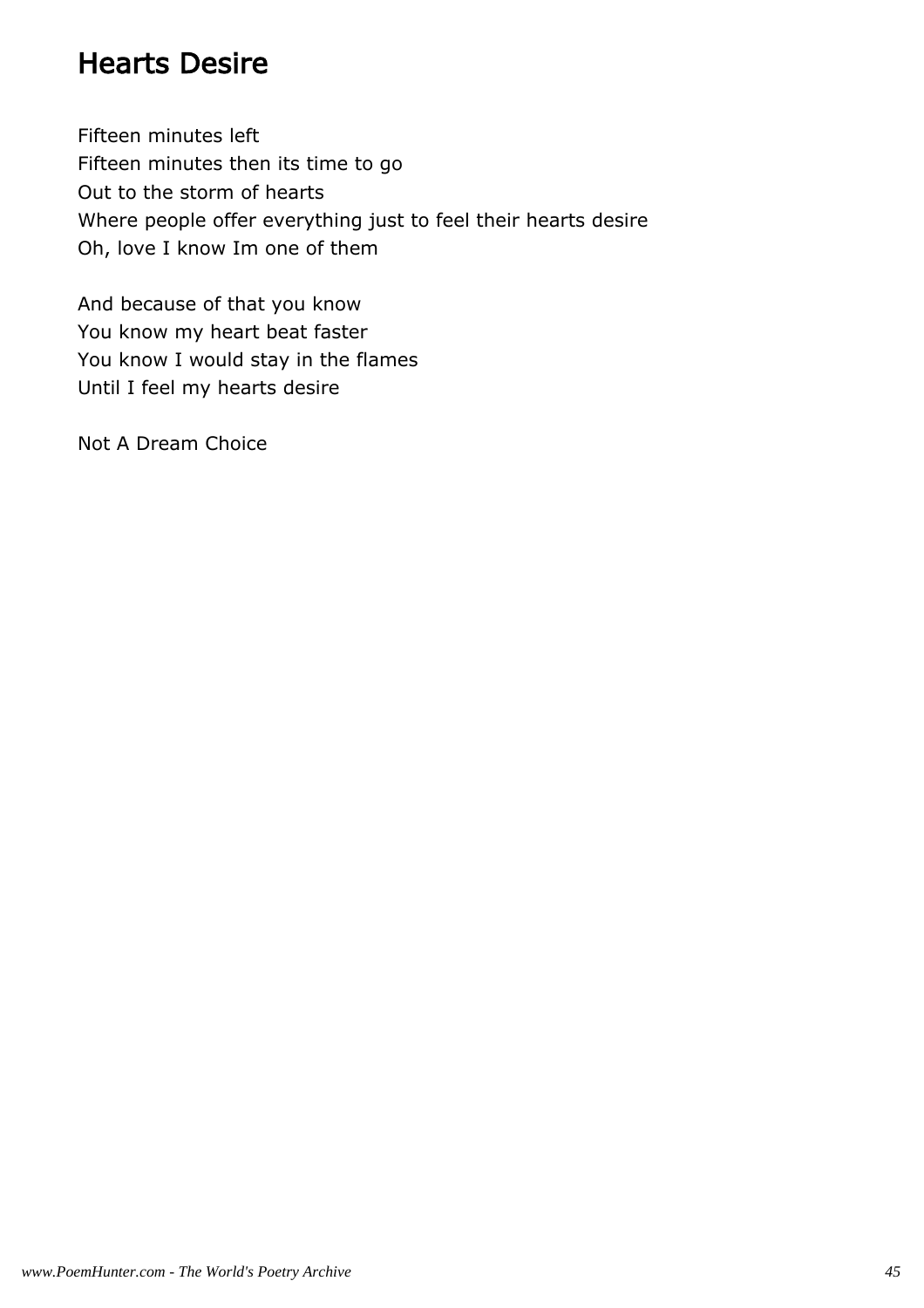# Hearts Desire

Fifteen minutes left
Fifteen minutes then its time to go
Out to the storm of hearts
Where people offer everything just to feel their hearts desire
Oh, love I know Im one of them

And because of that you know
You know my heart beat faster
You know I would stay in the flames
Until I feel my hearts desire

Not A Dream Choice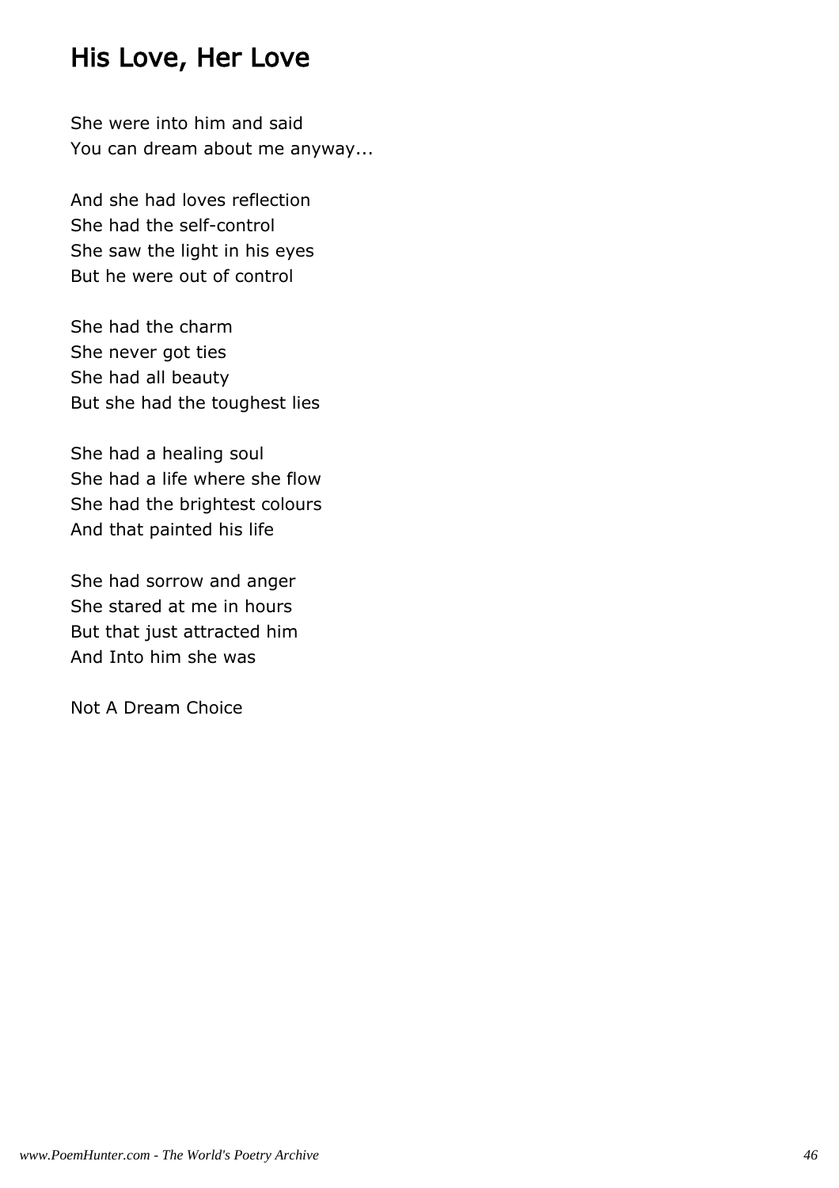## His Love, Her Love

She were into him and said
You can dream about me anyway...

And she had loves reflection
She had the self-control
She saw the light in his eyes
But he were out of control

She had the charm
She never got ties
She had all beauty
But she had the toughest lies

She had a healing soul
She had a life where she flow
She had the brightest colours
And that painted his life

She had sorrow and anger
She stared at me in hours
But that just attracted him
And Into him she was

Not A Dream Choice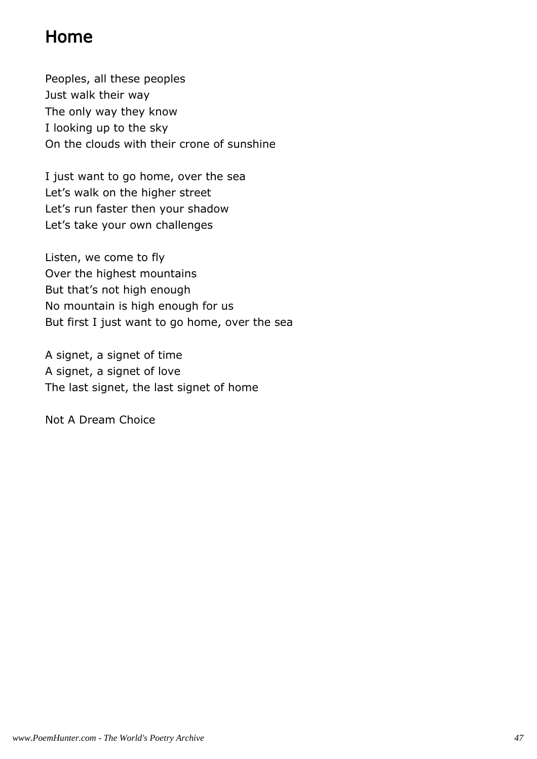# Home

Peoples, all these peoples
Just walk their way
The only way they know
I looking up to the sky
On the clouds with their crone of sunshine

I just want to go home, over the sea
Let’s walk on the higher street
Let’s run faster then your shadow
Let’s take your own challenges

Listen, we come to fly
Over the highest mountains
But that’s not high enough
No mountain is high enough for us
But first I just want to go home, over the sea

A signet, a signet of time
A signet, a signet of love
The last signet, the last signet of home

Not A Dream Choice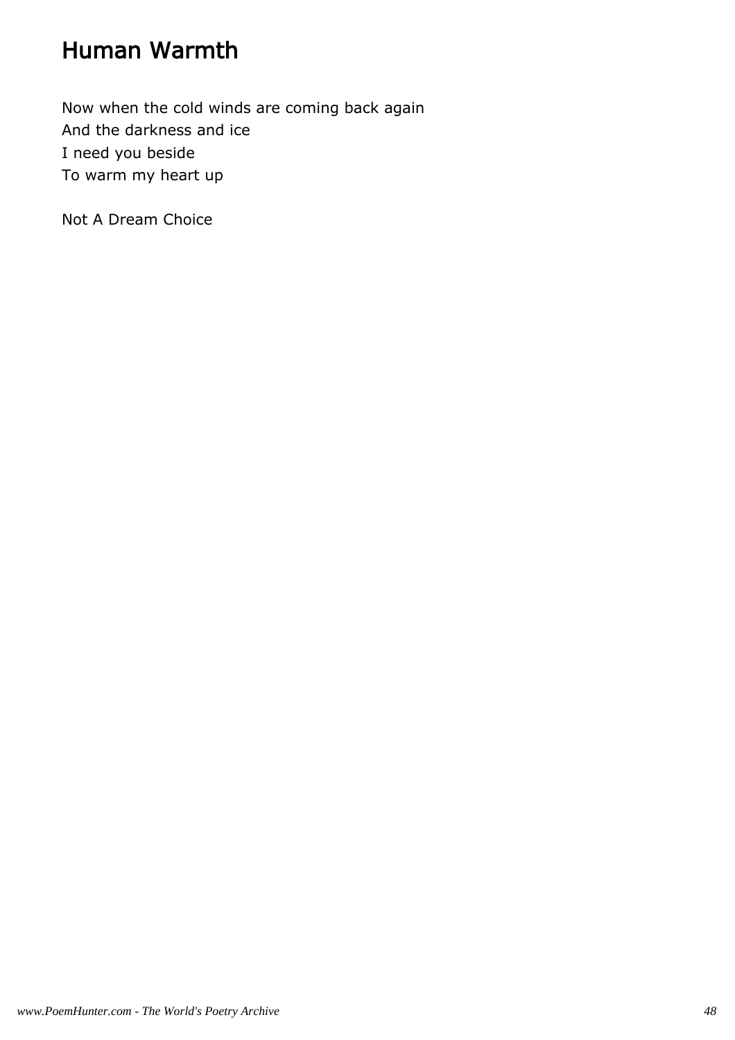# Human Warmth

Now when the cold winds are coming back again
And the darkness and ice
I need you beside
To warm my heart up

Not A Dream Choice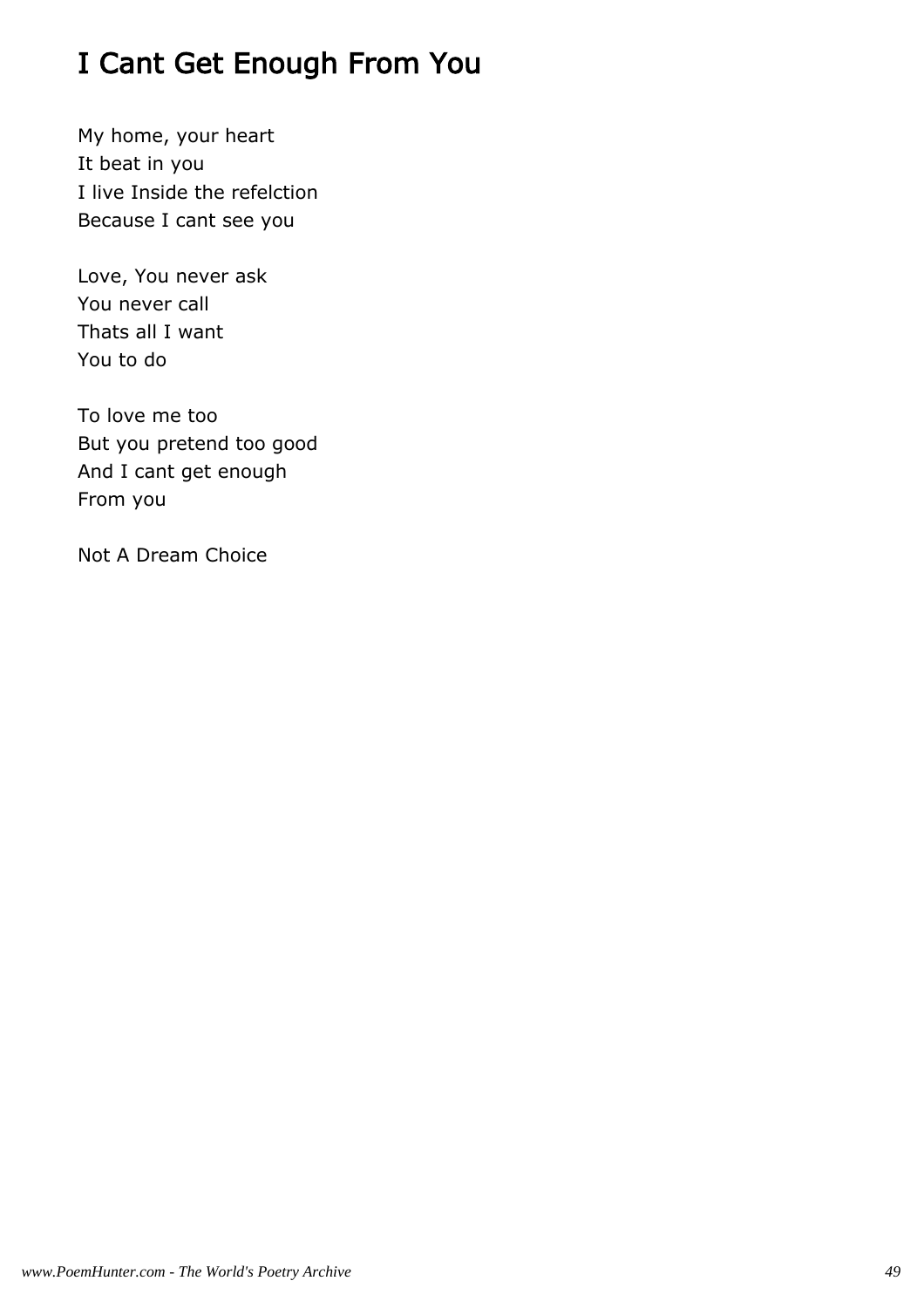# I Cant Get Enough From You

My home, your heart
It beat in you
I live Inside the refelction
Because I cant see you

Love, You never ask
You never call
Thats all I want
You to do

To love me too
But you pretend too good
And I cant get enough
From you

Not A Dream Choice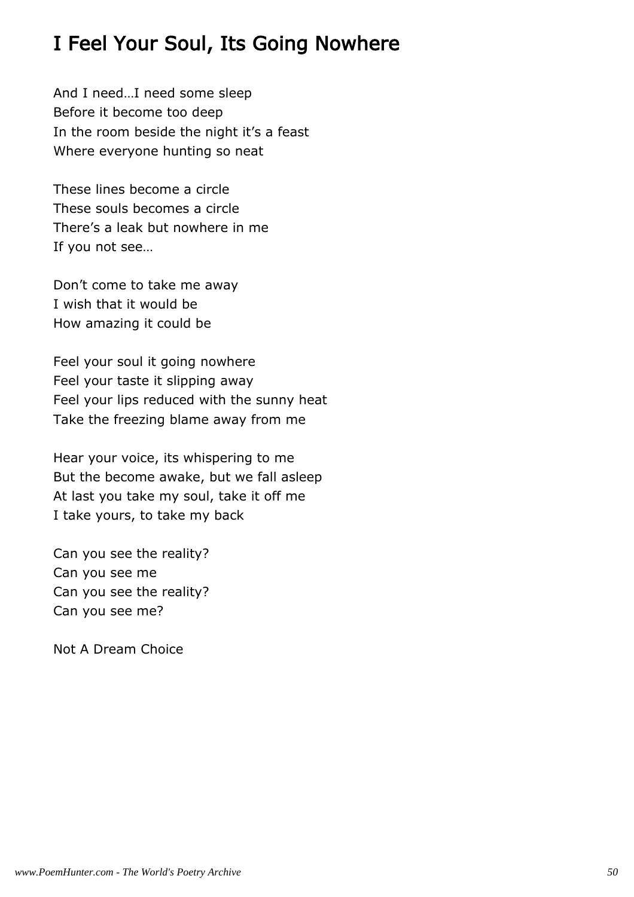## I Feel Your Soul, Its Going Nowhere

And I need…I need some sleep
Before it become too deep
In the room beside the night it's a feast
Where everyone hunting so neat

These lines become a circle
These souls becomes a circle
There's a leak but nowhere in me
If you not see…

Don't come to take me away
I wish that it would be
How amazing it could be

Feel your soul it going nowhere
Feel your taste it slipping away
Feel your lips reduced with the sunny heat
Take the freezing blame away from me

Hear your voice, its whispering to me
But the become awake, but we fall asleep
At last you take my soul, take it off me
I take yours, to take my back

Can you see the reality?
Can you see me
Can you see the reality?
Can you see me?

Not A Dream Choice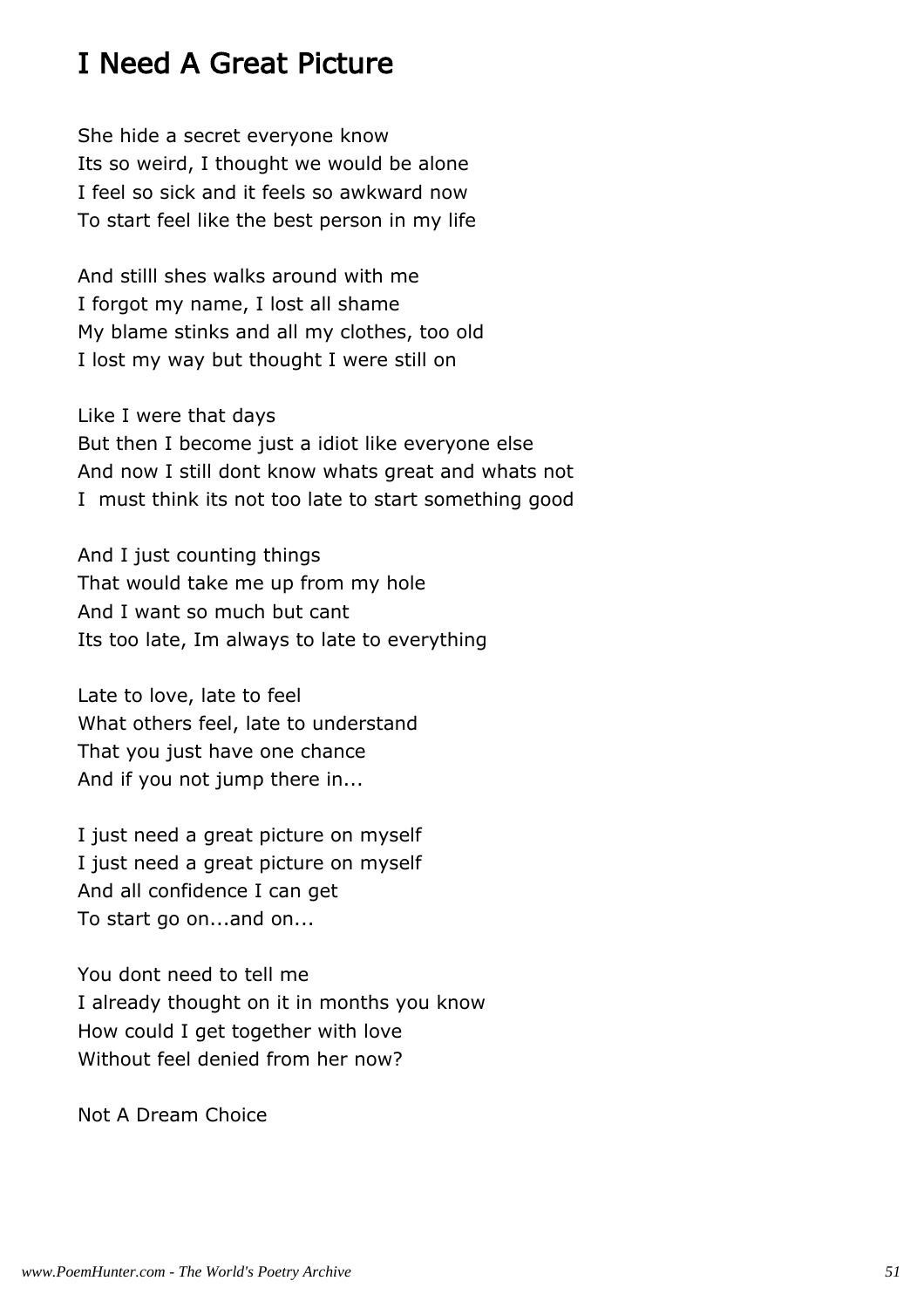# I Need A Great Picture

She hide a secret everyone know
Its so weird, I thought we would be alone
I feel so sick and it feels so awkward now
To start feel like the best person in my life

And stilll shes walks around with me
I forgot my name, I lost all shame
My blame stinks and all my clothes, too old
I lost my way but thought I were still on

Like I were that days
But then I become just a idiot like everyone else
And now I still dont know whats great and whats not
I  must think its not too late to start something good

And I just counting things
That would take me up from my hole
And I want so much but cant
Its too late, Im always to late to everything

Late to love, late to feel
What others feel, late to understand
That you just have one chance
And if you not jump there in...

I just need a great picture on myself
I just need a great picture on myself
And all confidence I can get
To start go on...and on...

You dont need to tell me
I already thought on it in months you know
How could I get together with love
Without feel denied from her now?

Not A Dream Choice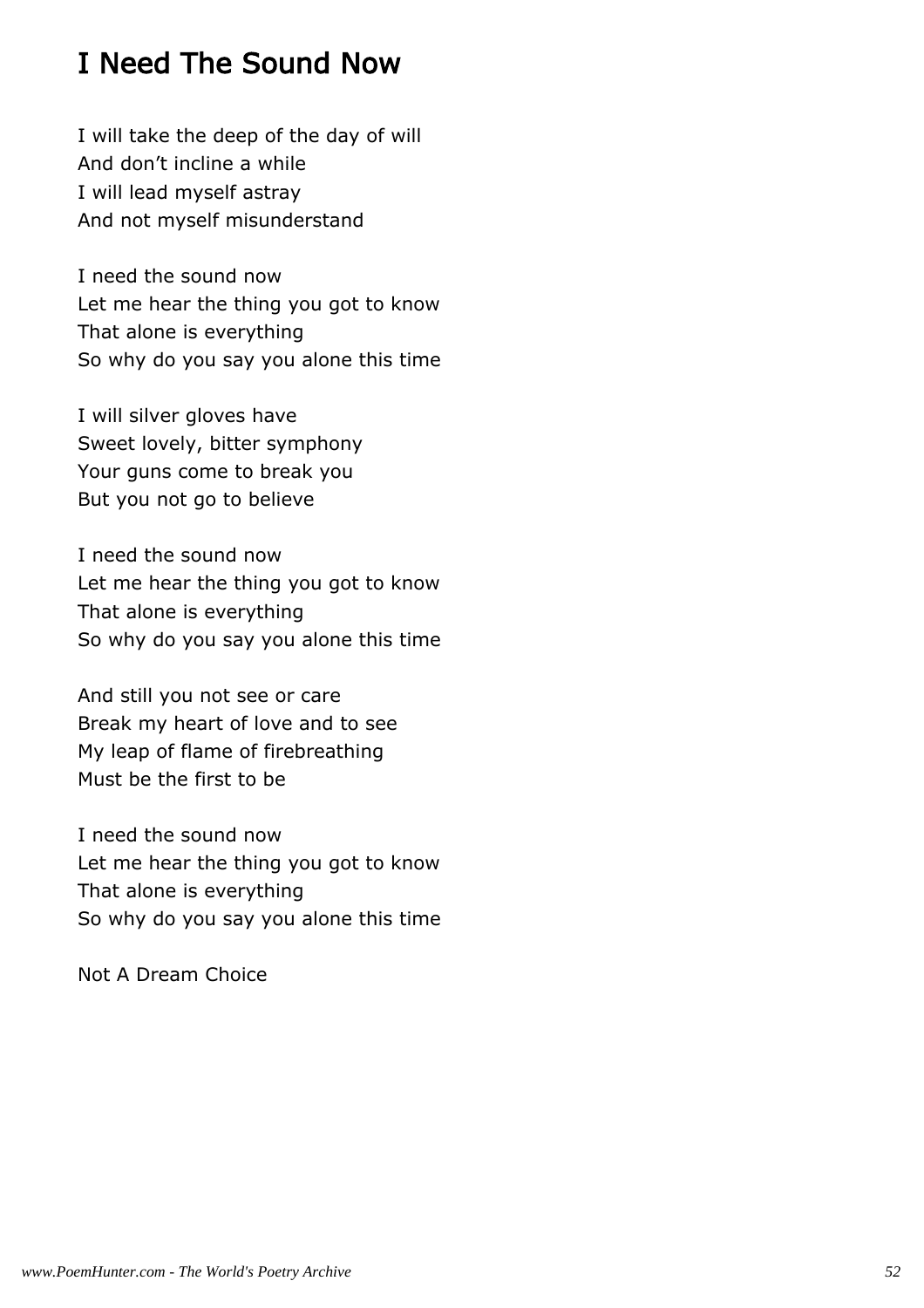# I Need The Sound Now

I will take the deep of the day of will
And don't incline a while
I will lead myself astray
And not myself misunderstand

I need the sound now
Let me hear the thing you got to know
That alone is everything
So why do you say you alone this time

I will silver gloves have
Sweet lovely, bitter symphony
Your guns come to break you
But you not go to believe

I need the sound now
Let me hear the thing you got to know
That alone is everything
So why do you say you alone this time

And still you not see or care
Break my heart of love and to see
My leap of flame of firebreathing
Must be the first to be

I need the sound now
Let me hear the thing you got to know
That alone is everything
So why do you say you alone this time

Not A Dream Choice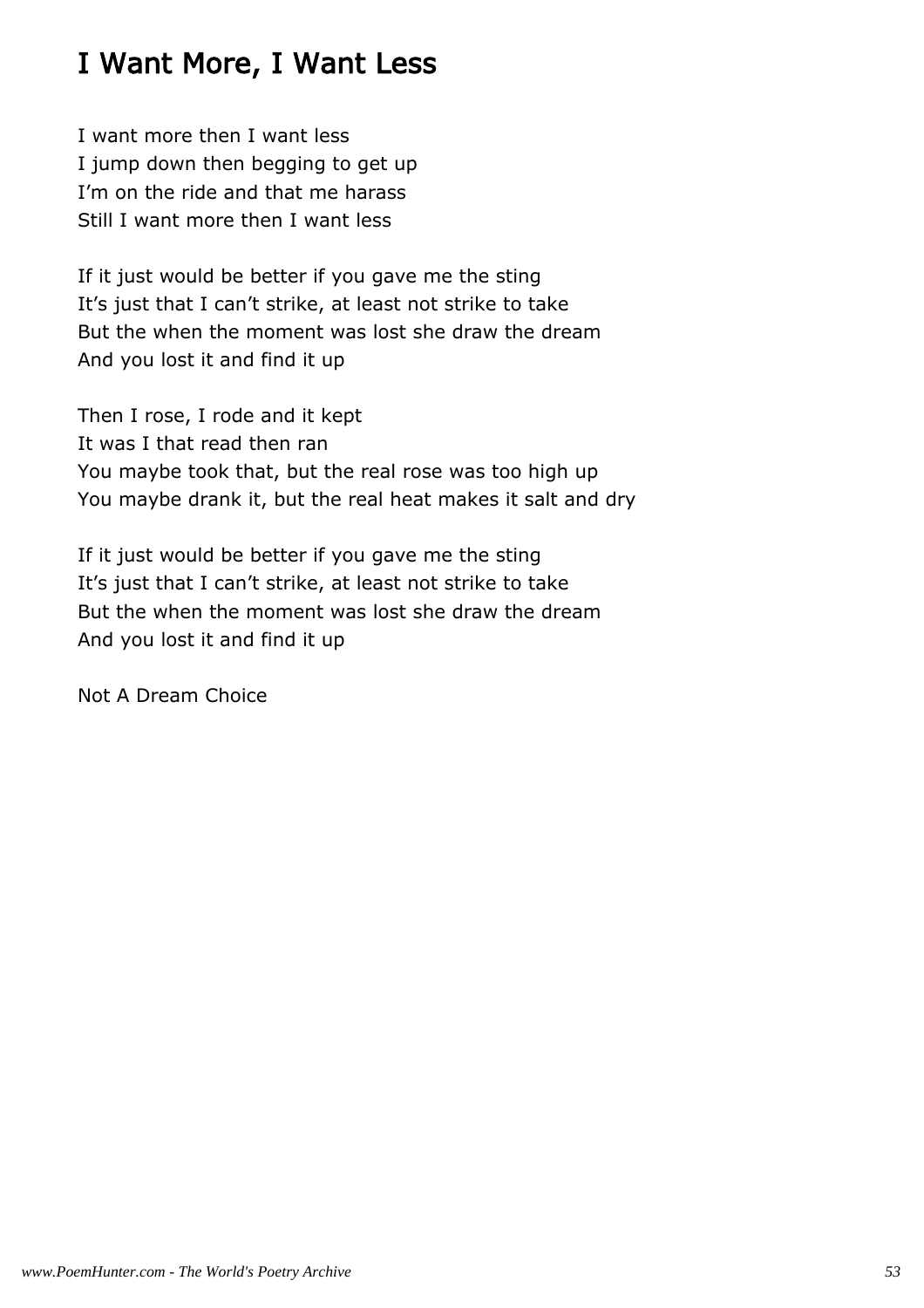# I Want More, I Want Less

I want more then I want less
I jump down then begging to get up
I'm on the ride and that me harass
Still I want more then I want less

If it just would be better if you gave me the sting
It's just that I can't strike, at least not strike to take
But the when the moment was lost she draw the dream
And you lost it and find it up

Then I rose, I rode and it kept
It was I that read then ran
You maybe took that, but the real rose was too high up
You maybe drank it, but the real heat makes it salt and dry

If it just would be better if you gave me the sting
It's just that I can't strike, at least not strike to take
But the when the moment was lost she draw the dream
And you lost it and find it up

Not A Dream Choice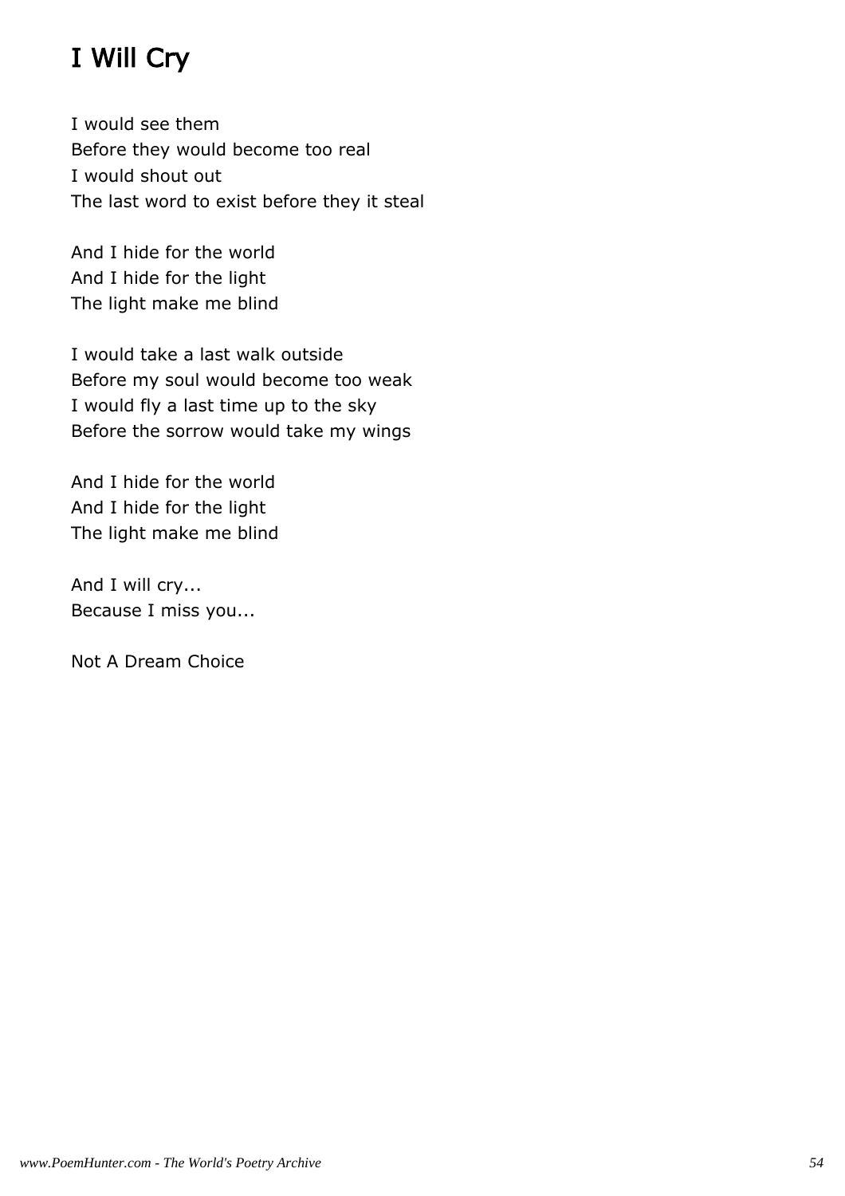# I Will Cry

I would see them
Before they would become too real
I would shout out
The last word to exist before they it steal

And I hide for the world
And I hide for the light
The light make me blind

I would take a last walk outside
Before my soul would become too weak
I would fly a last time up to the sky
Before the sorrow would take my wings

And I hide for the world
And I hide for the light
The light make me blind

And I will cry...
Because I miss you...

Not A Dream Choice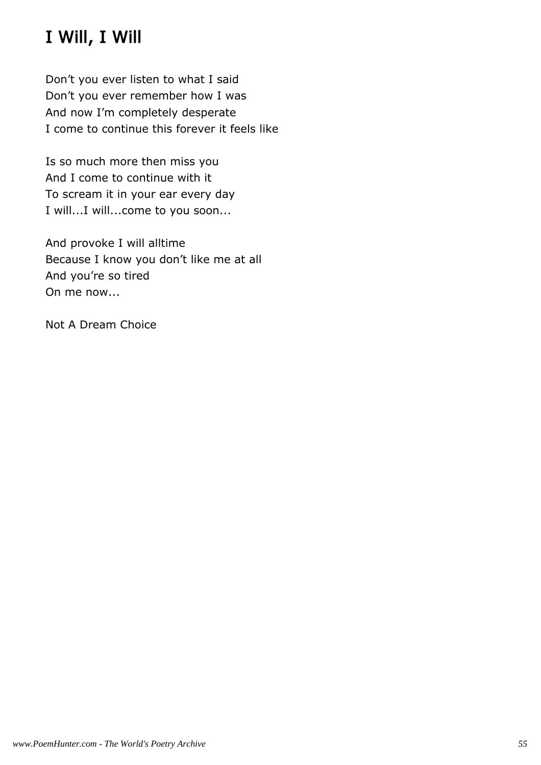# I Will, I Will

Don't you ever listen to what I said
Don't you ever remember how I was
And now I'm completely desperate
I come to continue this forever it feels like

Is so much more then miss you
And I come to continue with it
To scream it in your ear every day
I will...I will...come to you soon...

And provoke I will alltime
Because I know you don't like me at all
And you're so tired
On me now...

Not A Dream Choice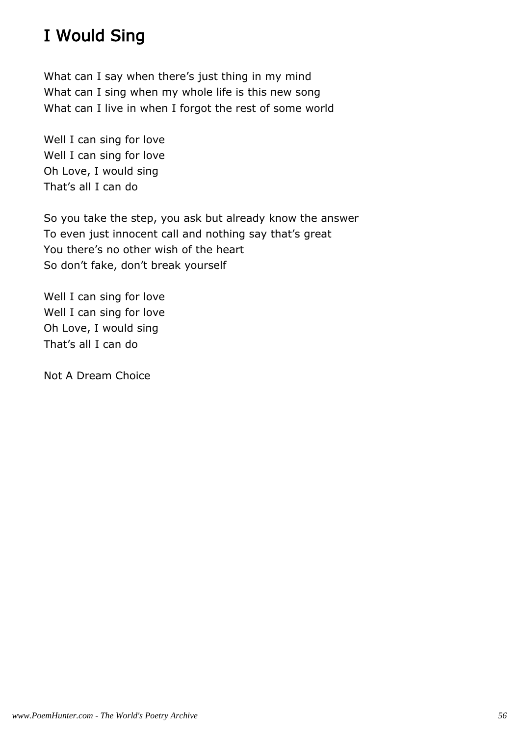# I Would Sing

What can I say when there's just thing in my mind
What can I sing when my whole life is this new song
What can I live in when I forgot the rest of some world

Well I can sing for love
Well I can sing for love
Oh Love, I would sing
That's all I can do

So you take the step, you ask but already know the answer
To even just innocent call and nothing say that's great
You there's no other wish of the heart
So don't fake, don't break yourself

Well I can sing for love
Well I can sing for love
Oh Love, I would sing
That's all I can do

Not A Dream Choice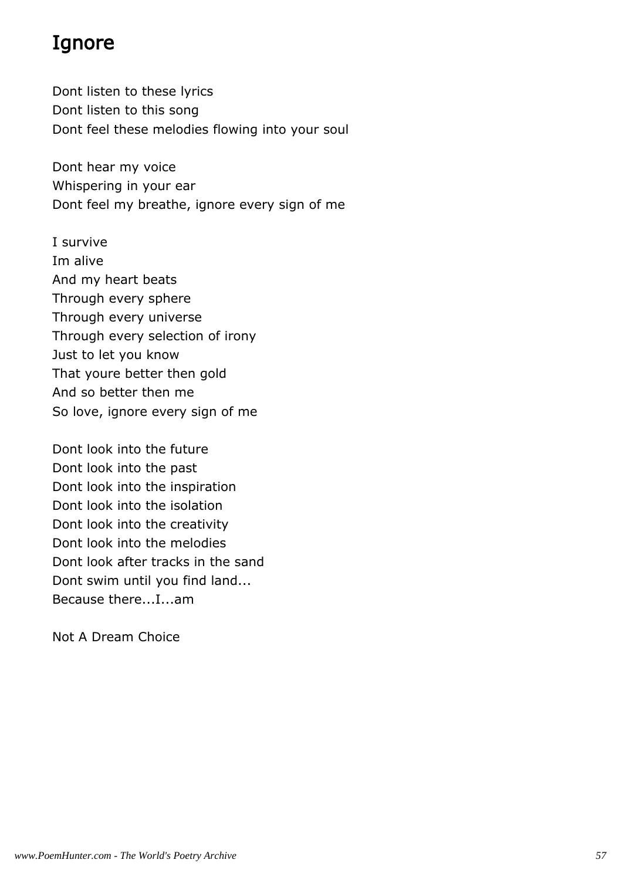# Ignore

Dont listen to these lyrics
Dont listen to this song
Dont feel these melodies flowing into your soul

Dont hear my voice
Whispering in your ear
Dont feel my breathe, ignore every sign of me

I survive
Im alive
And my heart beats
Through every sphere
Through every universe
Through every selection of irony
Just to let you know
That youre better then gold
And so better then me
So love, ignore every sign of me

Dont look into the future
Dont look into the past
Dont look into the inspiration
Dont look into the isolation
Dont look into the creativity
Dont look into the melodies
Dont look after tracks in the sand
Dont swim until you find land...
Because there...I...am

Not A Dream Choice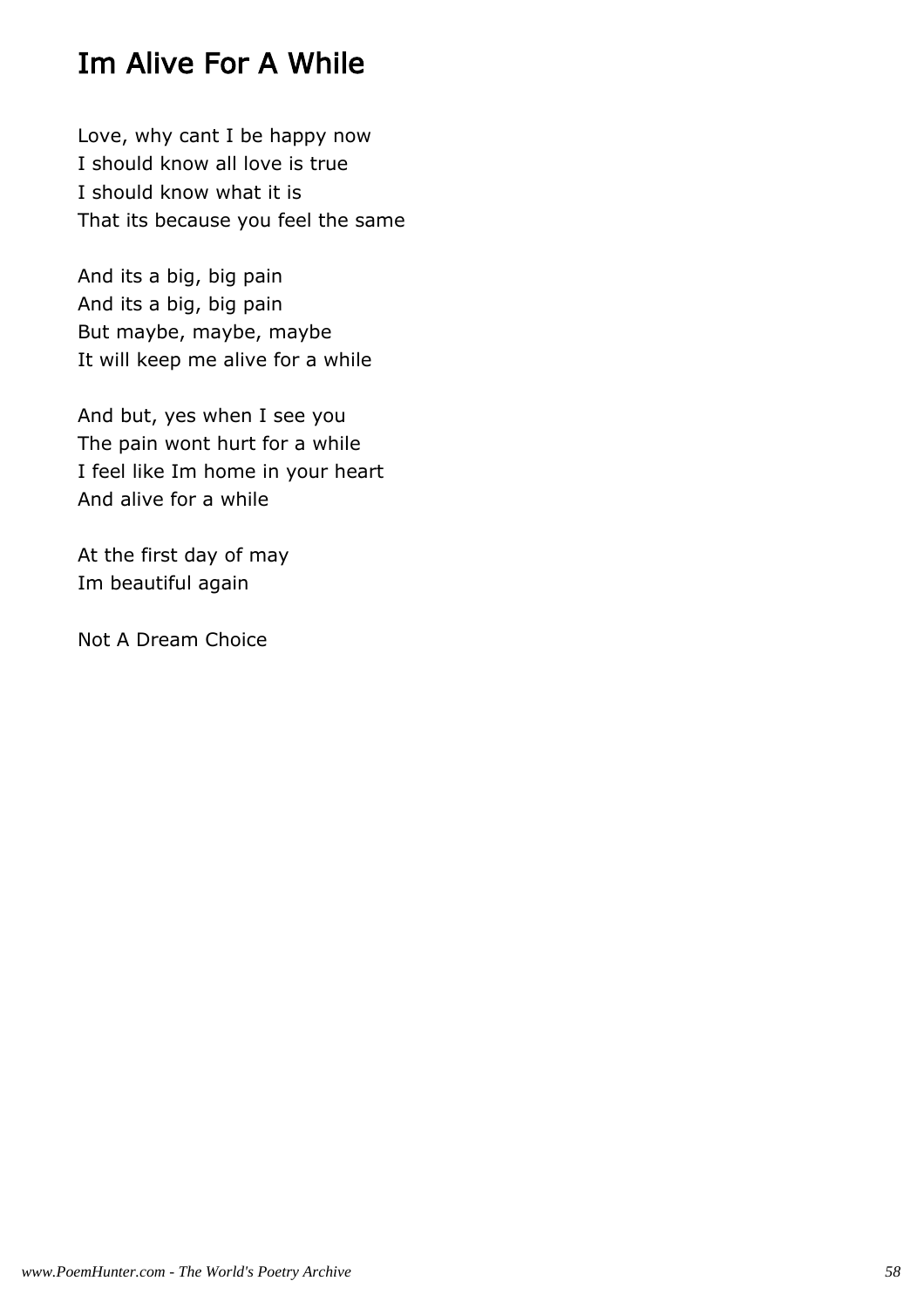# Im Alive For A While

Love, why cant I be happy now
I should know all love is true
I should know what it is
That its because you feel the same

And its a big, big pain
And its a big, big pain
But maybe, maybe, maybe
It will keep me alive for a while

And but, yes when I see you
The pain wont hurt for a while
I feel like Im home in your heart
And alive for a while

At the first day of may
Im beautiful again

Not A Dream Choice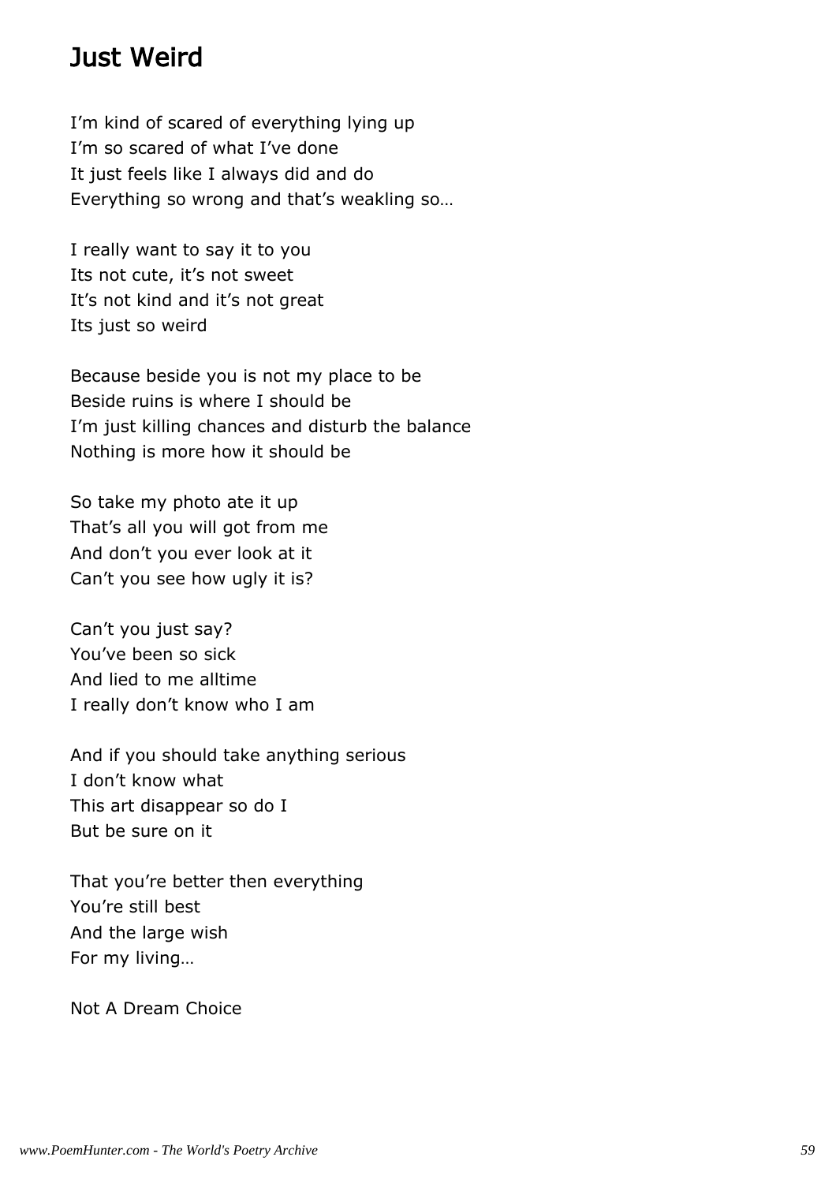# Just Weird

I'm kind of scared of everything lying up
I'm so scared of what I've done
It just feels like I always did and do
Everything so wrong and that's weakling so…

I really want to say it to you
Its not cute, it's not sweet
It's not kind and it's not great
Its just so weird

Because beside you is not my place to be
Beside ruins is where I should be
I'm just killing chances and disturb the balance
Nothing is more how it should be

So take my photo ate it up
That's all you will got from me
And don't you ever look at it
Can't you see how ugly it is?

Can't you just say?
You've been so sick
And lied to me alltime
I really don't know who I am

And if you should take anything serious
I don't know what
This art disappear so do I
But be sure on it

That you're better then everything
You're still best
And the large wish
For my living…

Not A Dream Choice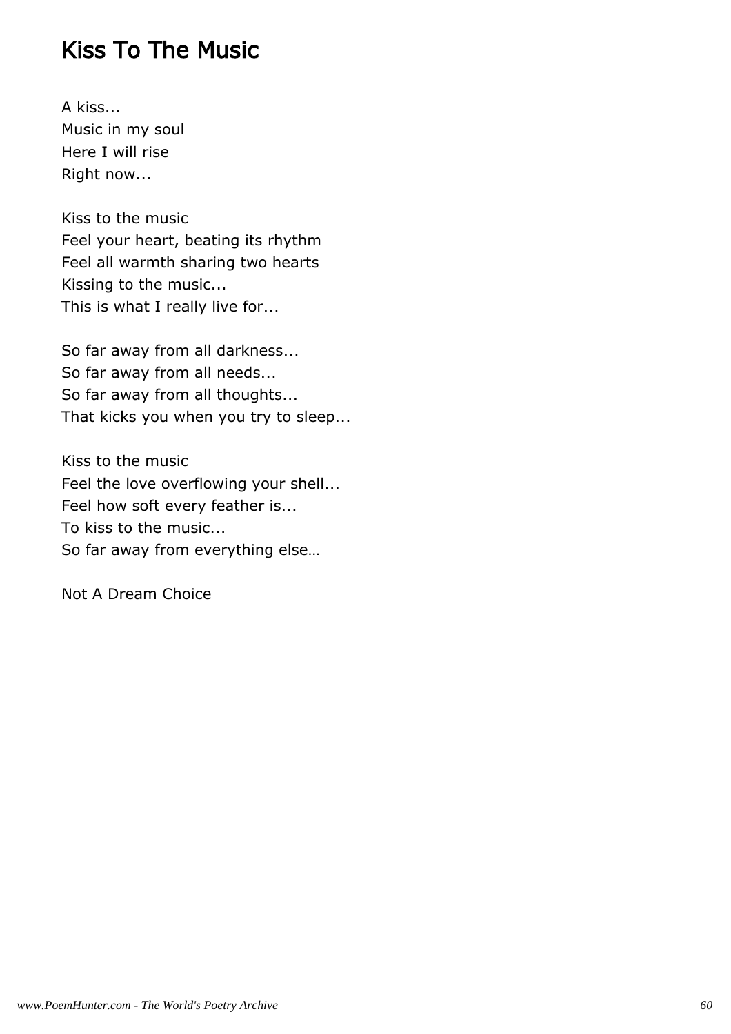# Kiss To The Music

A kiss...
Music in my soul
Here I will rise
Right now...

Kiss to the music
Feel your heart, beating its rhythm
Feel all warmth sharing two hearts
Kissing to the music...
This is what I really live for...

So far away from all darkness...
So far away from all needs...
So far away from all thoughts...
That kicks you when you try to sleep...

Kiss to the music
Feel the love overflowing your shell...
Feel how soft every feather is...
To kiss to the music...
So far away from everything else…

Not A Dream Choice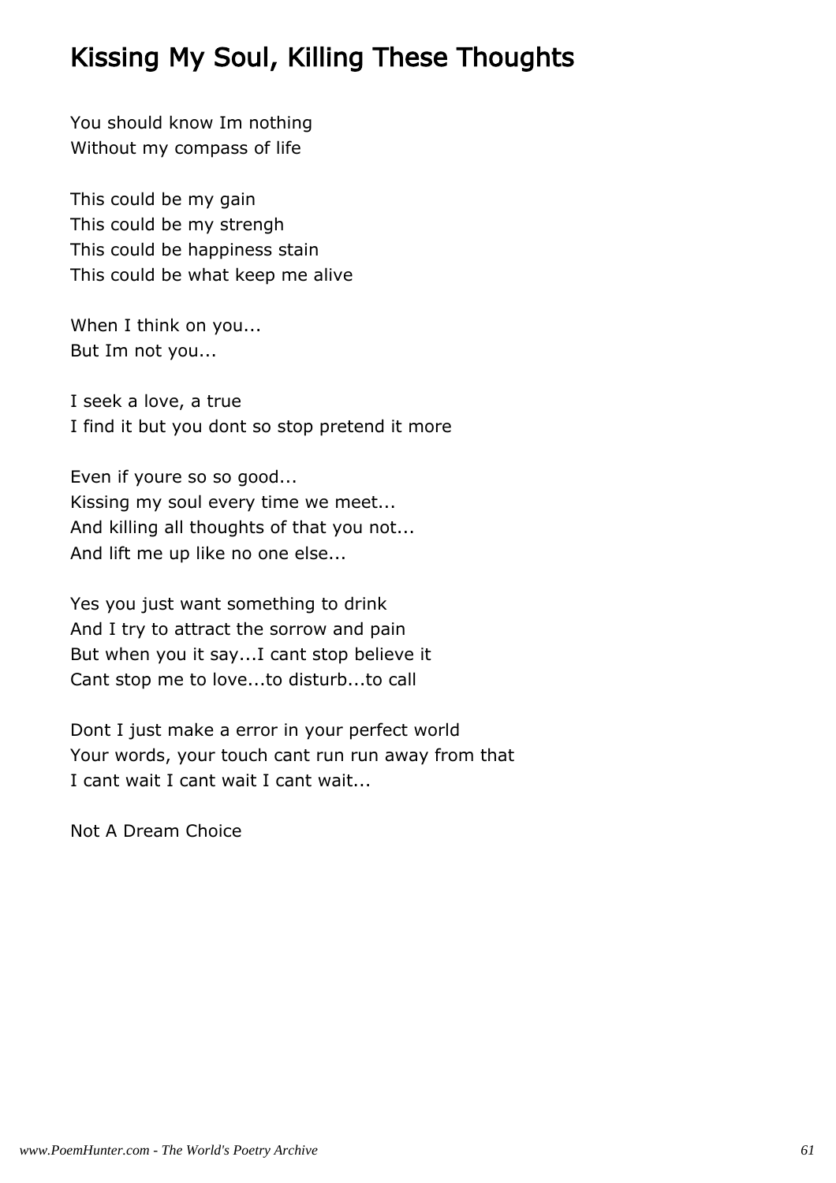## Kissing My Soul, Killing These Thoughts

You should know Im nothing
Without my compass of life

This could be my gain
This could be my strengh
This could be happiness stain
This could be what keep me alive

When I think on you...
But Im not you...

I seek a love, a true
I find it but you dont so stop pretend it more

Even if youre so so good...
Kissing my soul every time we meet...
And killing all thoughts of that you not...
And lift me up like no one else...

Yes you just want something to drink
And I try to attract the sorrow and pain
But when you it say...I cant stop believe it
Cant stop me to love...to disturb...to call

Dont I just make a error in your perfect world
Your words, your touch cant run run away from that
I cant wait I cant wait I cant wait...

Not A Dream Choice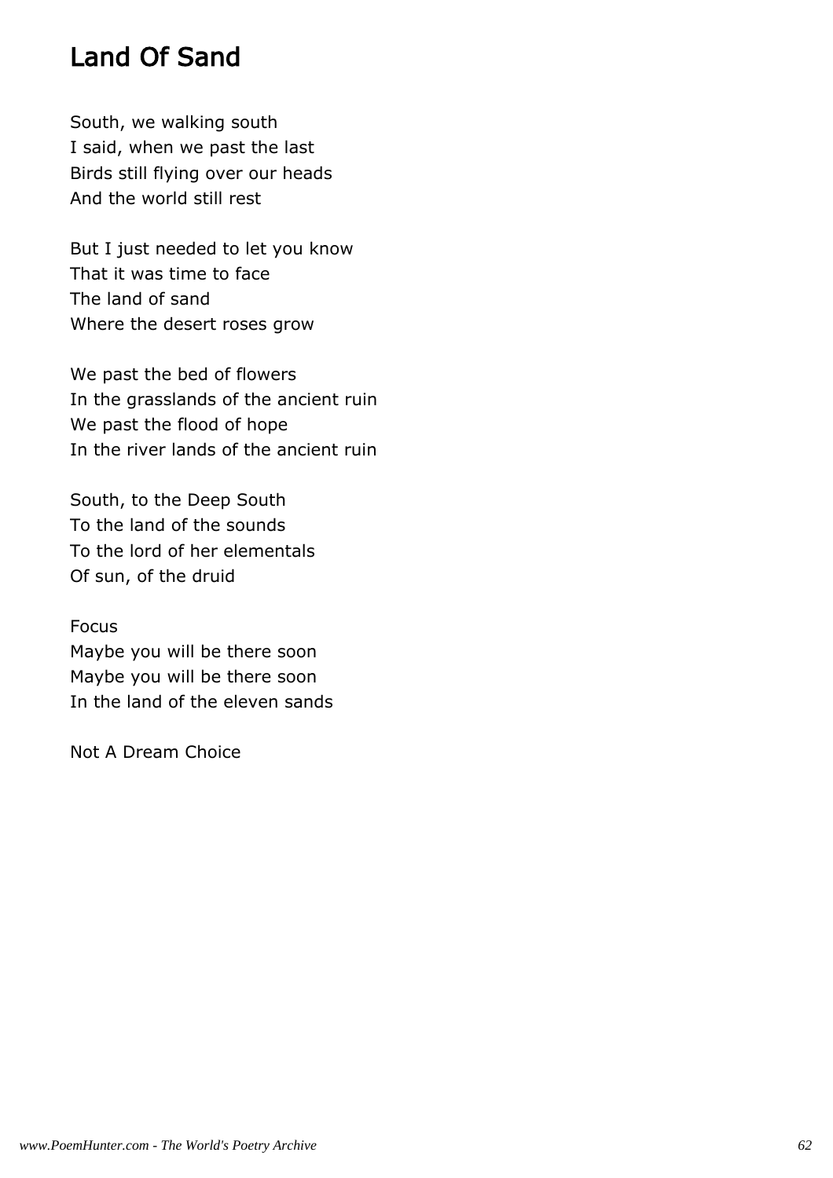# Land Of Sand

South, we walking south
I said, when we past the last
Birds still flying over our heads
And the world still rest

But I just needed to let you know
That it was time to face
The land of sand
Where the desert roses grow

We past the bed of flowers
In the grasslands of the ancient ruin
We past the flood of hope
In the river lands of the ancient ruin

South, to the Deep South
To the land of the sounds
To the lord of her elementals
Of sun, of the druid

Focus
Maybe you will be there soon
Maybe you will be there soon
In the land of the eleven sands

Not A Dream Choice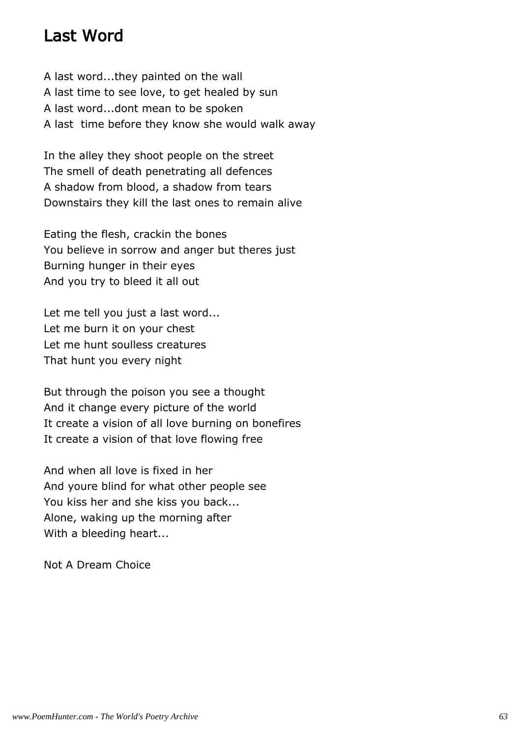# Last Word

A last word...they painted on the wall
A last time to see love, to get healed by sun
A last word...dont mean to be spoken
A last  time before they know she would walk away

In the alley they shoot people on the street
The smell of death penetrating all defences
A shadow from blood, a shadow from tears
Downstairs they kill the last ones to remain alive

Eating the flesh, crackin the bones
You believe in sorrow and anger but theres just
Burning hunger in their eyes
And you try to bleed it all out

Let me tell you just a last word...
Let me burn it on your chest
Let me hunt soulless creatures
That hunt you every night

But through the poison you see a thought
And it change every picture of the world
It create a vision of all love burning on bonefires
It create a vision of that love flowing free

And when all love is fixed in her
And youre blind for what other people see
You kiss her and she kiss you back...
Alone, waking up the morning after
With a bleeding heart...

Not A Dream Choice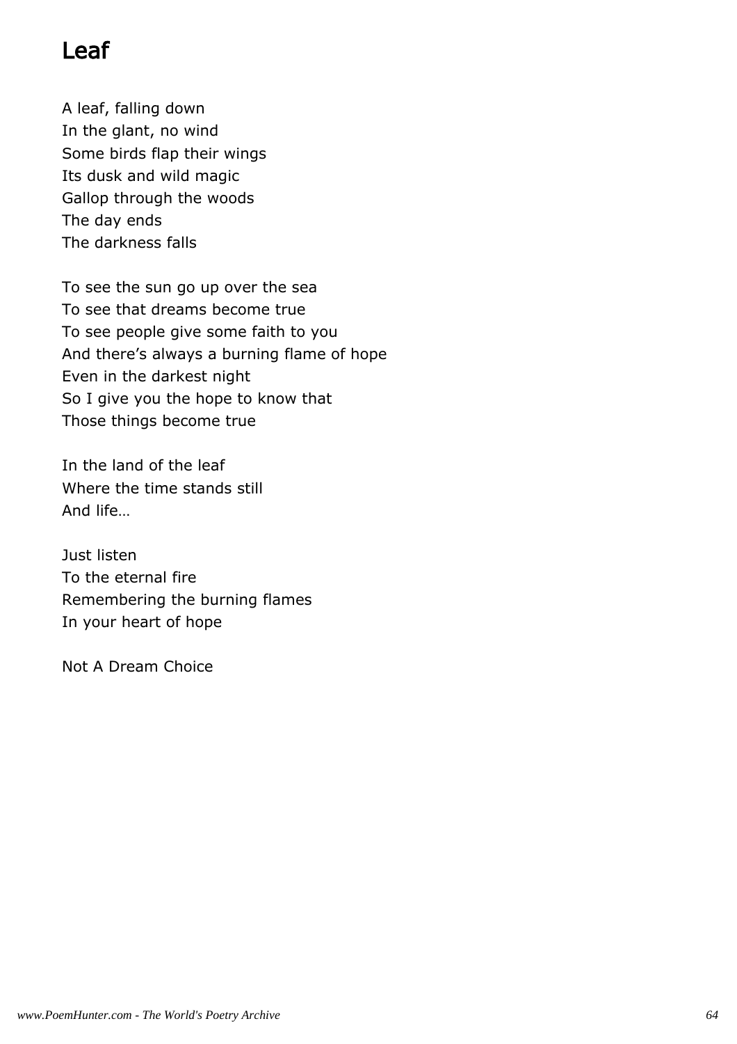# Leaf

A leaf, falling down
In the glant, no wind
Some birds flap their wings
Its dusk and wild magic
Gallop through the woods
The day ends
The darkness falls

To see the sun go up over the sea
To see that dreams become true
To see people give some faith to you
And there's always a burning flame of hope
Even in the darkest night
So I give you the hope to know that
Those things become true

In the land of the leaf
Where the time stands still
And life…

Just listen
To the eternal fire
Remembering the burning flames
In your heart of hope

Not A Dream Choice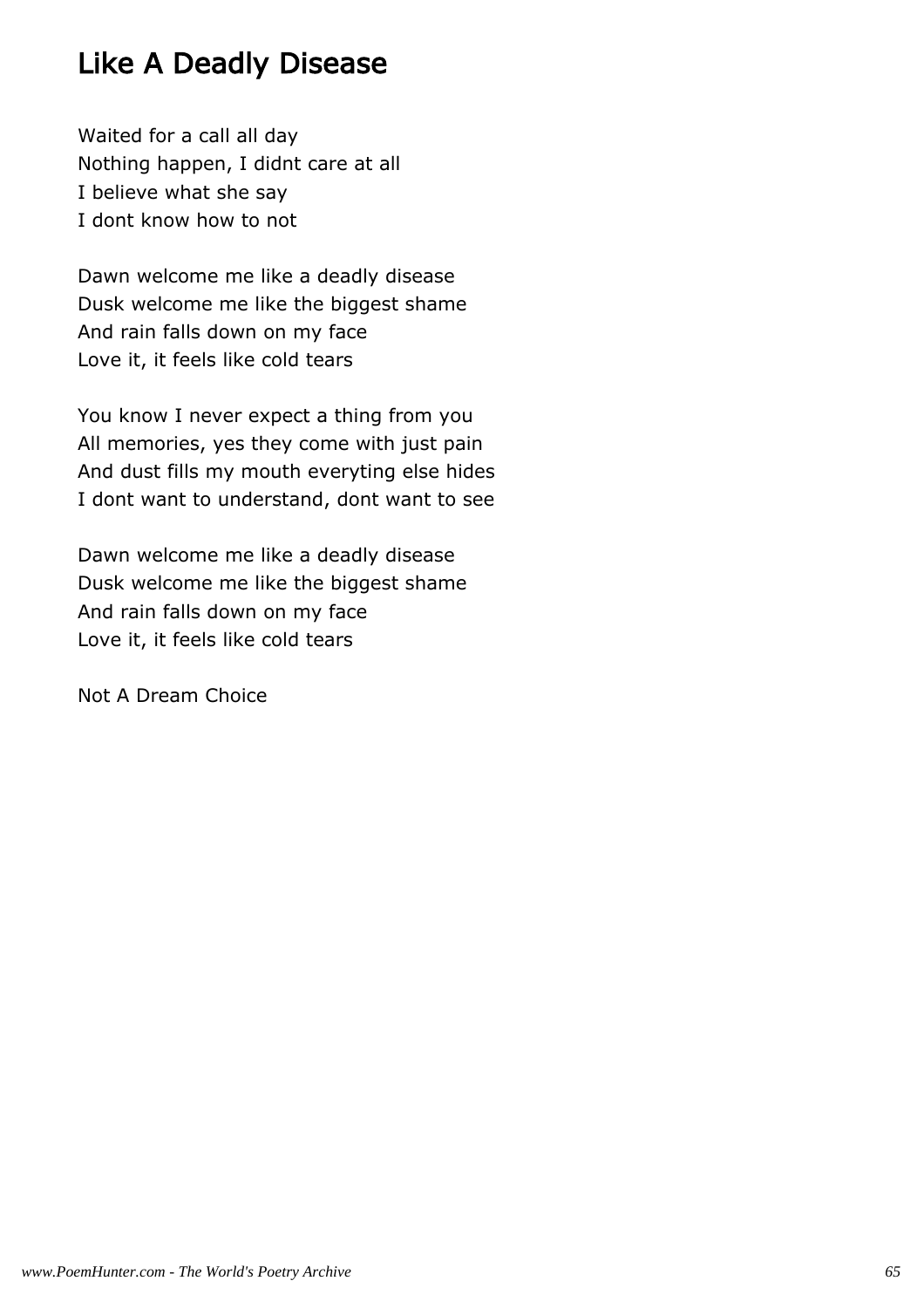# Like A Deadly Disease

Waited for a call all day
Nothing happen, I didnt care at all
I believe what she say
I dont know how to not

Dawn welcome me like a deadly disease
Dusk welcome me like the biggest shame
And rain falls down on my face
Love it, it feels like cold tears

You know I never expect a thing from you
All memories, yes they come with just pain
And dust fills my mouth everyting else hides
I dont want to understand, dont want to see

Dawn welcome me like a deadly disease
Dusk welcome me like the biggest shame
And rain falls down on my face
Love it, it feels like cold tears

Not A Dream Choice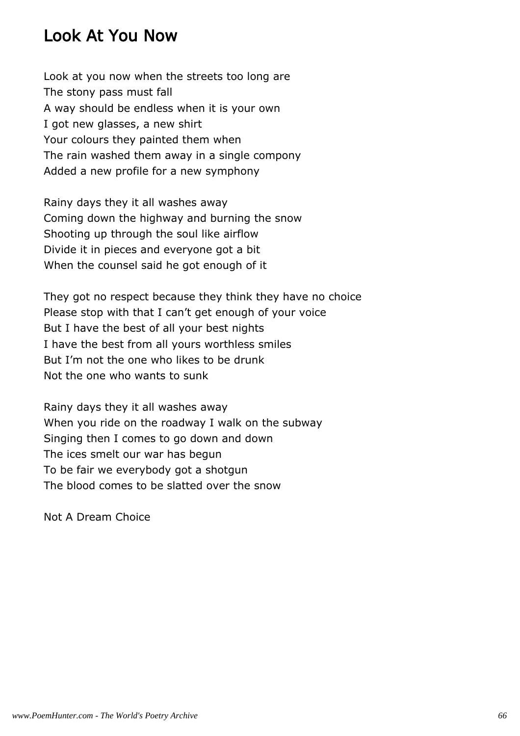## Look At You Now

Look at you now when the streets too long are
The stony pass must fall
A way should be endless when it is your own
I got new glasses, a new shirt
Your colours they painted them when
The rain washed them away in a single compony
Added a new profile for a new symphony

Rainy days they it all washes away
Coming down the highway and burning the snow
Shooting up through the soul like airflow
Divide it in pieces and everyone got a bit
When the counsel said he got enough of it

They got no respect because they think they have no choice
Please stop with that I can't get enough of your voice
But I have the best of all your best nights
I have the best from all yours worthless smiles
But I'm not the one who likes to be drunk
Not the one who wants to sunk

Rainy days they it all washes away
When you ride on the roadway I walk on the subway
Singing then I comes to go down and down
The ices smelt our war has begun
To be fair we everybody got a shotgun
The blood comes to be slatted over the snow

Not A Dream Choice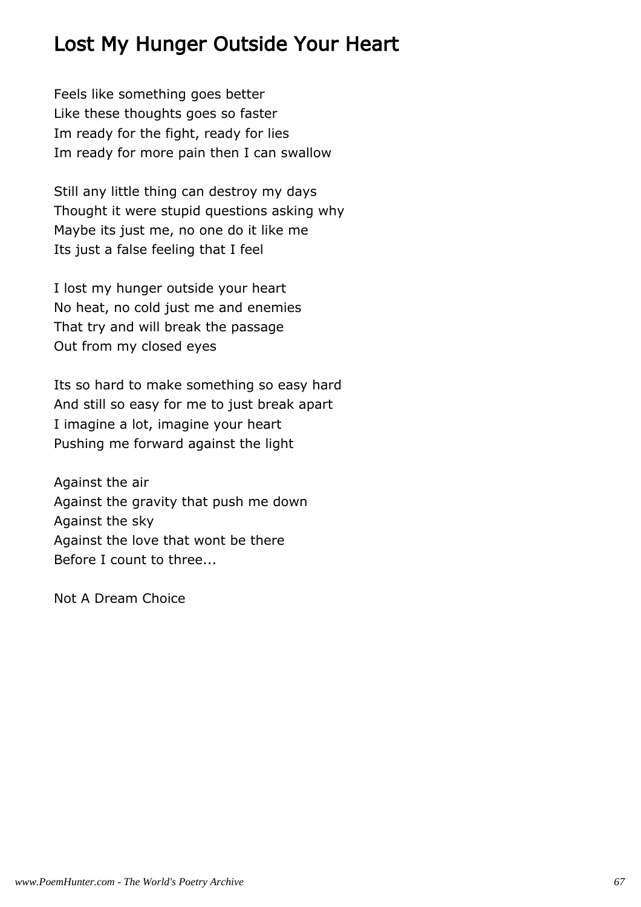# Lost My Hunger Outside Your Heart

Feels like something goes better
Like these thoughts goes so faster
Im ready for the fight, ready for lies
Im ready for more pain then I can swallow

Still any little thing can destroy my days
Thought it were stupid questions asking why
Maybe its just me, no one do it like me
Its just a false feeling that I feel

I lost my hunger outside your heart
No heat, no cold just me and enemies
That try and will break the passage
Out from my closed eyes

Its so hard to make something so easy hard
And still so easy for me to just break apart
I imagine a lot, imagine your heart
Pushing me forward against the light

Against the air
Against the gravity that push me down
Against the sky
Against the love that wont be there
Before I count to three...

Not A Dream Choice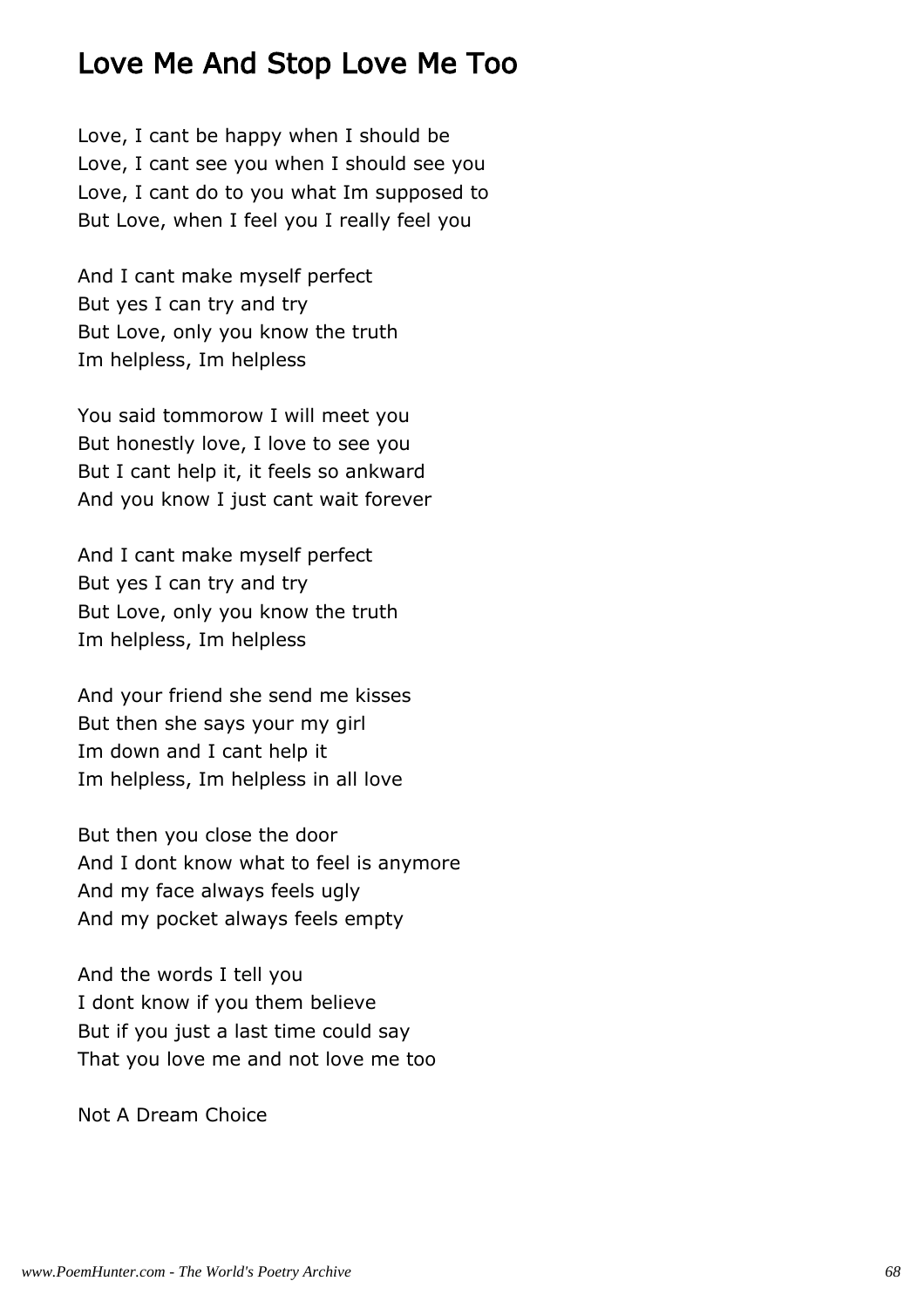# Love Me And Stop Love Me Too

Love, I cant be happy when I should be
Love, I cant see you when I should see you
Love, I cant do to you what Im supposed to
But Love, when I feel you I really feel you

And I cant make myself perfect
But yes I can try and try
But Love, only you know the truth
Im helpless, Im helpless

You said tommorow I will meet you
But honestly love, I love to see you
But I cant help it, it feels so ankward
And you know I just cant wait forever

And I cant make myself perfect
But yes I can try and try
But Love, only you know the truth
Im helpless, Im helpless

And your friend she send me kisses
But then she says your my girl
Im down and I cant help it
Im helpless, Im helpless in all love

But then you close the door
And I dont know what to feel is anymore
And my face always feels ugly
And my pocket always feels empty

And the words I tell you
I dont know if you them believe
But if you just a last time could say
That you love me and not love me too

Not A Dream Choice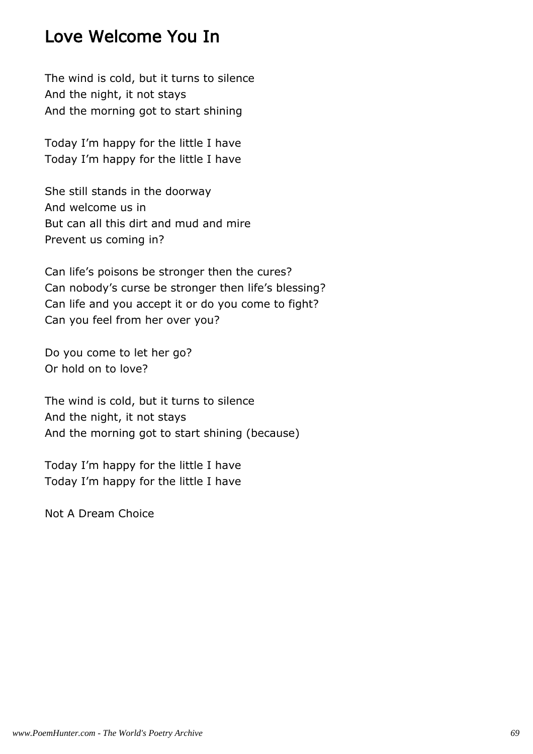# Love Welcome You In

The wind is cold, but it turns to silence
And the night, it not stays
And the morning got to start shining

Today I'm happy for the little I have
Today I'm happy for the little I have

She still stands in the doorway
And welcome us in
But can all this dirt and mud and mire
Prevent us coming in?

Can life's poisons be stronger then the cures?
Can nobody's curse be stronger then life's blessing?
Can life and you accept it or do you come to fight?
Can you feel from her over you?

Do you come to let her go?
Or hold on to love?

The wind is cold, but it turns to silence
And the night, it not stays
And the morning got to start shining (because)

Today I'm happy for the little I have
Today I'm happy for the little I have

Not A Dream Choice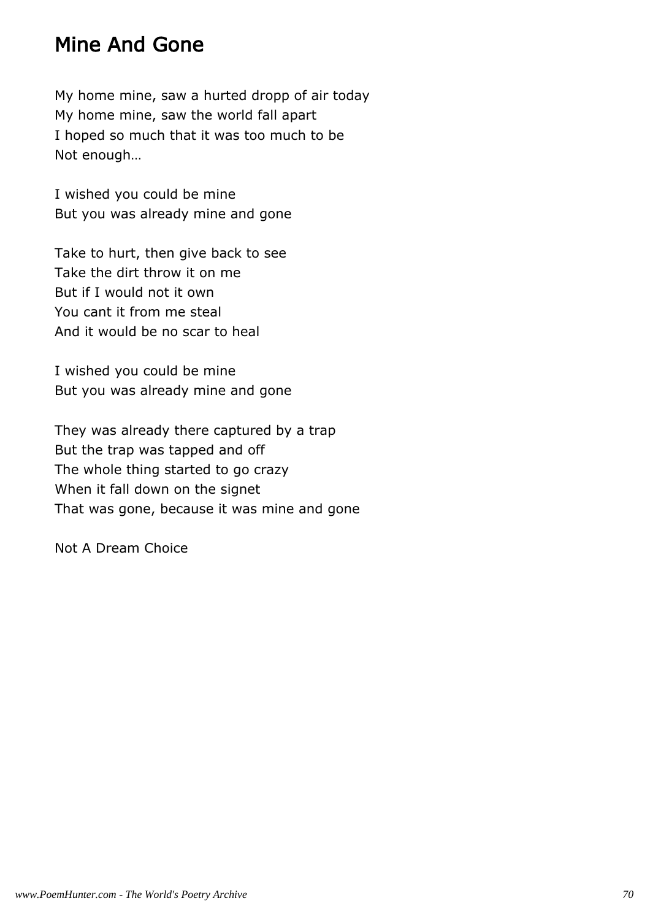# Mine And Gone

My home mine, saw a hurted dropp of air today
My home mine, saw the world fall apart
I hoped so much that it was too much to be
Not enough…

I wished you could be mine
But you was already mine and gone

Take to hurt, then give back to see
Take the dirt throw it on me
But if I would not it own
You cant it from me steal
And it would be no scar to heal

I wished you could be mine
But you was already mine and gone

They was already there captured by a trap
But the trap was tapped and off
The whole thing started to go crazy
When it fall down on the signet
That was gone, because it was mine and gone

Not A Dream Choice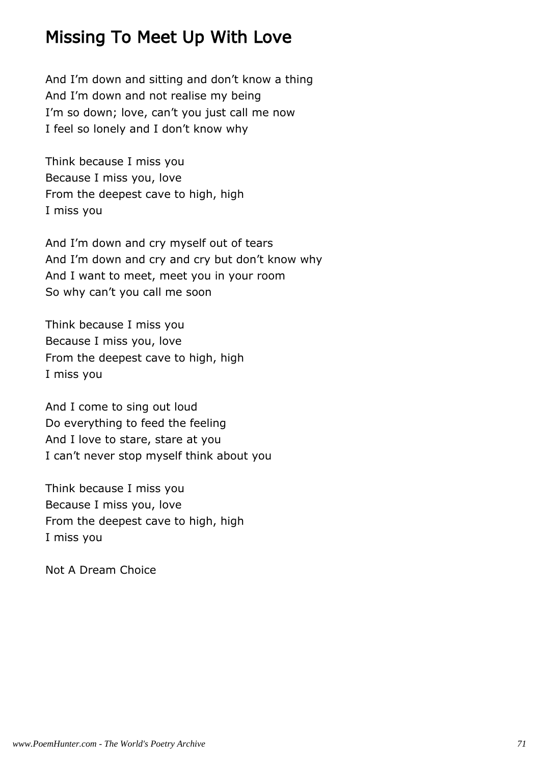# Missing To Meet Up With Love

And I'm down and sitting and don't know a thing
And I'm down and not realise my being
I'm so down; love, can't you just call me now
I feel so lonely and I don't know why

Think because I miss you
Because I miss you, love
From the deepest cave to high, high
I miss you

And I'm down and cry myself out of tears
And I'm down and cry and cry but don't know why
And I want to meet, meet you in your room
So why can't you call me soon

Think because I miss you
Because I miss you, love
From the deepest cave to high, high
I miss you

And I come to sing out loud
Do everything to feed the feeling
And I love to stare, stare at you
I can't never stop myself think about you

Think because I miss you
Because I miss you, love
From the deepest cave to high, high
I miss you

Not A Dream Choice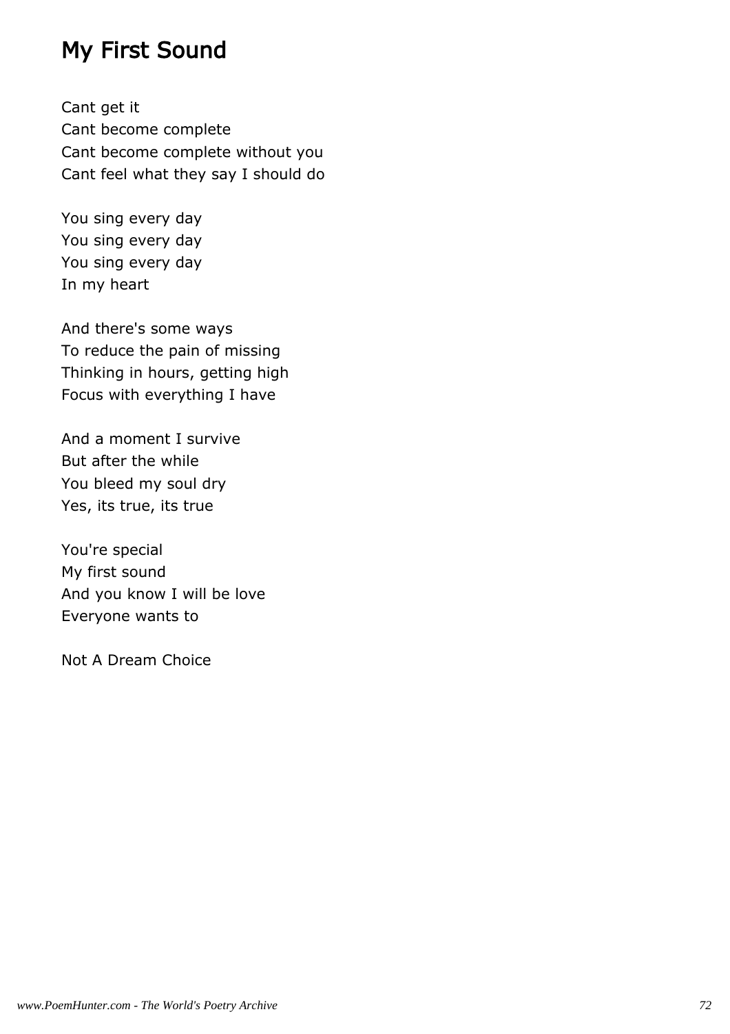# My First Sound

Cant get it  
Cant become complete  
Cant become complete without you  
Cant feel what they say I should do

You sing every day  
You sing every day  
You sing every day  
In my heart

And there's some ways  
To reduce the pain of missing  
Thinking in hours, getting high  
Focus with everything I have

And a moment I survive  
But after the while  
You bleed my soul dry  
Yes, its true, its true

You're special  
My first sound  
And you know I will be love  
Everyone wants to

Not A Dream Choice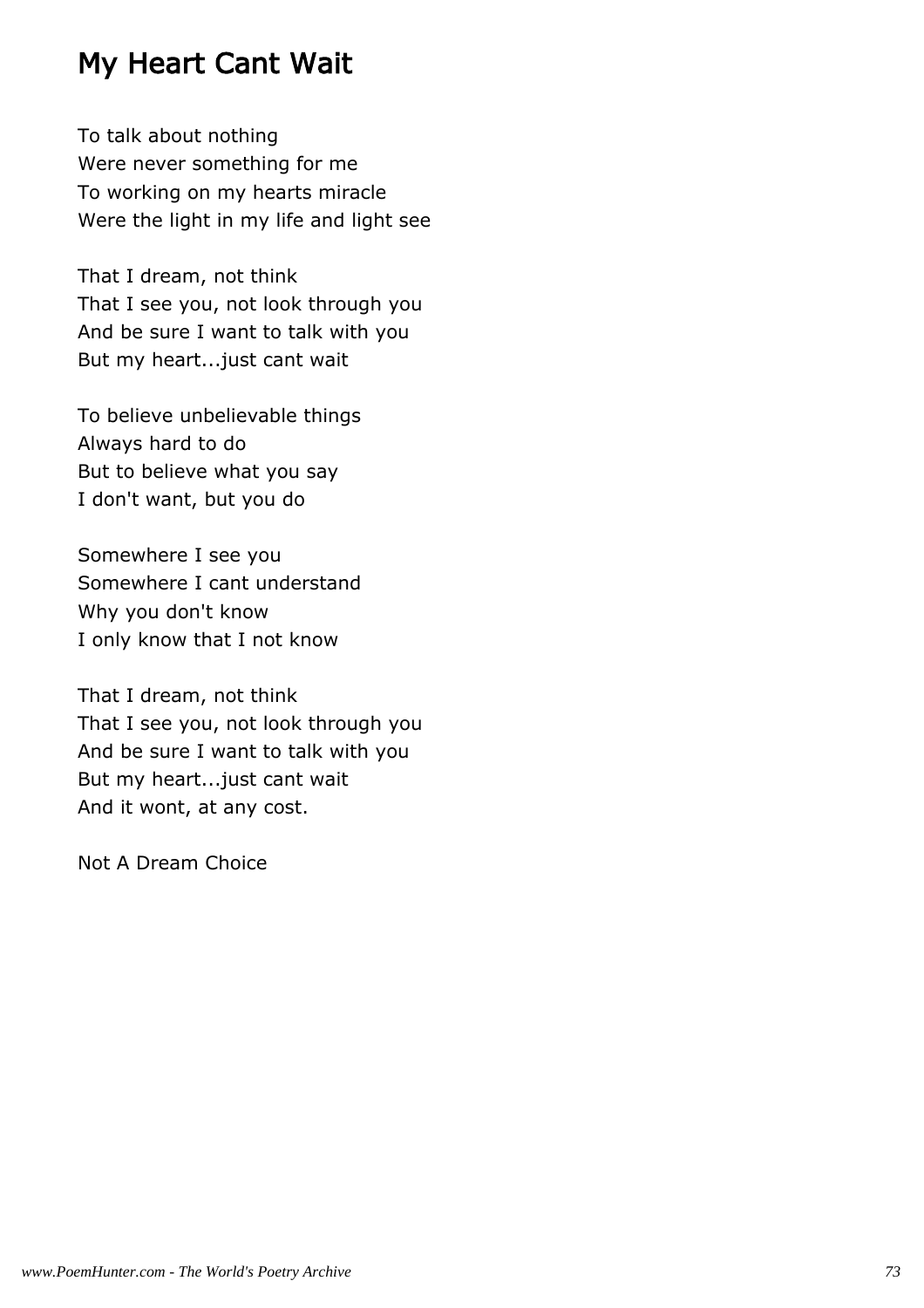# My Heart Cant Wait

To talk about nothing
Were never something for me
To working on my hearts miracle
Were the light in my life and light see

That I dream, not think
That I see you, not look through you
And be sure I want to talk with you
But my heart...just cant wait

To believe unbelievable things
Always hard to do
But to believe what you say
I don't want, but you do

Somewhere I see you
Somewhere I cant understand
Why you don't know
I only know that I not know

That I dream, not think
That I see you, not look through you
And be sure I want to talk with you
But my heart...just cant wait
And it wont, at any cost.

Not A Dream Choice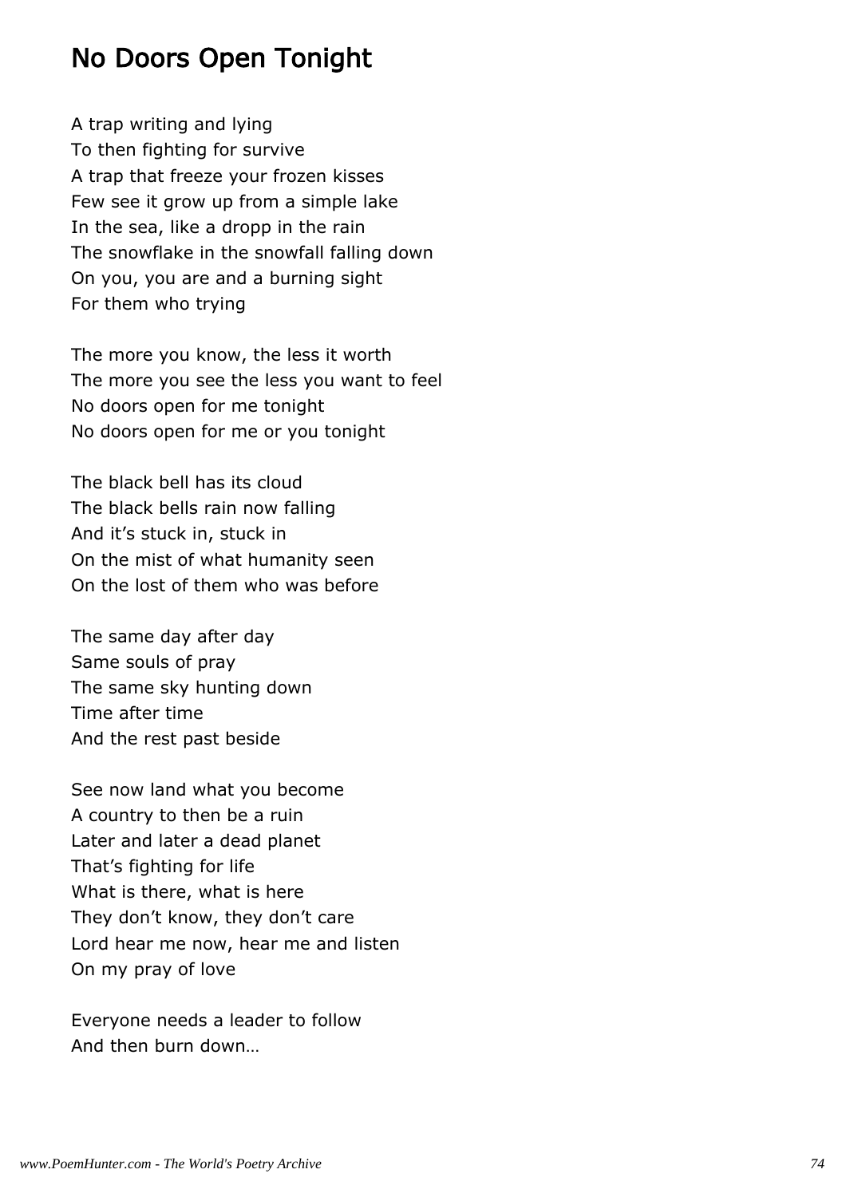# No Doors Open Tonight

A trap writing and lying
To then fighting for survive
A trap that freeze your frozen kisses
Few see it grow up from a simple lake
In the sea, like a dropp in the rain
The snowflake in the snowfall falling down
On you, you are and a burning sight
For them who trying

The more you know, the less it worth
The more you see the less you want to feel
No doors open for me tonight
No doors open for me or you tonight

The black bell has its cloud
The black bells rain now falling
And it's stuck in, stuck in
On the mist of what humanity seen
On the lost of them who was before

The same day after day
Same souls of pray
The same sky hunting down
Time after time
And the rest past beside

See now land what you become
A country to then be a ruin
Later and later a dead planet
That's fighting for life
What is there, what is here
They don't know, they don't care
Lord hear me now, hear me and listen
On my pray of love

Everyone needs a leader to follow
And then burn down…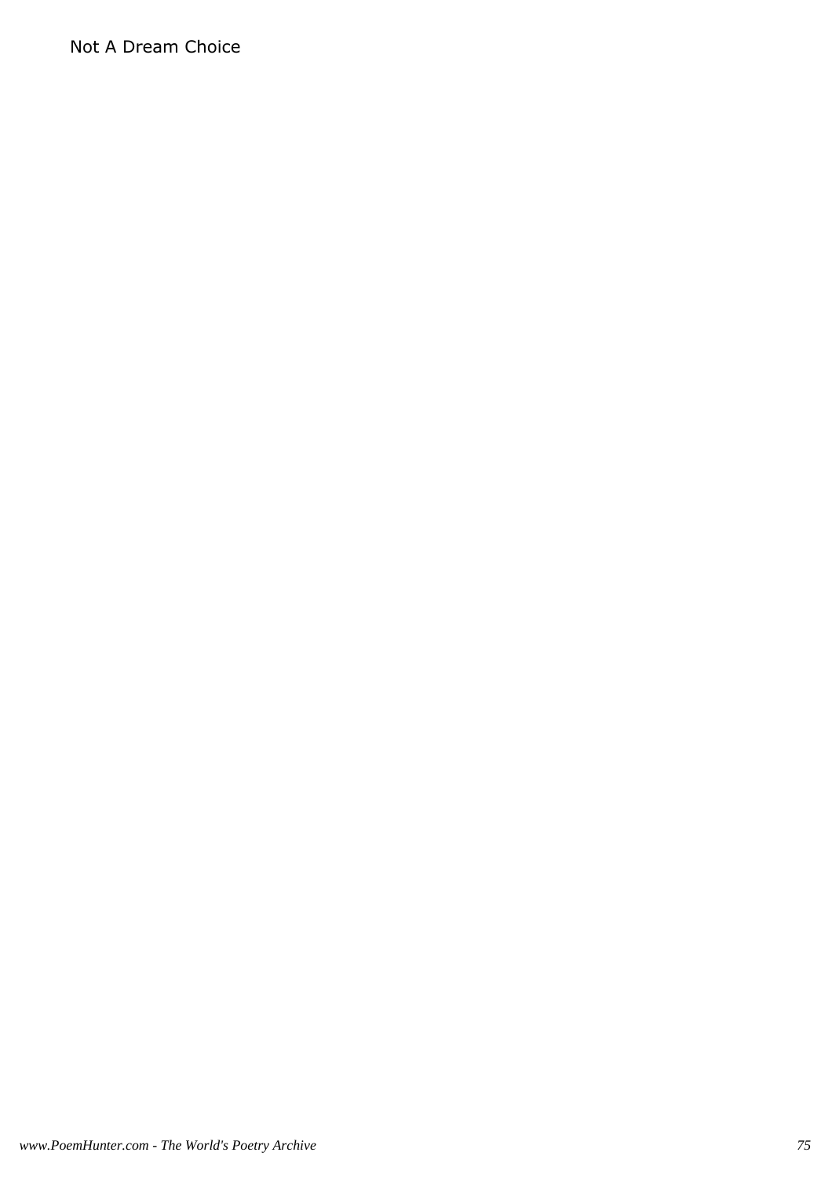Not A Dream Choice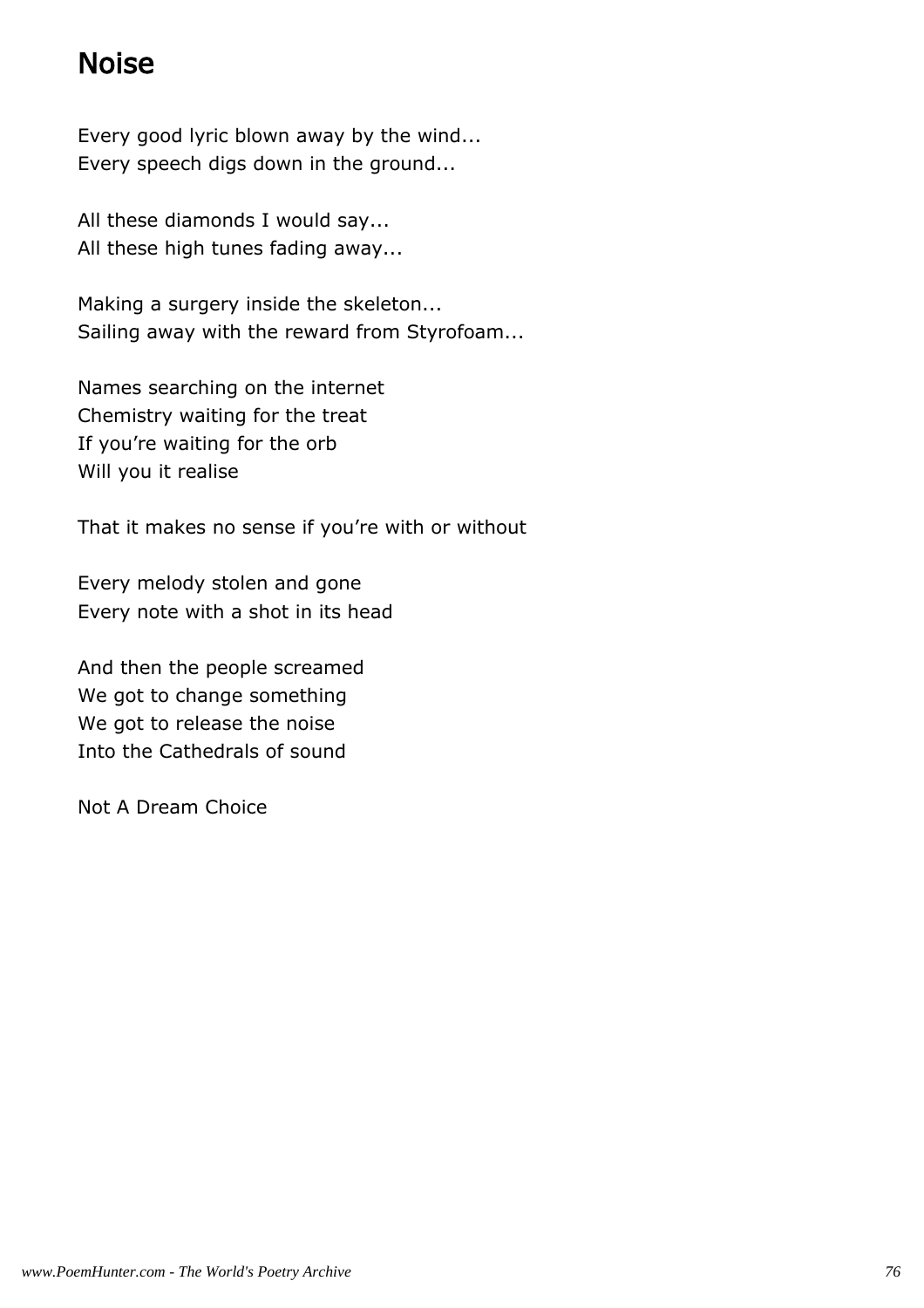## Noise

Every good lyric blown away by the wind...
Every speech digs down in the ground...

All these diamonds I would say...
All these high tunes fading away...

Making a surgery inside the skeleton...
Sailing away with the reward from Styrofoam...

Names searching on the internet
Chemistry waiting for the treat
If you're waiting for the orb
Will you it realise

That it makes no sense if you're with or without

Every melody stolen and gone
Every note with a shot in its head

And then the people screamed
We got to change something
We got to release the noise
Into the Cathedrals of sound

Not A Dream Choice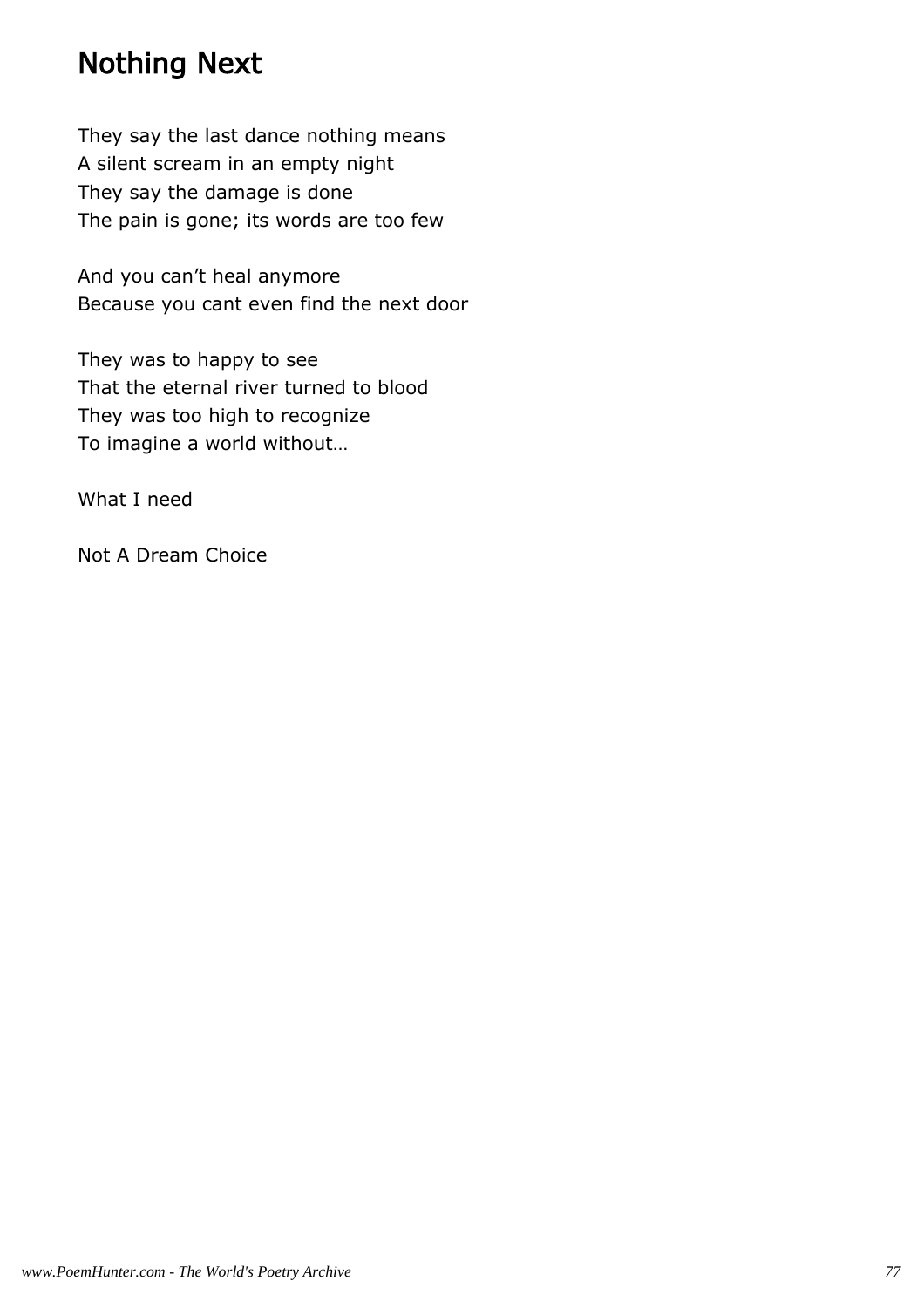# Nothing Next

They say the last dance nothing means
A silent scream in an empty night
They say the damage is done
The pain is gone; its words are too few

And you can't heal anymore
Because you cant even find the next door

They was to happy to see
That the eternal river turned to blood
They was too high to recognize
To imagine a world without…

What I need

Not A Dream Choice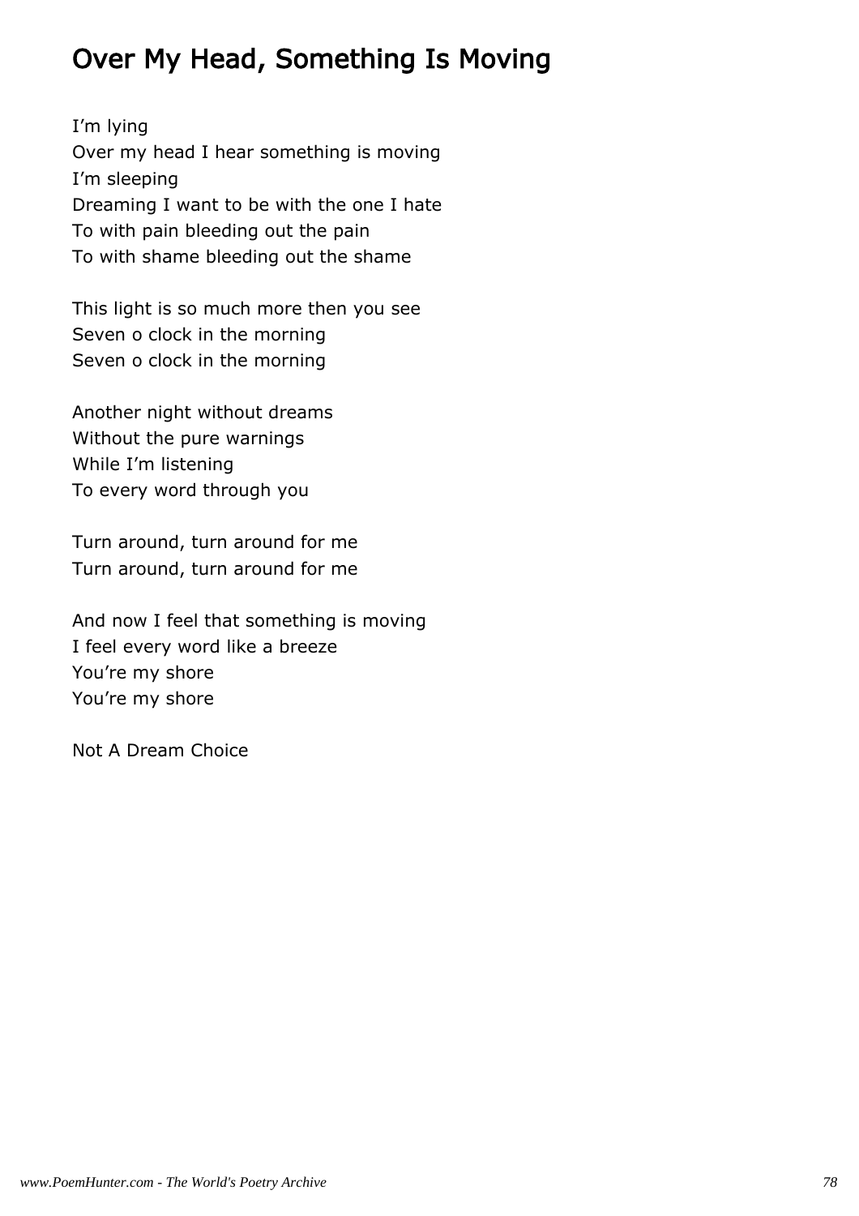# Over My Head, Something Is Moving

I'm lying
Over my head I hear something is moving
I'm sleeping
Dreaming I want to be with the one I hate
To with pain bleeding out the pain
To with shame bleeding out the shame

This light is so much more then you see
Seven o clock in the morning
Seven o clock in the morning

Another night without dreams
Without the pure warnings
While I'm listening
To every word through you

Turn around, turn around for me
Turn around, turn around for me

And now I feel that something is moving
I feel every word like a breeze
You're my shore
You're my shore

Not A Dream Choice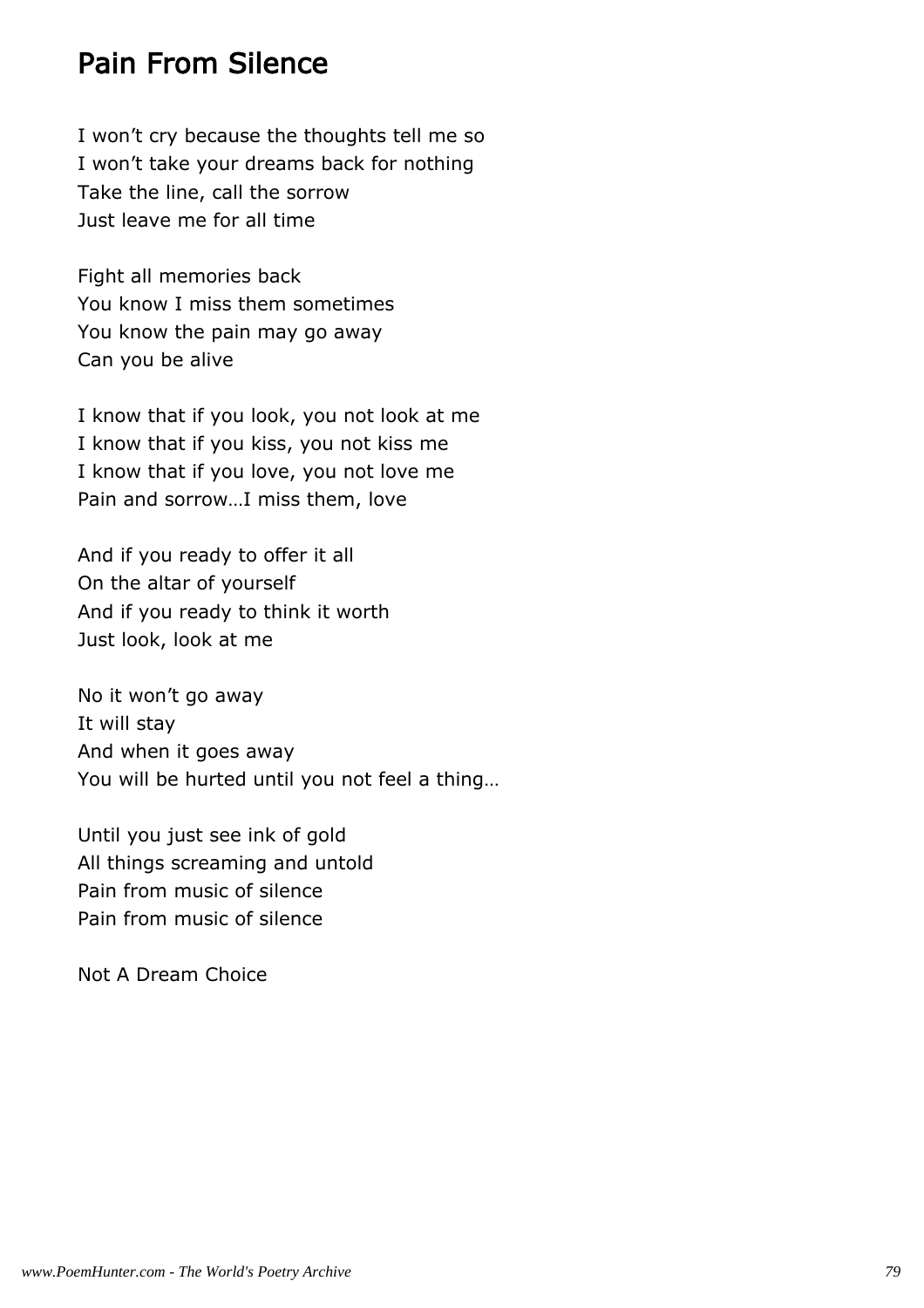# Pain From Silence

I won’t cry because the thoughts tell me so
I won’t take your dreams back for nothing
Take the line, call the sorrow
Just leave me for all time

Fight all memories back
You know I miss them sometimes
You know the pain may go away
Can you be alive

I know that if you look, you not look at me
I know that if you kiss, you not kiss me
I know that if you love, you not love me
Pain and sorrow…I miss them, love

And if you ready to offer it all
On the altar of yourself
And if you ready to think it worth
Just look, look at me

No it won’t go away
It will stay
And when it goes away
You will be hurted until you not feel a thing…

Until you just see ink of gold
All things screaming and untold
Pain from music of silence
Pain from music of silence

Not A Dream Choice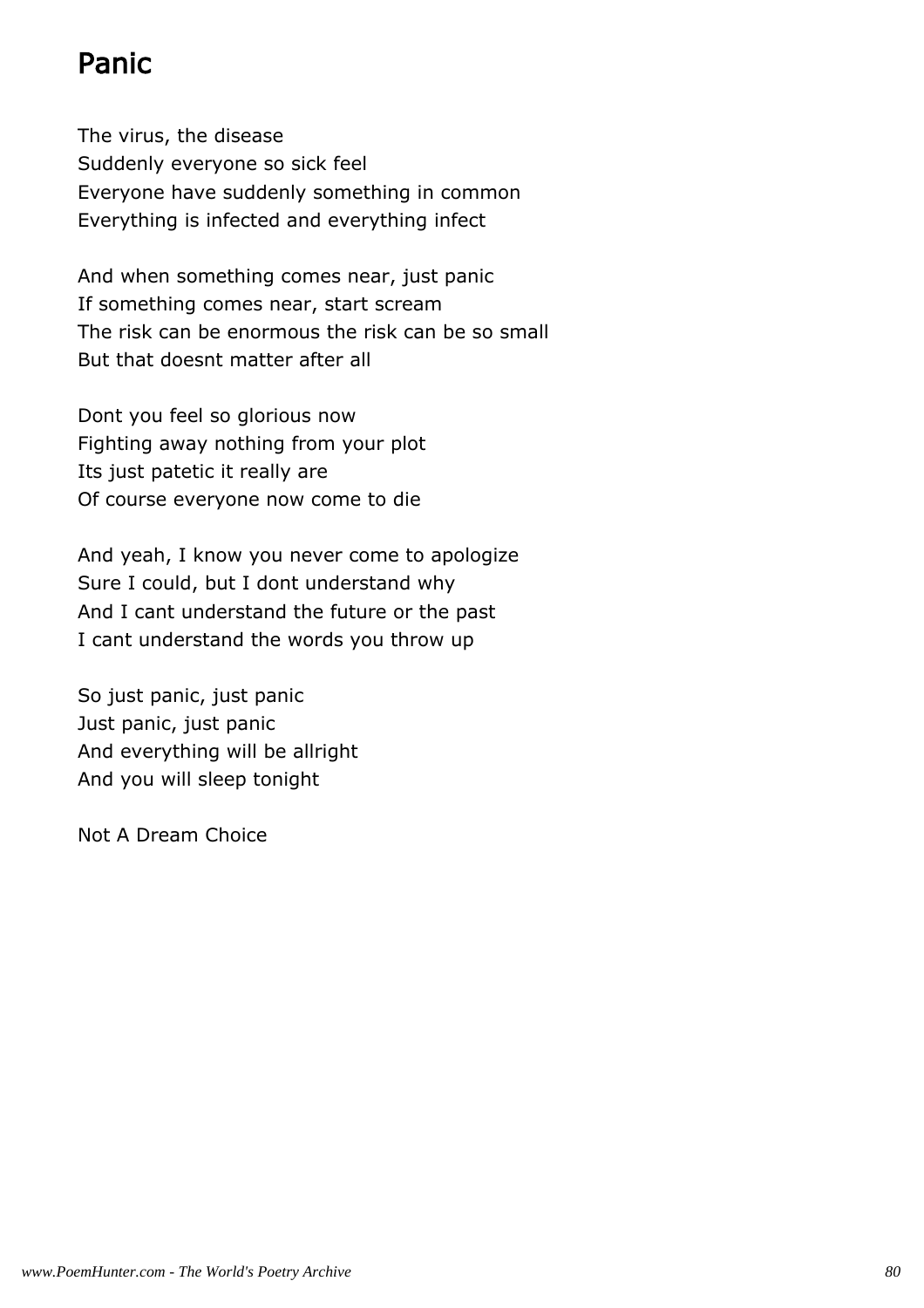# Panic

The virus, the disease
Suddenly everyone so sick feel
Everyone have suddenly something in common
Everything is infected and everything infect

And when something comes near, just panic
If something comes near, start scream
The risk can be enormous the risk can be so small
But that doesnt matter after all

Dont you feel so glorious now
Fighting away nothing from your plot
Its just patetic it really are
Of course everyone now come to die

And yeah, I know you never come to apologize
Sure I could, but I dont understand why
And I cant understand the future or the past
I cant understand the words you throw up

So just panic, just panic
Just panic, just panic
And everything will be allright
And you will sleep tonight

Not A Dream Choice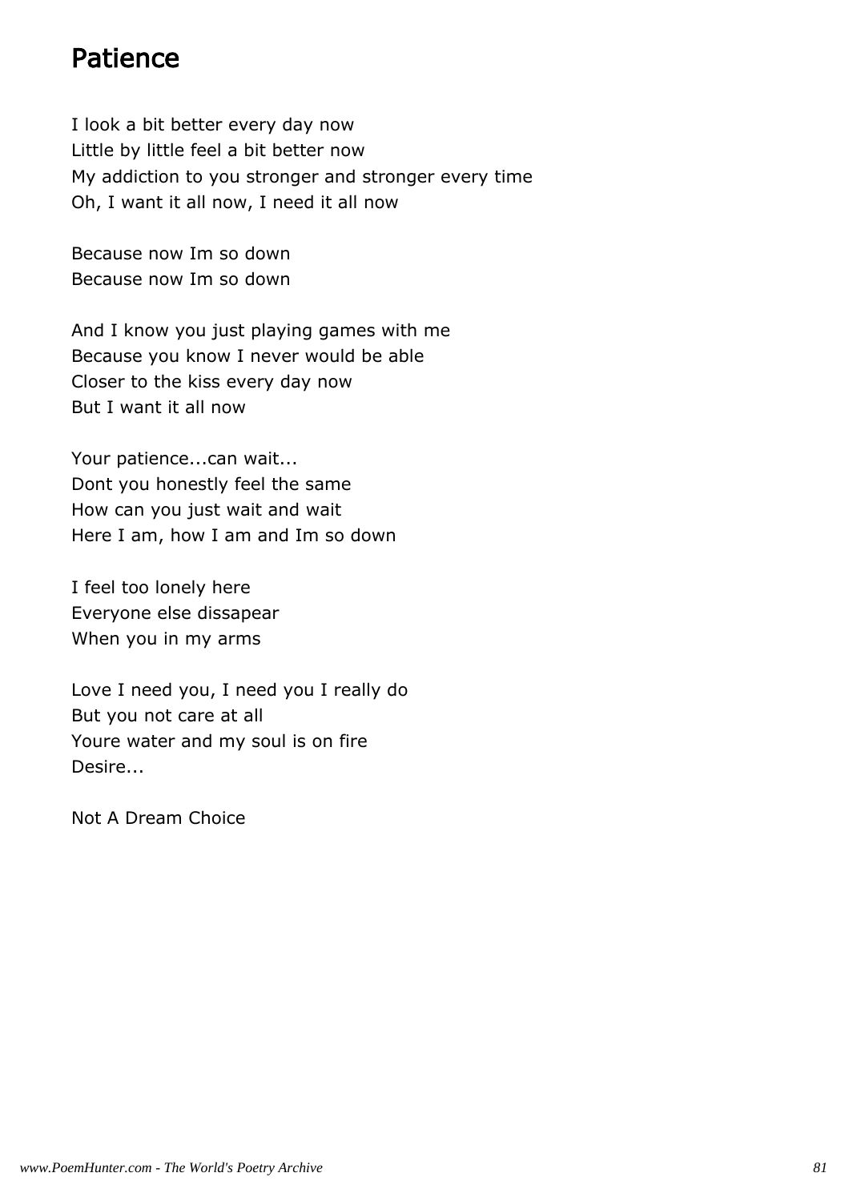## Patience

I look a bit better every day now
Little by little feel a bit better now
My addiction to you stronger and stronger every time
Oh, I want it all now, I need it all now

Because now Im so down
Because now Im so down

And I know you just playing games with me
Because you know I never would be able
Closer to the kiss every day now
But I want it all now

Your patience...can wait...
Dont you honestly feel the same
How can you just wait and wait
Here I am, how I am and Im so down

I feel too lonely here
Everyone else dissapear
When you in my arms

Love I need you, I need you I really do
But you not care at all
Youre water and my soul is on fire
Desire...

Not A Dream Choice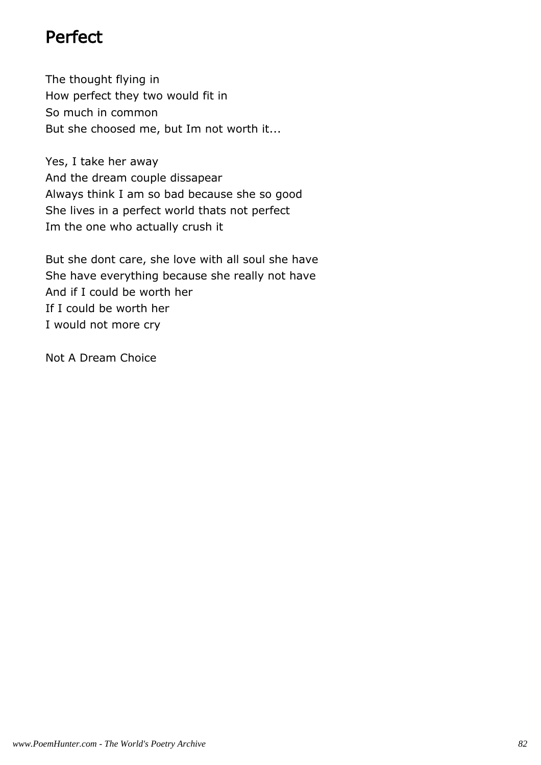# Perfect

The thought flying in
How perfect they two would fit in
So much in common
But she choosed me, but Im not worth it...

Yes, I take her away
And the dream couple dissapear
Always think I am so bad because she so good
She lives in a perfect world thats not perfect
Im the one who actually crush it

But she dont care, she love with all soul she have
She have everything because she really not have
And if I could be worth her
If I could be worth her
I would not more cry

Not A Dream Choice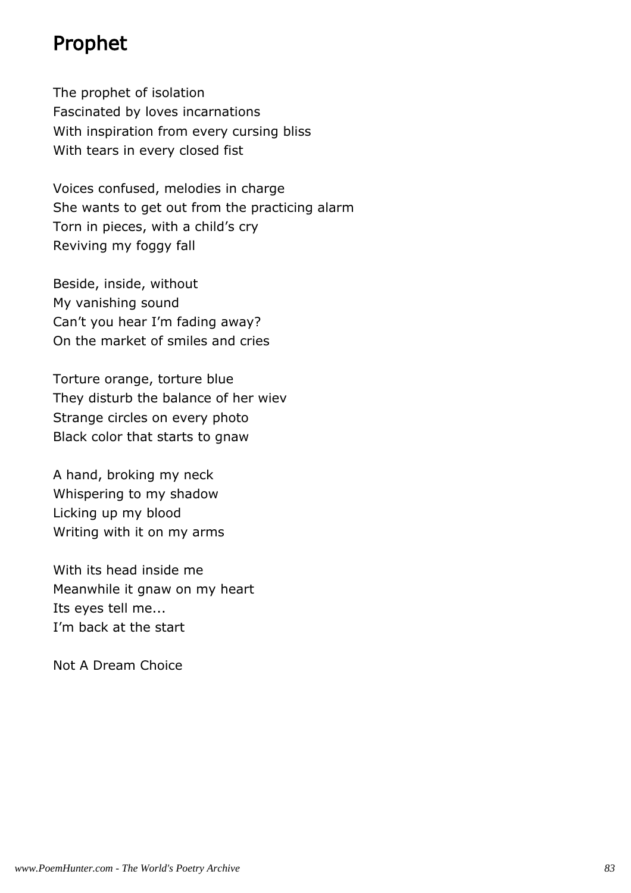# Prophet

The prophet of isolation
Fascinated by loves incarnations
With inspiration from every cursing bliss
With tears in every closed fist

Voices confused, melodies in charge
She wants to get out from the practicing alarm
Torn in pieces, with a child's cry
Reviving my foggy fall

Beside, inside, without
My vanishing sound
Can't you hear I'm fading away?
On the market of smiles and cries

Torture orange, torture blue
They disturb the balance of her wiev
Strange circles on every photo
Black color that starts to gnaw

A hand, broking my neck
Whispering to my shadow
Licking up my blood
Writing with it on my arms

With its head inside me
Meanwhile it gnaw on my heart
Its eyes tell me...
I'm back at the start

Not A Dream Choice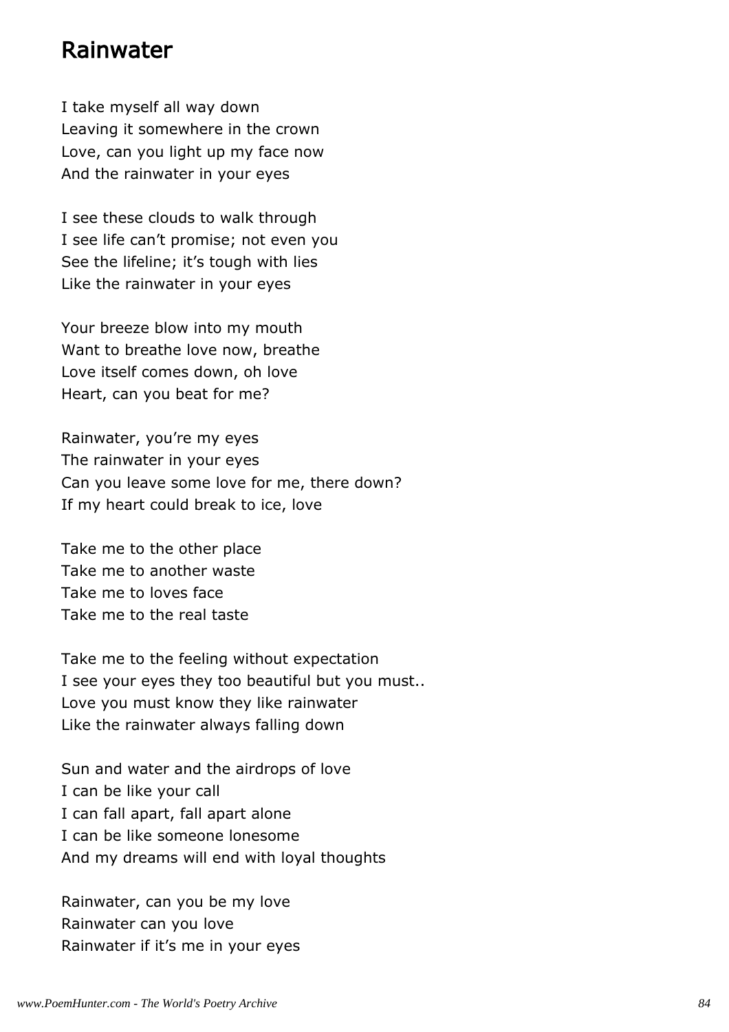# Rainwater

I take myself all way down
Leaving it somewhere in the crown
Love, can you light up my face now
And the rainwater in your eyes

I see these clouds to walk through
I see life can't promise; not even you
See the lifeline; it's tough with lies
Like the rainwater in your eyes

Your breeze blow into my mouth
Want to breathe love now, breathe
Love itself comes down, oh love
Heart, can you beat for me?

Rainwater, you're my eyes
The rainwater in your eyes
Can you leave some love for me, there down?
If my heart could break to ice, love

Take me to the other place
Take me to another waste
Take me to loves face
Take me to the real taste

Take me to the feeling without expectation
I see your eyes they too beautiful but you must..
Love you must know they like rainwater
Like the rainwater always falling down

Sun and water and the airdrops of love
I can be like your call
I can fall apart, fall apart alone
I can be like someone lonesome
And my dreams will end with loyal thoughts

Rainwater, can you be my love
Rainwater can you love
Rainwater if it's me in your eyes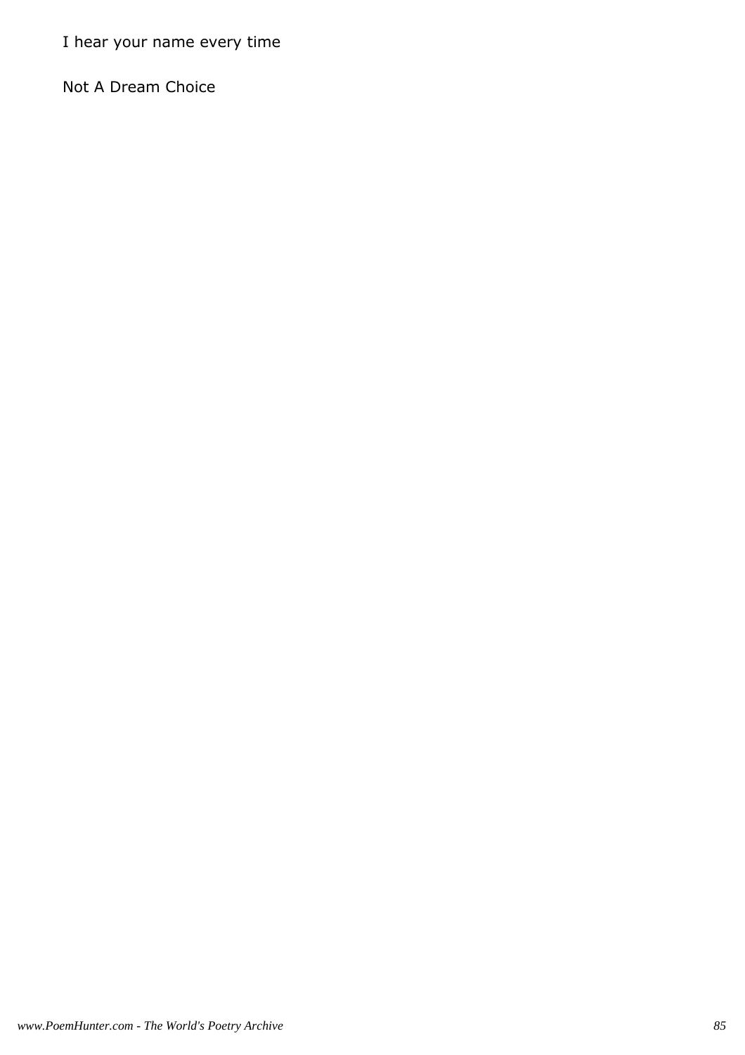I hear your name every time

Not A Dream Choice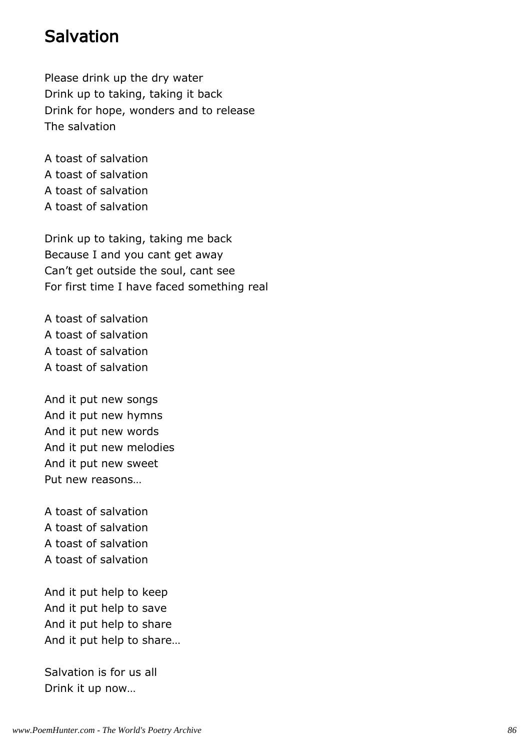## Salvation

Please drink up the dry water
Drink up to taking, taking it back
Drink for hope, wonders and to release
The salvation

A toast of salvation
A toast of salvation
A toast of salvation
A toast of salvation

Drink up to taking, taking me back
Because I and you cant get away
Can't get outside the soul, cant see
For first time I have faced something real

A toast of salvation
A toast of salvation
A toast of salvation
A toast of salvation

And it put new songs
And it put new hymns
And it put new words
And it put new melodies
And it put new sweet
Put new reasons…

A toast of salvation
A toast of salvation
A toast of salvation
A toast of salvation

And it put help to keep
And it put help to save
And it put help to share
And it put help to share…

Salvation is for us all
Drink it up now…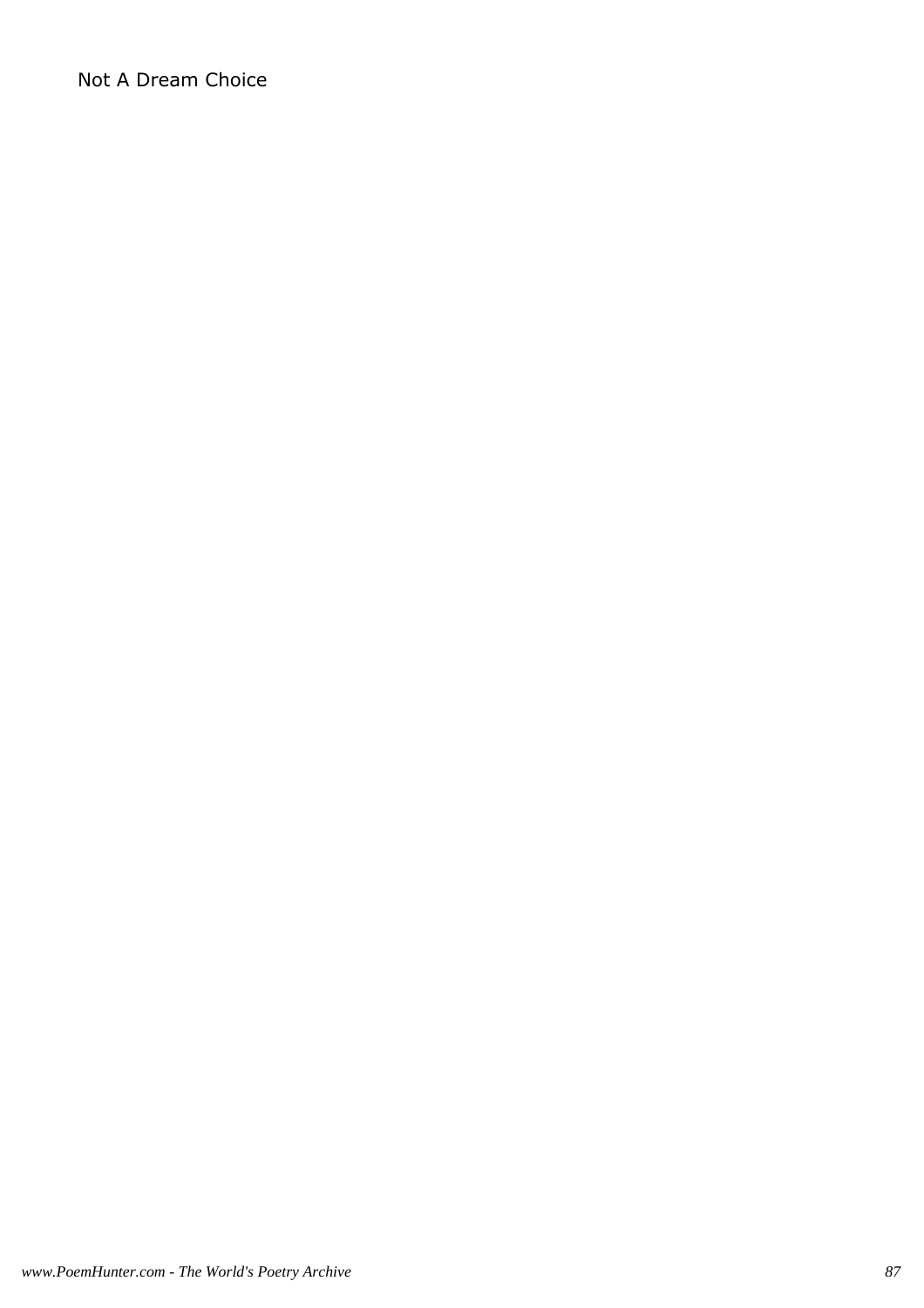Not A Dream Choice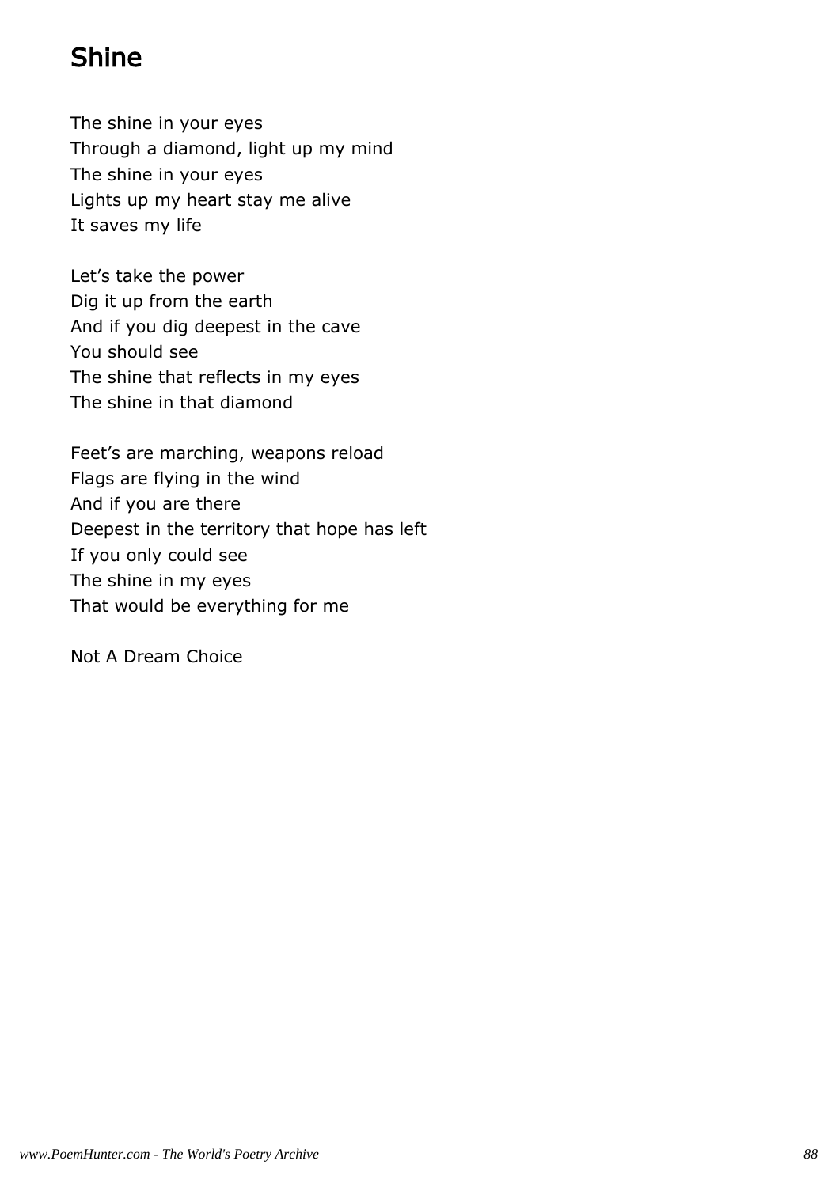# Shine

The shine in your eyes
Through a diamond, light up my mind
The shine in your eyes
Lights up my heart stay me alive
It saves my life

Let's take the power
Dig it up from the earth
And if you dig deepest in the cave
You should see
The shine that reflects in my eyes
The shine in that diamond

Feet's are marching, weapons reload
Flags are flying in the wind
And if you are there
Deepest in the territory that hope has left
If you only could see
The shine in my eyes
That would be everything for me

Not A Dream Choice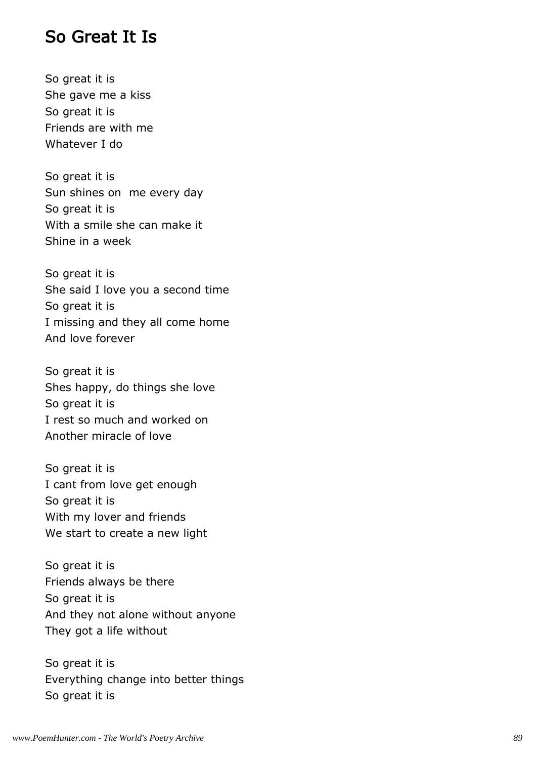## So Great It Is

So great it is
She gave me a kiss
So great it is
Friends are with me
Whatever I do

So great it is
Sun shines on  me every day
So great it is
With a smile she can make it
Shine in a week

So great it is
She said I love you a second time
So great it is
I missing and they all come home
And love forever

So great it is
Shes happy, do things she love
So great it is
I rest so much and worked on
Another miracle of love

So great it is
I cant from love get enough
So great it is
With my lover and friends
We start to create a new light

So great it is
Friends always be there
So great it is
And they not alone without anyone
They got a life without

So great it is
Everything change into better things
So great it is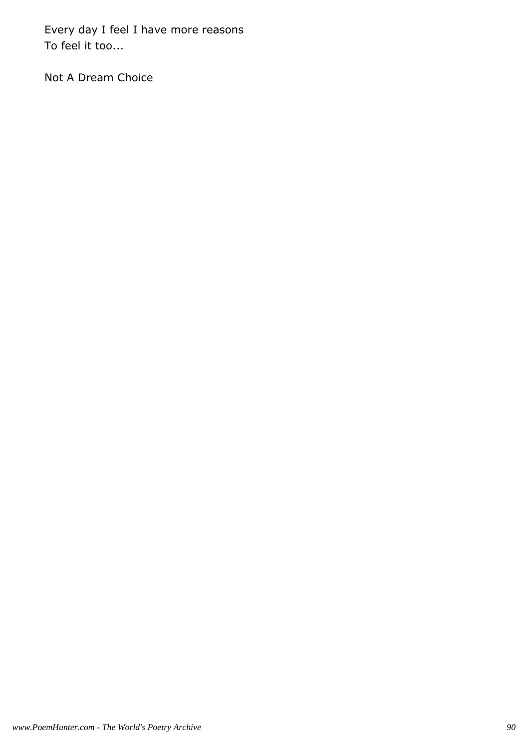Every day I feel I have more reasons
To feel it too...

Not A Dream Choice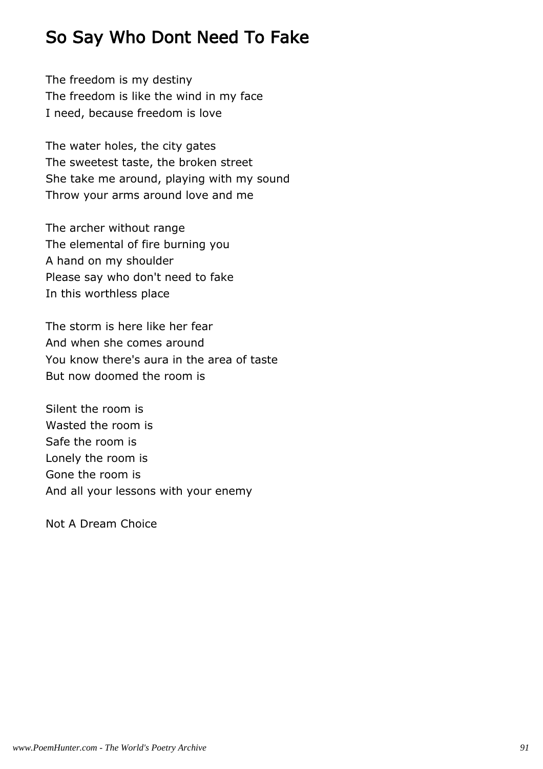# So Say Who Dont Need To Fake

The freedom is my destiny
The freedom is like the wind in my face
I need, because freedom is love

The water holes, the city gates
The sweetest taste, the broken street
She take me around, playing with my sound
Throw your arms around love and me

The archer without range
The elemental of fire burning you
A hand on my shoulder
Please say who don't need to fake
In this worthless place

The storm is here like her fear
And when she comes around
You know there's aura in the area of taste
But now doomed the room is

Silent the room is
Wasted the room is
Safe the room is
Lonely the room is
Gone the room is
And all your lessons with your enemy

Not A Dream Choice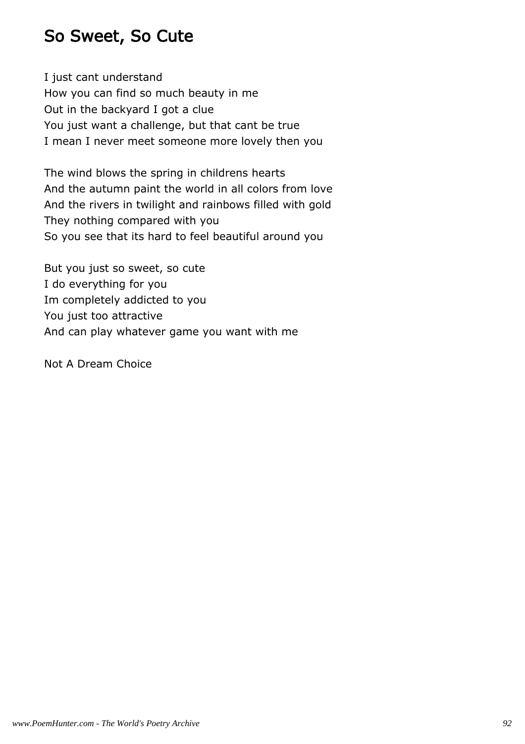# So Sweet, So Cute

I just cant understand
How you can find so much beauty in me
Out in the backyard I got a clue
You just want a challenge, but that cant be true
I mean I never meet someone more lovely then you

The wind blows the spring in childrens hearts
And the autumn paint the world in all colors from love
And the rivers in twilight and rainbows filled with gold
They nothing compared with you
So you see that its hard to feel beautiful around you

But you just so sweet, so cute
I do everything for you
Im completely addicted to you
You just too attractive
And can play whatever game you want with me

Not A Dream Choice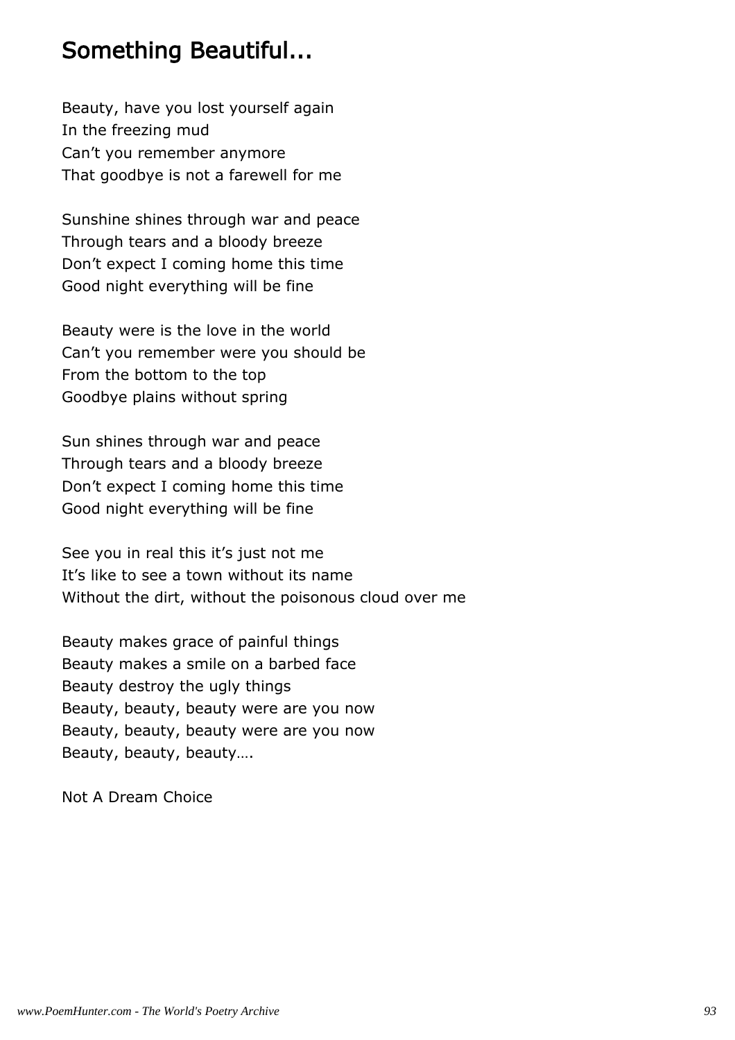## Something Beautiful...

Beauty, have you lost yourself again
In the freezing mud
Can't you remember anymore
That goodbye is not a farewell for me

Sunshine shines through war and peace
Through tears and a bloody breeze
Don't expect I coming home this time
Good night everything will be fine

Beauty were is the love in the world
Can't you remember were you should be
From the bottom to the top
Goodbye plains without spring

Sun shines through war and peace
Through tears and a bloody breeze
Don't expect I coming home this time
Good night everything will be fine

See you in real this it's just not me
It's like to see a town without its name
Without the dirt, without the poisonous cloud over me

Beauty makes grace of painful things
Beauty makes a smile on a barbed face
Beauty destroy the ugly things
Beauty, beauty, beauty were are you now
Beauty, beauty, beauty were are you now
Beauty, beauty, beauty….

Not A Dream Choice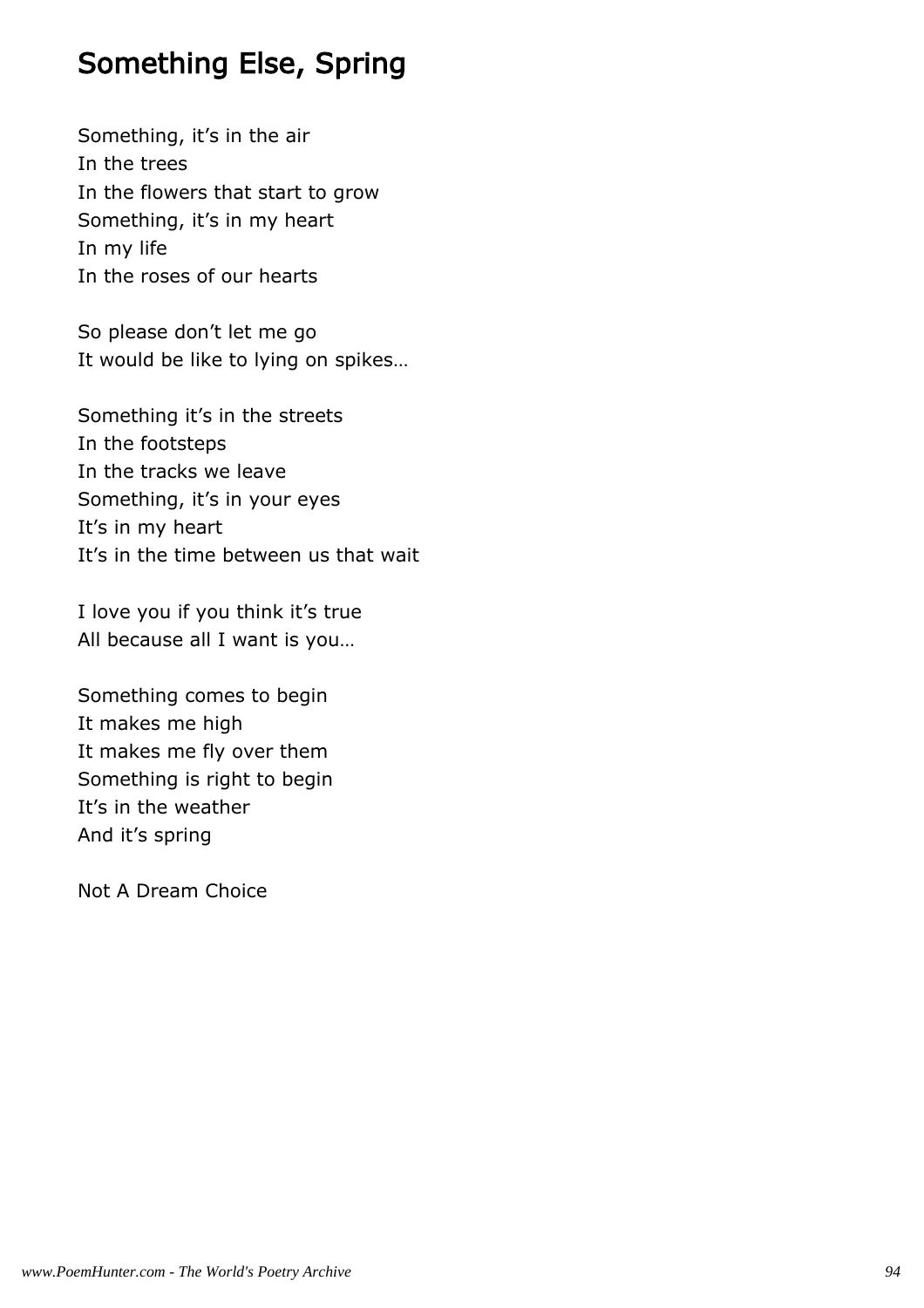# Something Else, Spring

Something, it's in the air
In the trees
In the flowers that start to grow
Something, it's in my heart
In my life
In the roses of our hearts

So please don't let me go
It would be like to lying on spikes…

Something it's in the streets
In the footsteps
In the tracks we leave
Something, it's in your eyes
It's in my heart
It's in the time between us that wait

I love you if you think it's true
All because all I want is you…

Something comes to begin
It makes me high
It makes me fly over them
Something is right to begin
It's in the weather
And it's spring

Not A Dream Choice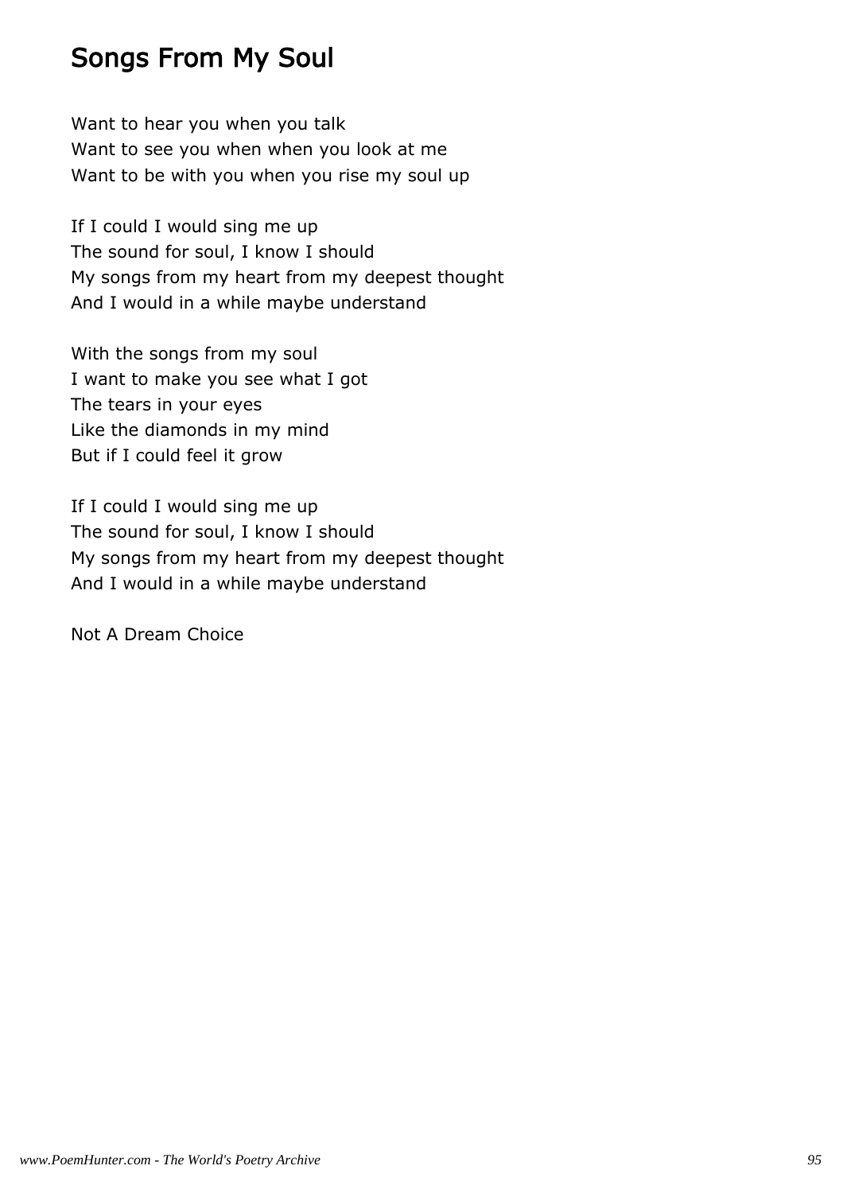# Songs From My Soul

Want to hear you when you talk
Want to see you when when you look at me
Want to be with you when you rise my soul up

If I could I would sing me up
The sound for soul, I know I should
My songs from my heart from my deepest thought
And I would in a while maybe understand

With the songs from my soul
I want to make you see what I got
The tears in your eyes
Like the diamonds in my mind
But if I could feel it grow

If I could I would sing me up
The sound for soul, I know I should
My songs from my heart from my deepest thought
And I would in a while maybe understand

Not A Dream Choice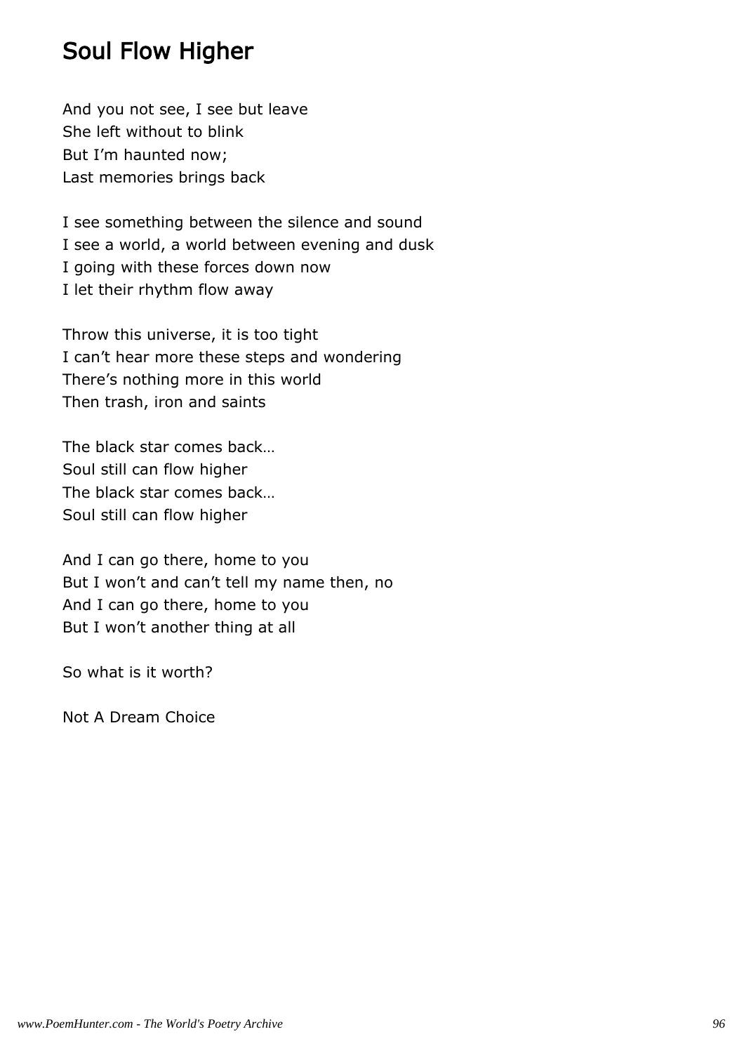# Soul Flow Higher

And you not see, I see but leave
She left without to blink
But I'm haunted now;
Last memories brings back

I see something between the silence and sound
I see a world, a world between evening and dusk
I going with these forces down now
I let their rhythm flow away

Throw this universe, it is too tight
I can't hear more these steps and wondering
There's nothing more in this world
Then trash, iron and saints

The black star comes back…
Soul still can flow higher
The black star comes back…
Soul still can flow higher

And I can go there, home to you
But I won't and can't tell my name then, no
And I can go there, home to you
But I won't another thing at all

So what is it worth?

Not A Dream Choice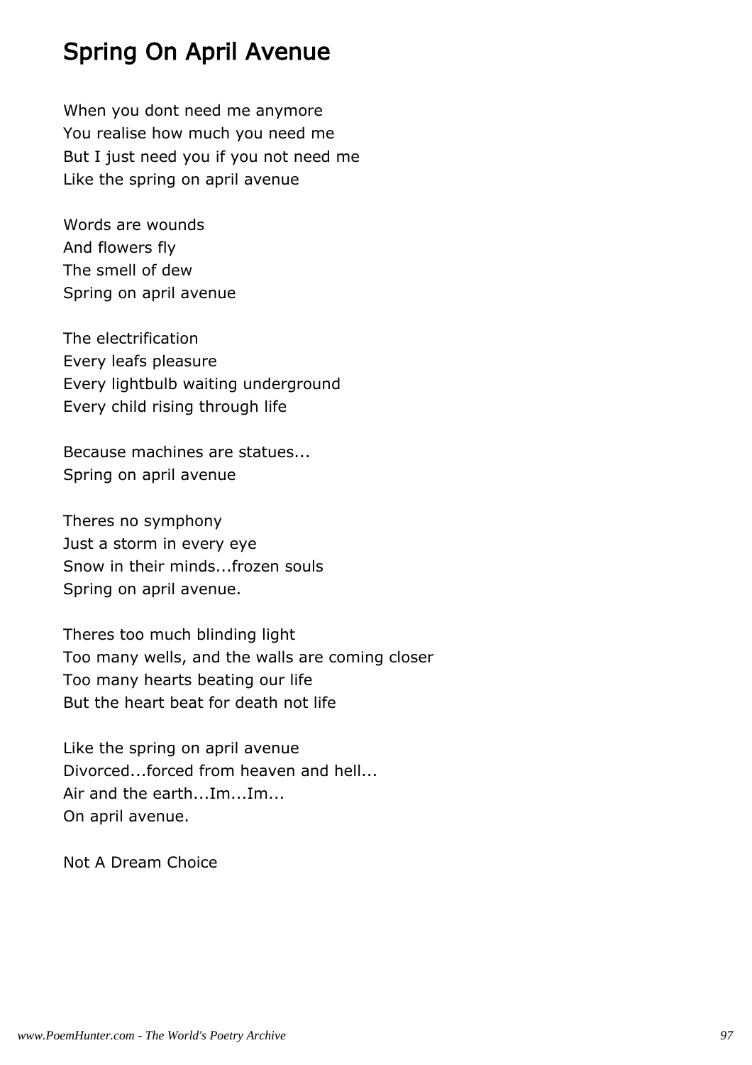## Spring On April Avenue

When you dont need me anymore
You realise how much you need me
But I just need you if you not need me
Like the spring on april avenue

Words are wounds
And flowers fly
The smell of dew
Spring on april avenue

The electrification
Every leafs pleasure
Every lightbulb waiting underground
Every child rising through life

Because machines are statues...
Spring on april avenue

Theres no symphony
Just a storm in every eye
Snow in their minds...frozen souls
Spring on april avenue.

Theres too much blinding light
Too many wells, and the walls are coming closer
Too many hearts beating our life
But the heart beat for death not life

Like the spring on april avenue
Divorced...forced from heaven and hell...
Air and the earth...Im...Im...
On april avenue.

Not A Dream Choice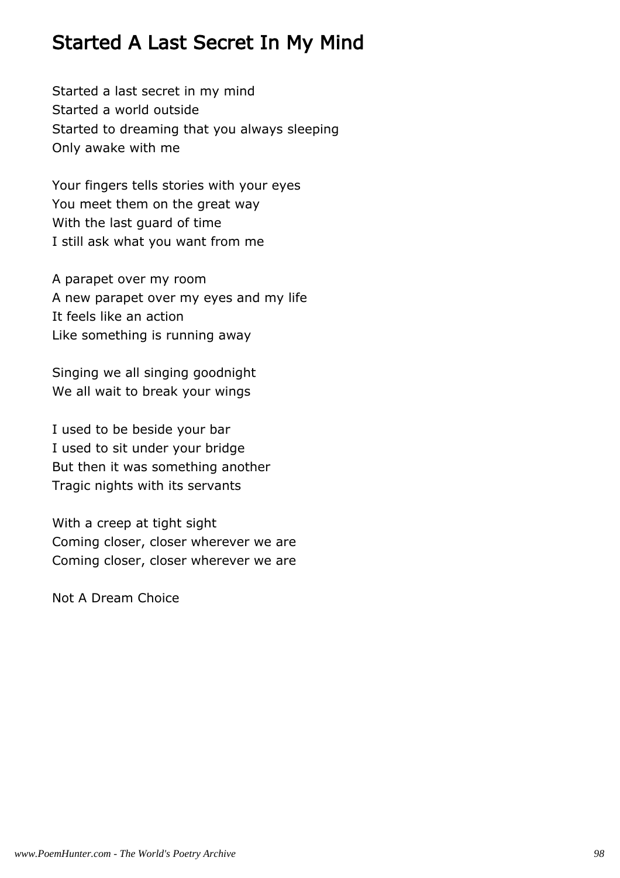# Started A Last Secret In My Mind

Started a last secret in my mind
Started a world outside
Started to dreaming that you always sleeping
Only awake with me

Your fingers tells stories with your eyes
You meet them on the great way
With the last guard of time
I still ask what you want from me

A parapet over my room
A new parapet over my eyes and my life
It feels like an action
Like something is running away

Singing we all singing goodnight
We all wait to break your wings

I used to be beside your bar
I used to sit under your bridge
But then it was something another
Tragic nights with its servants

With a creep at tight sight
Coming closer, closer wherever we are
Coming closer, closer wherever we are

Not A Dream Choice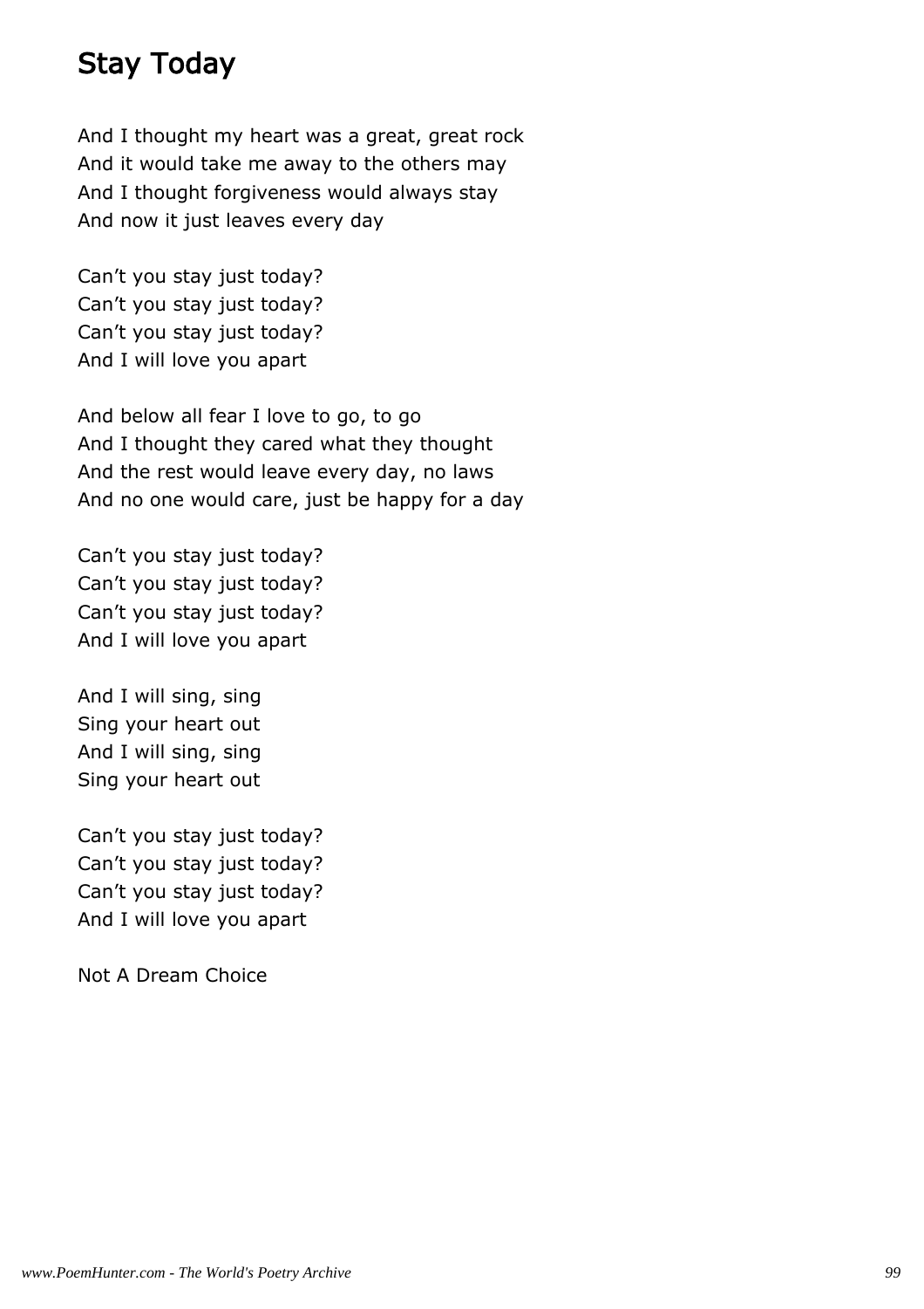# Stay Today

And I thought my heart was a great, great rock
And it would take me away to the others may
And I thought forgiveness would always stay
And now it just leaves every day

Can't you stay just today?
Can't you stay just today?
Can't you stay just today?
And I will love you apart

And below all fear I love to go, to go
And I thought they cared what they thought
And the rest would leave every day, no laws
And no one would care, just be happy for a day

Can't you stay just today?
Can't you stay just today?
Can't you stay just today?
And I will love you apart

And I will sing, sing
Sing your heart out
And I will sing, sing
Sing your heart out

Can't you stay just today?
Can't you stay just today?
Can't you stay just today?
And I will love you apart

Not A Dream Choice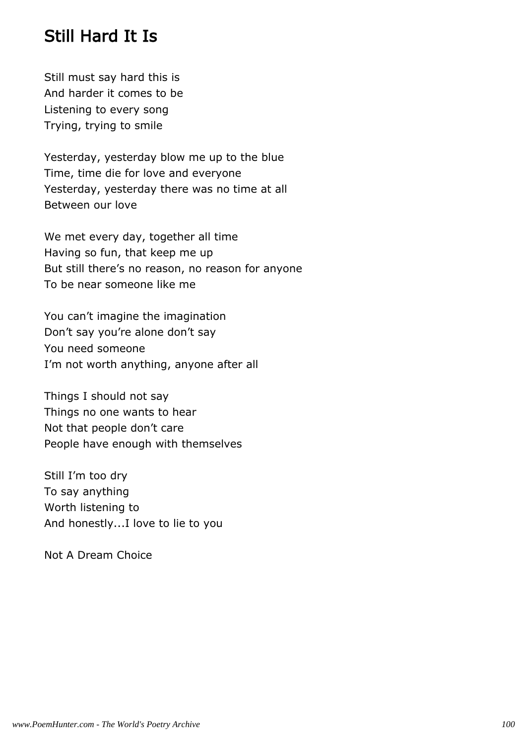## Still Hard It Is

Still must say hard this is  
And harder it comes to be  
Listening to every song  
Trying, trying to smile

Yesterday, yesterday blow me up to the blue  
Time, time die for love and everyone  
Yesterday, yesterday there was no time at all  
Between our love

We met every day, together all time  
Having so fun, that keep me up  
But still there's no reason, no reason for anyone  
To be near someone like me

You can't imagine the imagination  
Don't say you're alone don't say  
You need someone  
I'm not worth anything, anyone after all

Things I should not say  
Things no one wants to hear  
Not that people don't care  
People have enough with themselves

Still I'm too dry  
To say anything  
Worth listening to  
And honestly...I love to lie to you

Not A Dream Choice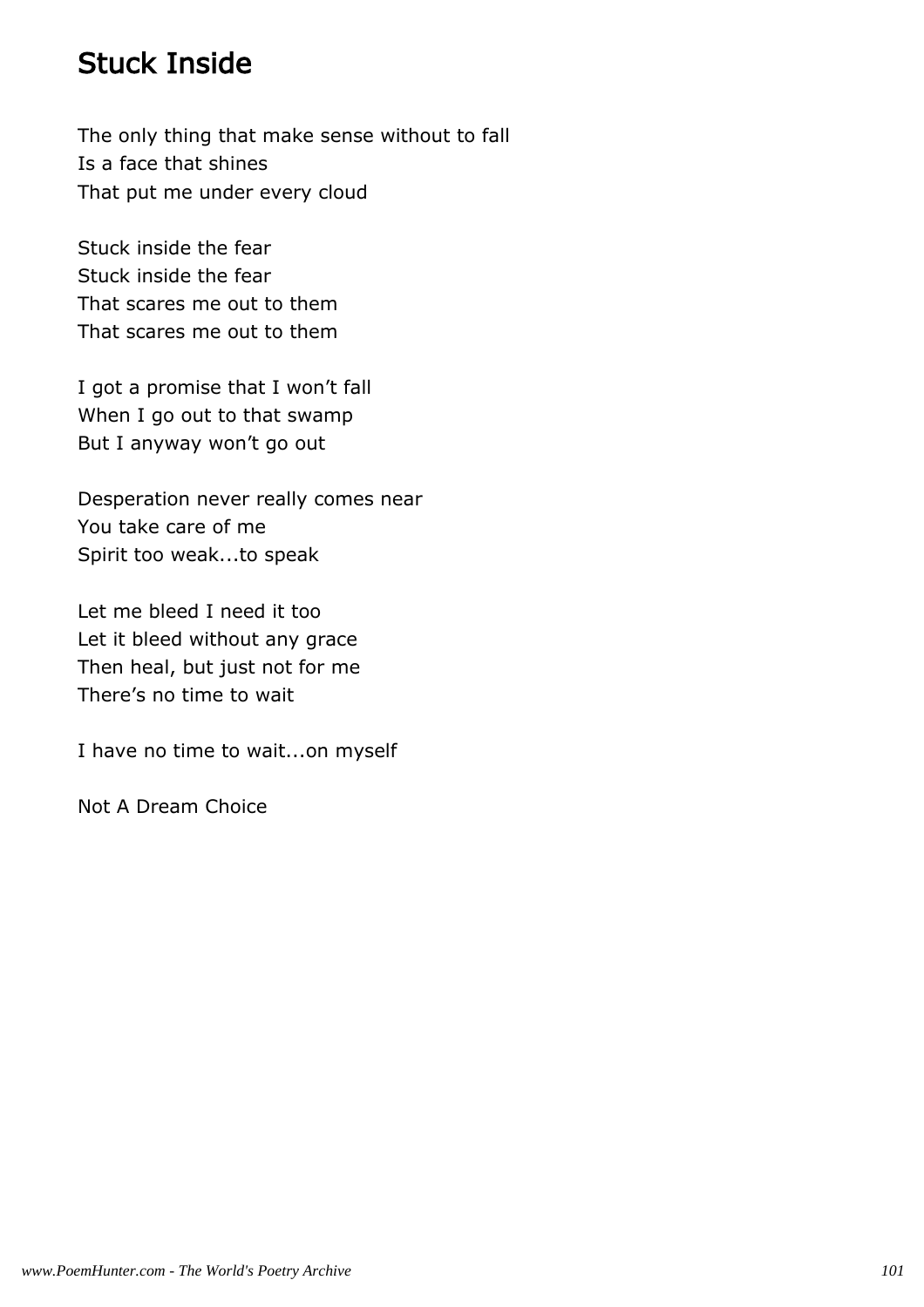## Stuck Inside

The only thing that make sense without to fall
Is a face that shines
That put me under every cloud

Stuck inside the fear
Stuck inside the fear
That scares me out to them
That scares me out to them

I got a promise that I won't fall
When I go out to that swamp
But I anyway won't go out

Desperation never really comes near
You take care of me
Spirit too weak...to speak

Let me bleed I need it too
Let it bleed without any grace
Then heal, but just not for me
There's no time to wait

I have no time to wait...on myself

Not A Dream Choice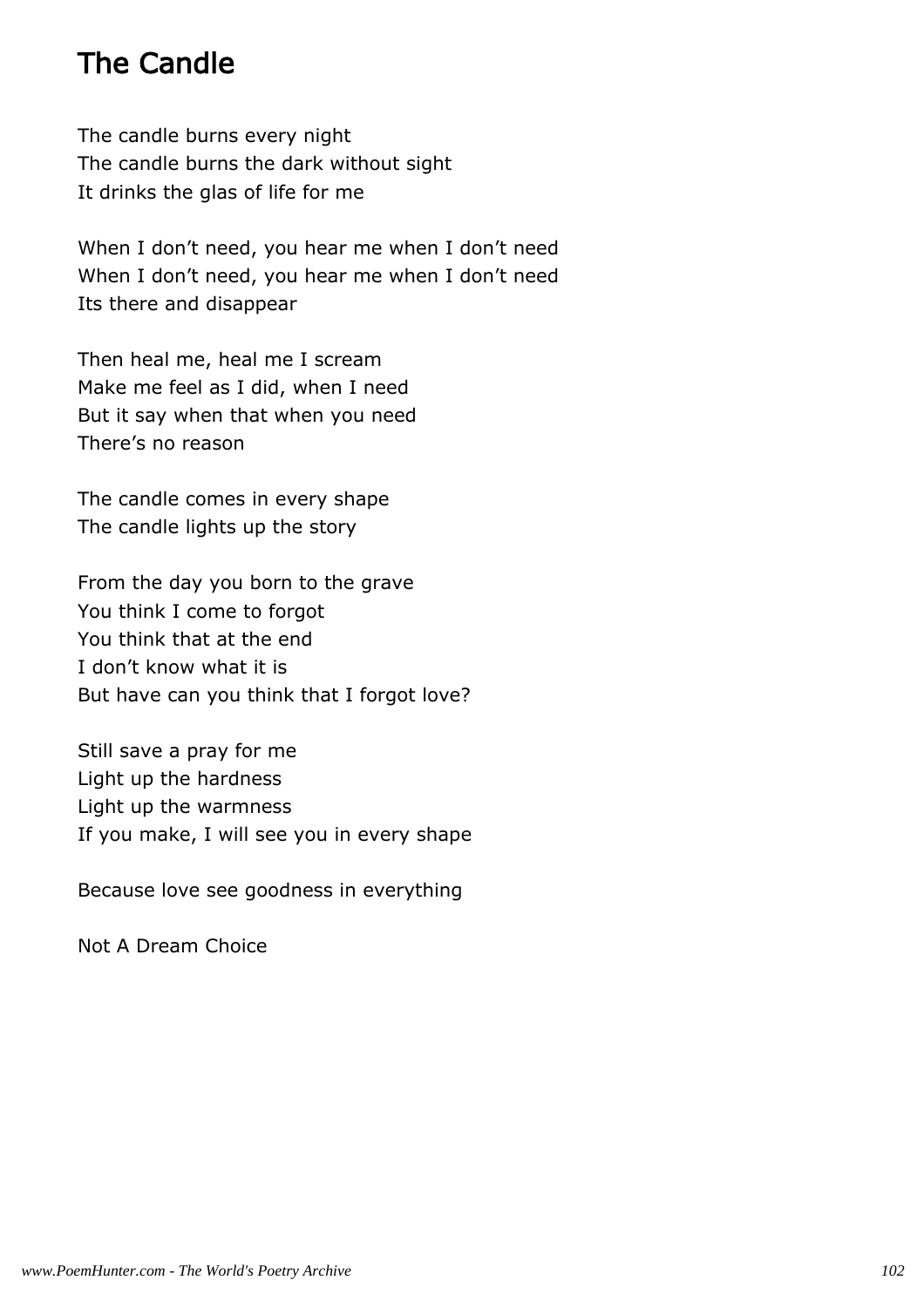# The Candle

The candle burns every night  
The candle burns the dark without sight  
It drinks the glas of life for me

When I don't need, you hear me when I don't need  
When I don't need, you hear me when I don't need  
Its there and disappear

Then heal me, heal me I scream  
Make me feel as I did, when I need  
But it say when that when you need  
There's no reason

The candle comes in every shape  
The candle lights up the story

From the day you born to the grave  
You think I come to forgot  
You think that at the end  
I don't know what it is  
But have can you think that I forgot love?

Still save a pray for me  
Light up the hardness  
Light up the warmness  
If you make, I will see you in every shape

Because love see goodness in everything

Not A Dream Choice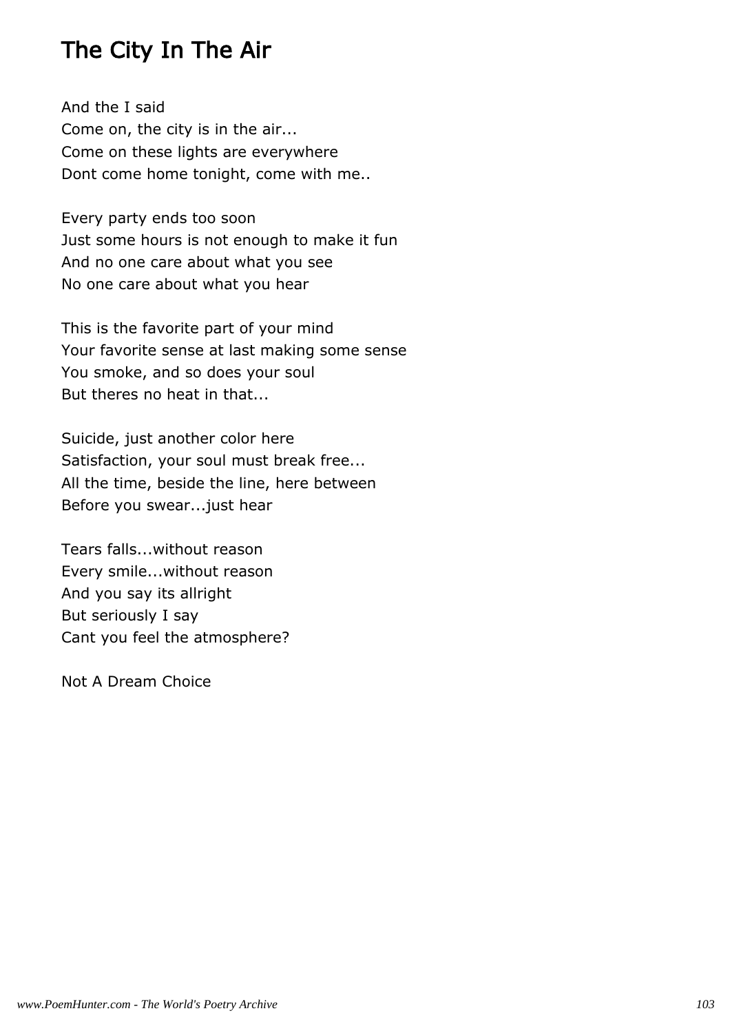# The City In The Air

And the I said
Come on, the city is in the air...
Come on these lights are everywhere
Dont come home tonight, come with me..

Every party ends too soon
Just some hours is not enough to make it fun
And no one care about what you see
No one care about what you hear

This is the favorite part of your mind
Your favorite sense at last making some sense
You smoke, and so does your soul
But theres no heat in that...

Suicide, just another color here
Satisfaction, your soul must break free...
All the time, beside the line, here between
Before you swear...just hear

Tears falls...without reason
Every smile...without reason
And you say its allright
But seriously I say
Cant you feel the atmosphere?

Not A Dream Choice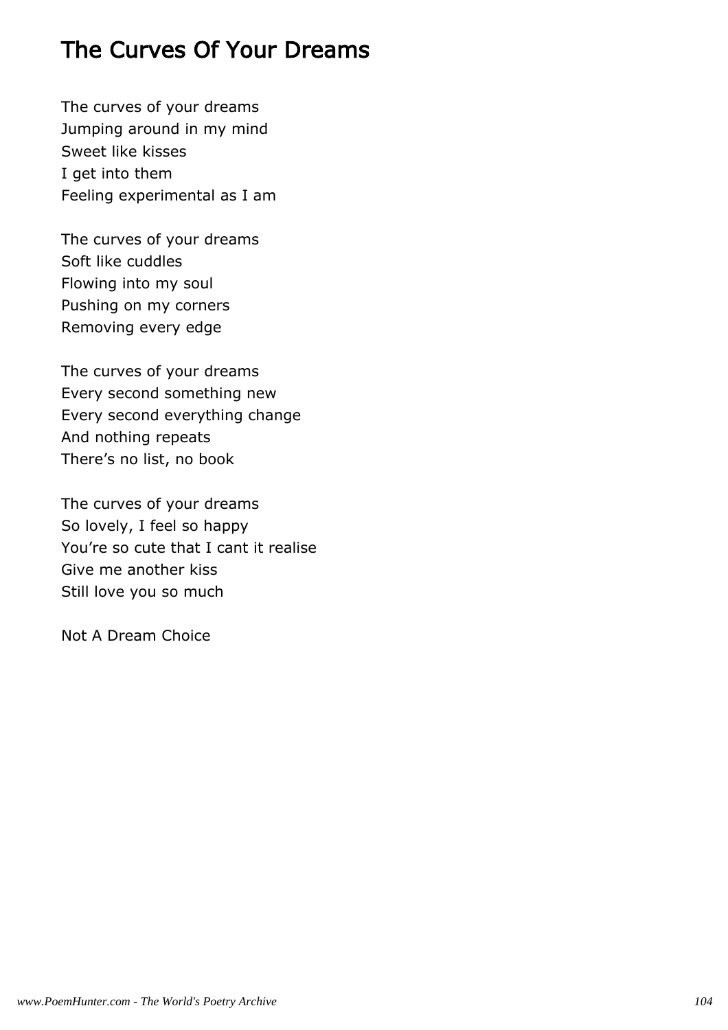# The Curves Of Your Dreams

The curves of your dreams
Jumping around in my mind
Sweet like kisses
I get into them
Feeling experimental as I am

The curves of your dreams
Soft like cuddles
Flowing into my soul
Pushing on my corners
Removing every edge

The curves of your dreams
Every second something new
Every second everything change
And nothing repeats
There’s no list, no book

The curves of your dreams
So lovely, I feel so happy
You’re so cute that I cant it realise
Give me another kiss
Still love you so much

Not A Dream Choice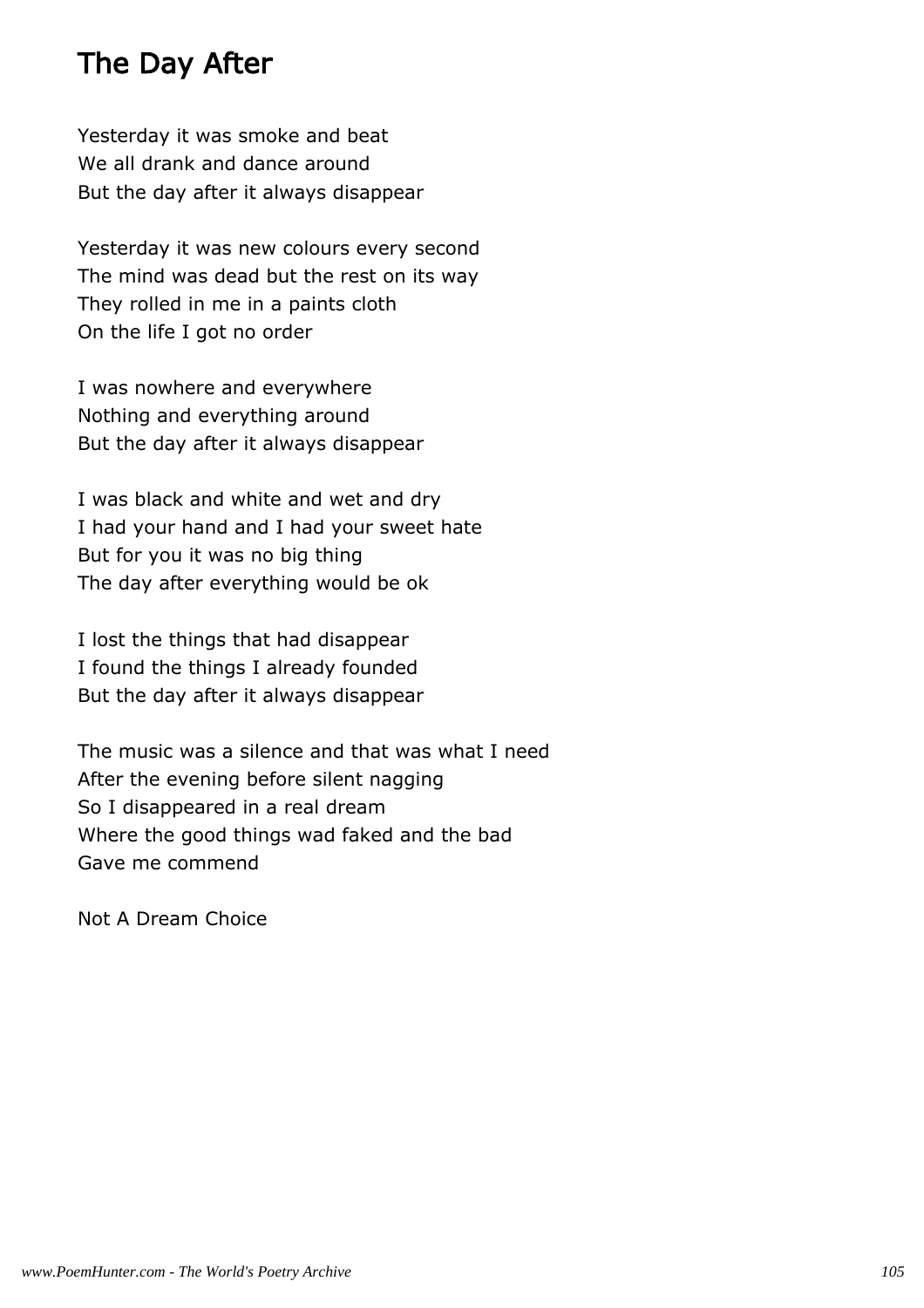# The Day After

Yesterday it was smoke and beat
We all drank and dance around
But the day after it always disappear

Yesterday it was new colours every second
The mind was dead but the rest on its way
They rolled in me in a paints cloth
On the life I got no order

I was nowhere and everywhere
Nothing and everything around
But the day after it always disappear

I was black and white and wet and dry
I had your hand and I had your sweet hate
But for you it was no big thing
The day after everything would be ok

I lost the things that had disappear
I found the things I already founded
But the day after it always disappear

The music was a silence and that was what I need
After the evening before silent nagging
So I disappeared in a real dream
Where the good things wad faked and the bad
Gave me commend

Not A Dream Choice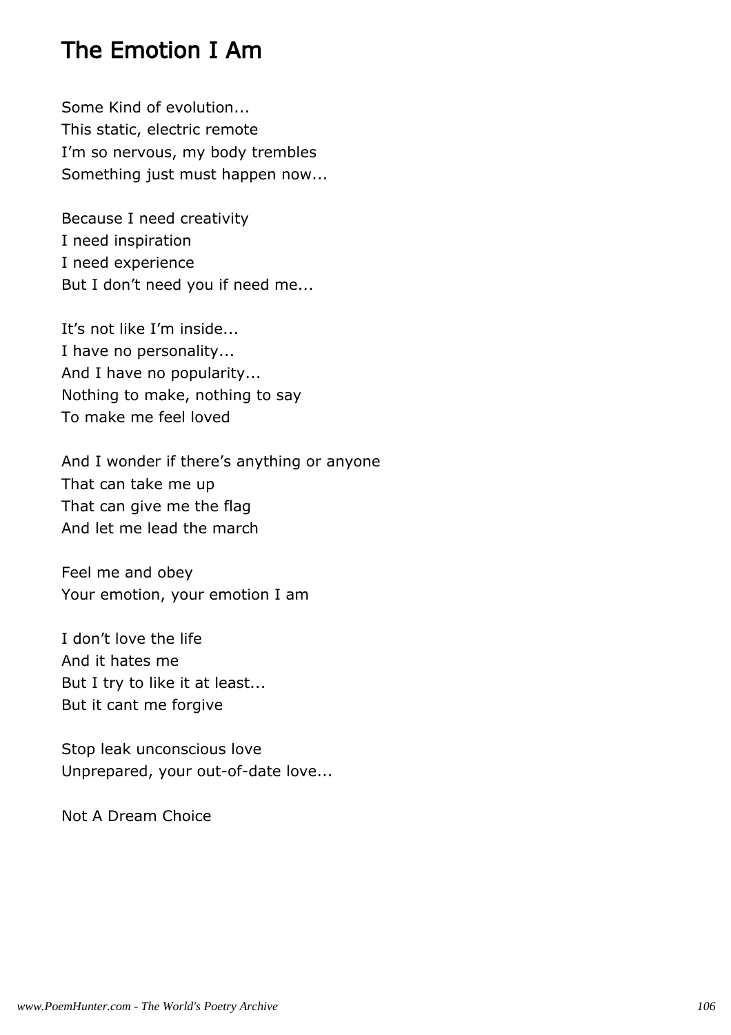# The Emotion I Am

Some Kind of evolution...
This static, electric remote
I'm so nervous, my body trembles
Something just must happen now...

Because I need creativity
I need inspiration
I need experience
But I don't need you if need me...

It's not like I'm inside...
I have no personality...
And I have no popularity...
Nothing to make, nothing to say
To make me feel loved

And I wonder if there's anything or anyone
That can take me up
That can give me the flag
And let me lead the march

Feel me and obey
Your emotion, your emotion I am

I don't love the life
And it hates me
But I try to like it at least...
But it cant me forgive

Stop leak unconscious love
Unprepared, your out-of-date love...

Not A Dream Choice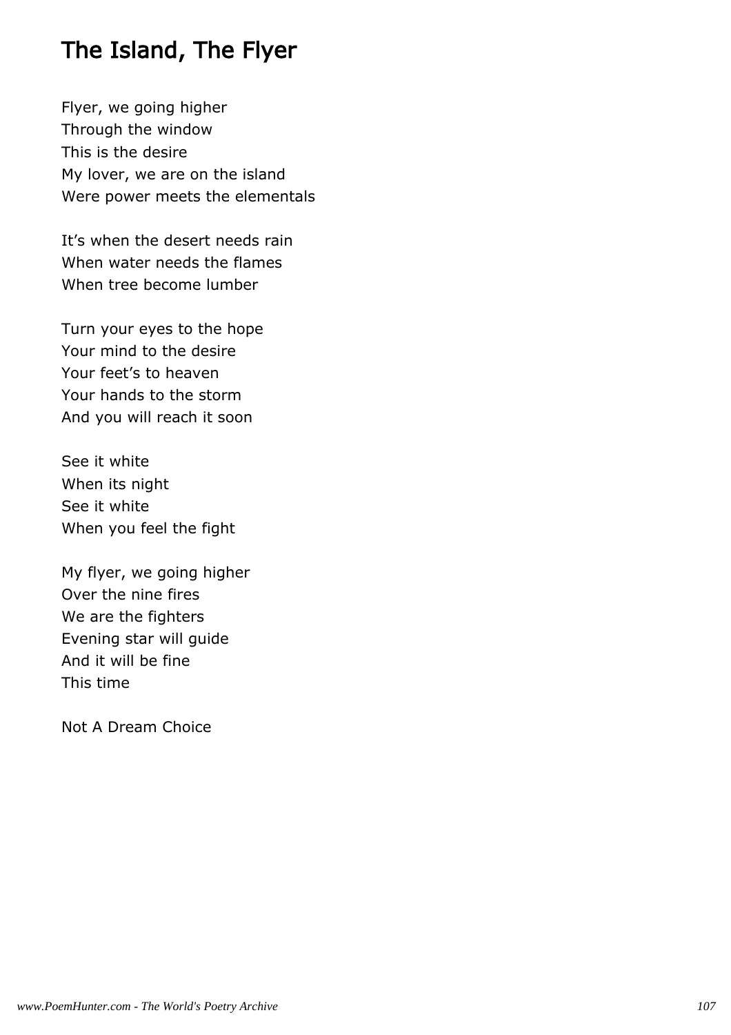# The Island, The Flyer

Flyer, we going higher
Through the window
This is the desire
My lover, we are on the island
Were power meets the elementals

It's when the desert needs rain
When water needs the flames
When tree become lumber

Turn your eyes to the hope
Your mind to the desire
Your feet's to heaven
Your hands to the storm
And you will reach it soon

See it white
When its night
See it white
When you feel the fight

My flyer, we going higher
Over the nine fires
We are the fighters
Evening star will guide
And it will be fine
This time

Not A Dream Choice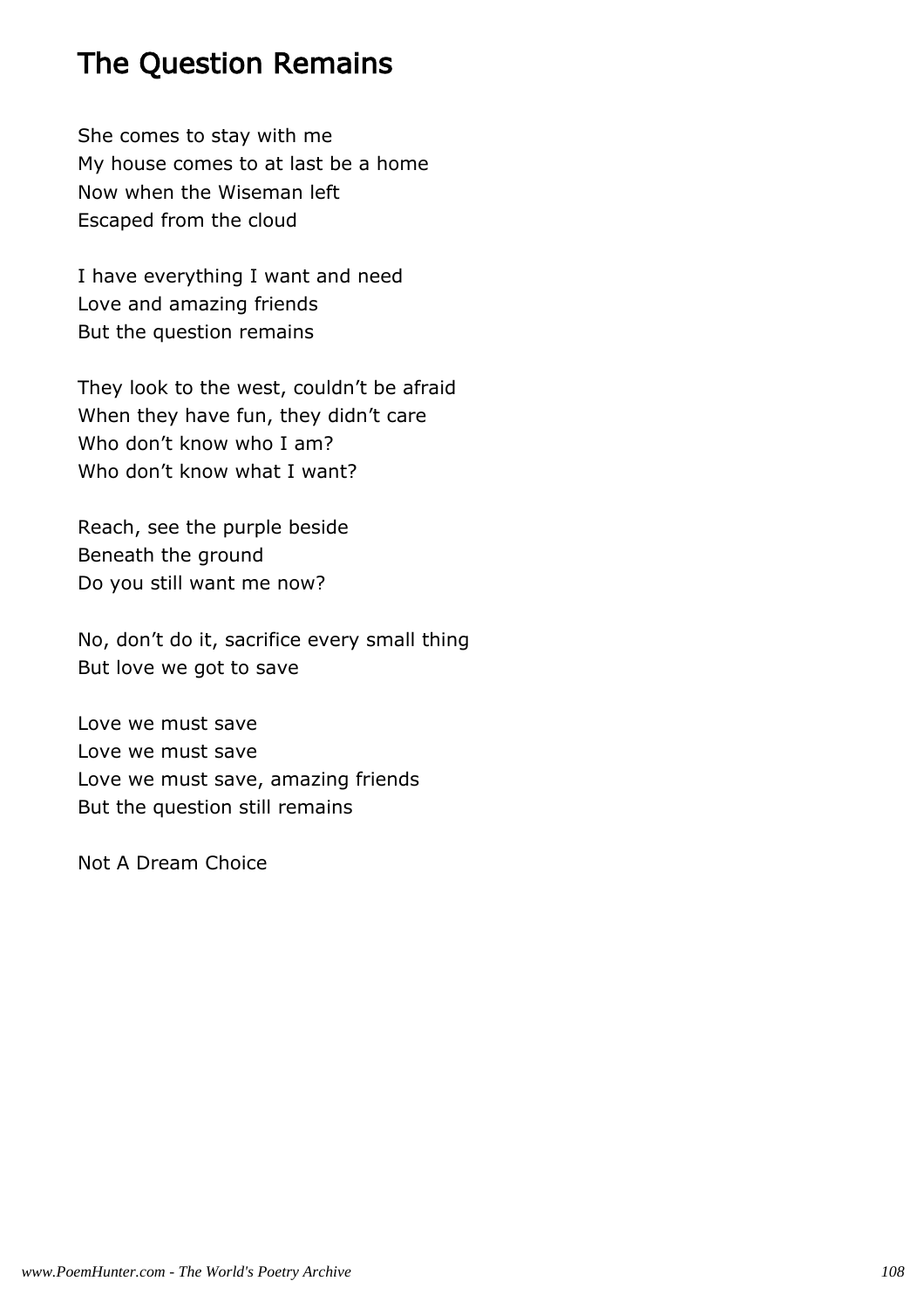## The Question Remains

She comes to stay with me
My house comes to at last be a home
Now when the Wiseman left
Escaped from the cloud

I have everything I want and need
Love and amazing friends
But the question remains

They look to the west, couldn’t be afraid
When they have fun, they didn’t care
Who don’t know who I am?
Who don’t know what I want?

Reach, see the purple beside
Beneath the ground
Do you still want me now?

No, don’t do it, sacrifice every small thing
But love we got to save

Love we must save
Love we must save
Love we must save, amazing friends
But the question still remains

Not A Dream Choice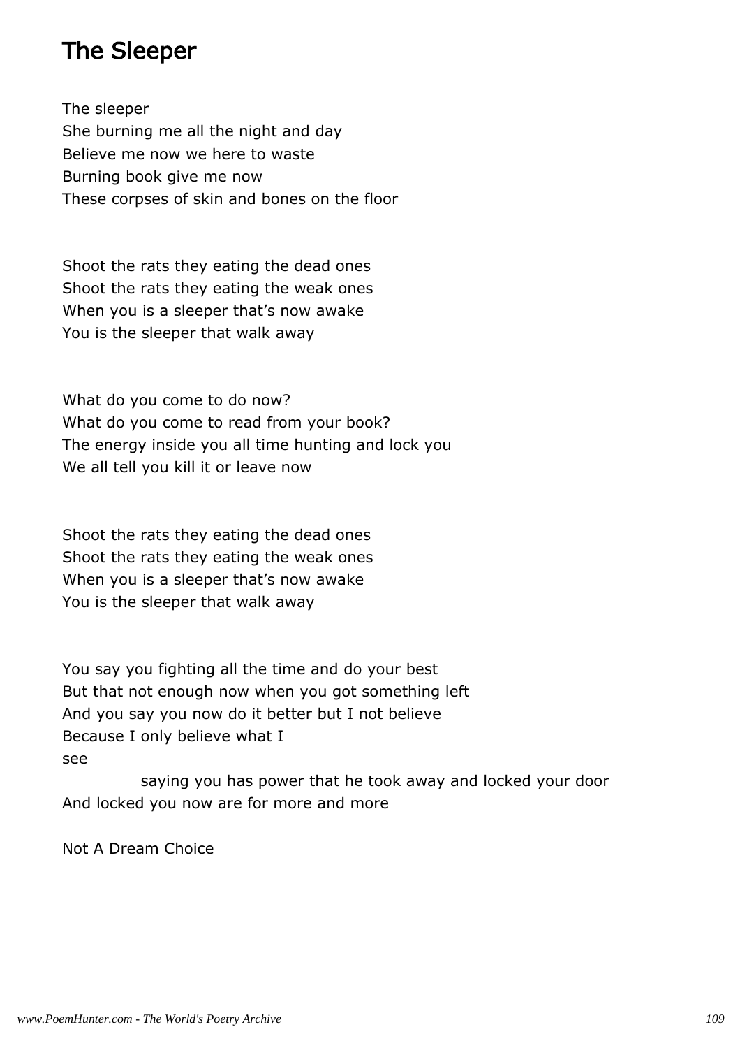# The Sleeper

The sleeper
She burning me all the night and day
Believe me now we here to waste
Burning book give me now
These corpses of skin and bones on the floor

Shoot the rats they eating the dead ones
Shoot the rats they eating the weak ones
When you is a sleeper that's now awake
You is the sleeper that walk away

What do you come to do now?
What do you come to read from your book?
The energy inside you all time hunting and lock you
We all tell you kill it or leave now

Shoot the rats they eating the dead ones
Shoot the rats they eating the weak ones
When you is a sleeper that's now awake
You is the sleeper that walk away

You say you fighting all the time and do your best
But that not enough now when you got something left
And you say you now do it better but I not believe
Because I only believe what I
see
saying you has power that he took away and locked your door
And locked you now are for more and more

Not A Dream Choice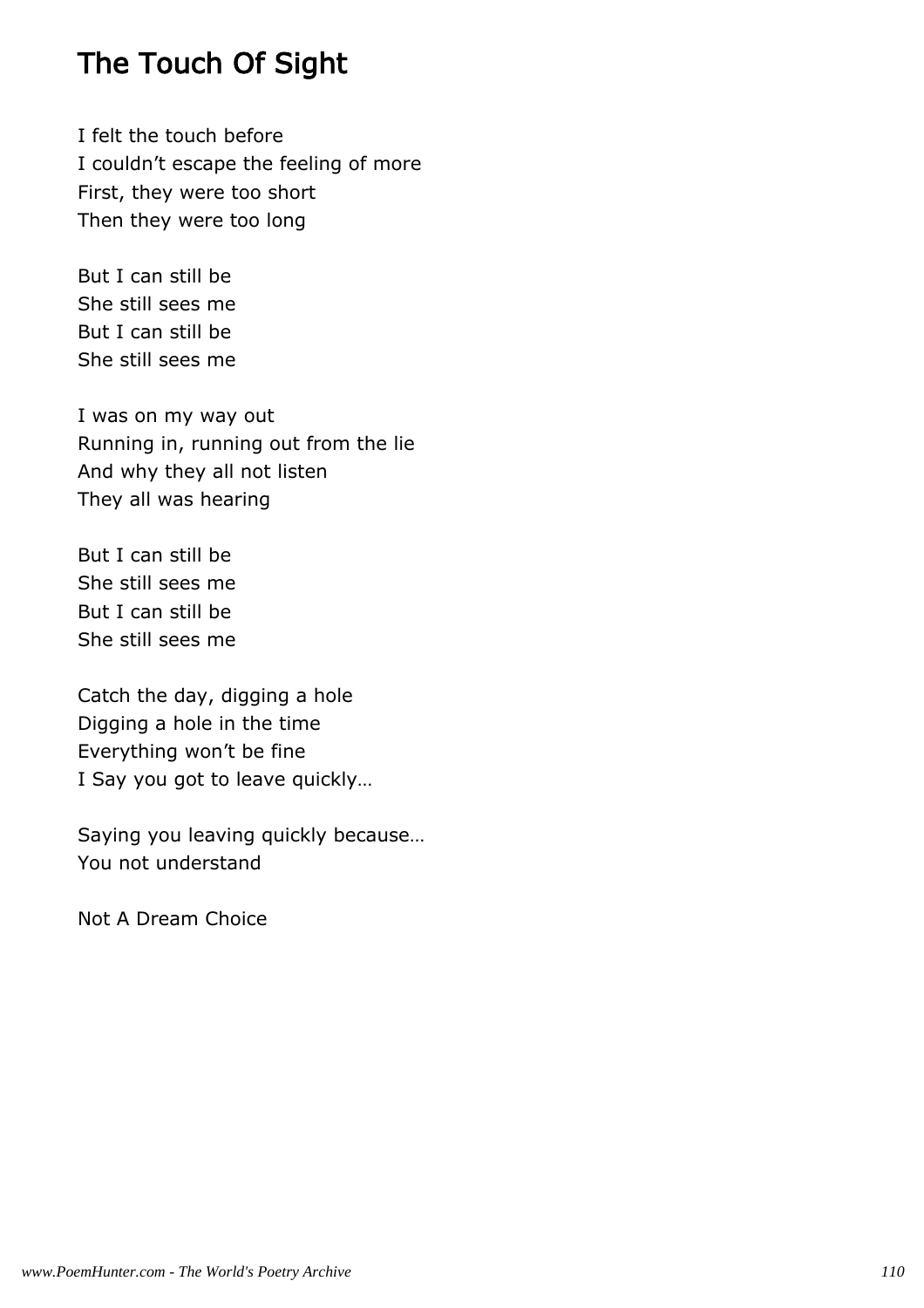## The Touch Of Sight

I felt the touch before
I couldn't escape the feeling of more
First, they were too short
Then they were too long

But I can still be
She still sees me
But I can still be
She still sees me

I was on my way out
Running in, running out from the lie
And why they all not listen
They all was hearing

But I can still be
She still sees me
But I can still be
She still sees me

Catch the day, digging a hole
Digging a hole in the time
Everything won't be fine
I Say you got to leave quickly…

Saying you leaving quickly because…
You not understand

Not A Dream Choice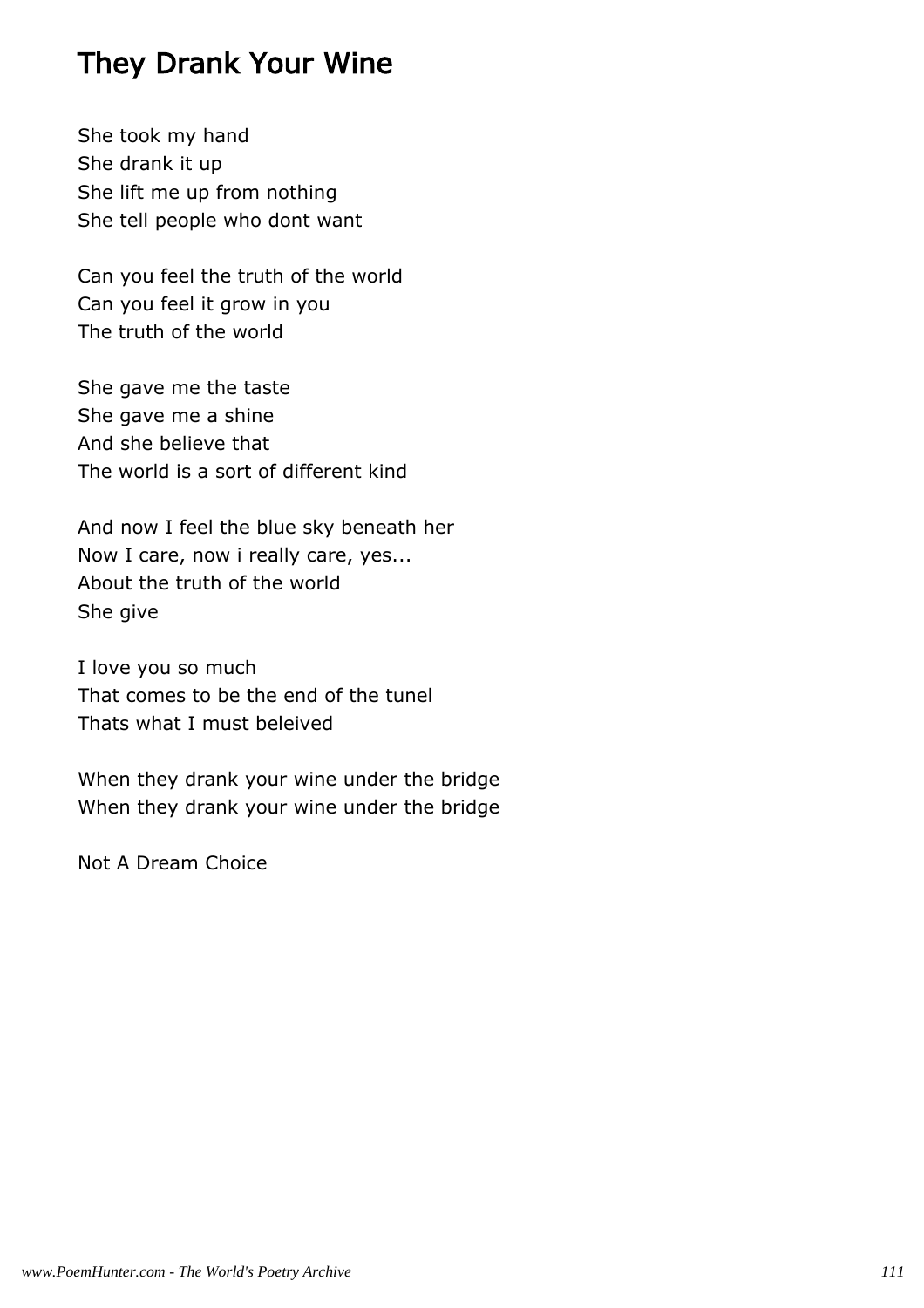# They Drank Your Wine

She took my hand
She drank it up
She lift me up from nothing
She tell people who dont want

Can you feel the truth of the world
Can you feel it grow in you
The truth of the world

She gave me the taste
She gave me a shine
And she believe that
The world is a sort of different kind

And now I feel the blue sky beneath her
Now I care, now i really care, yes...
About the truth of the world
She give

I love you so much
That comes to be the end of the tunel
Thats what I must beleived

When they drank your wine under the bridge
When they drank your wine under the bridge

Not A Dream Choice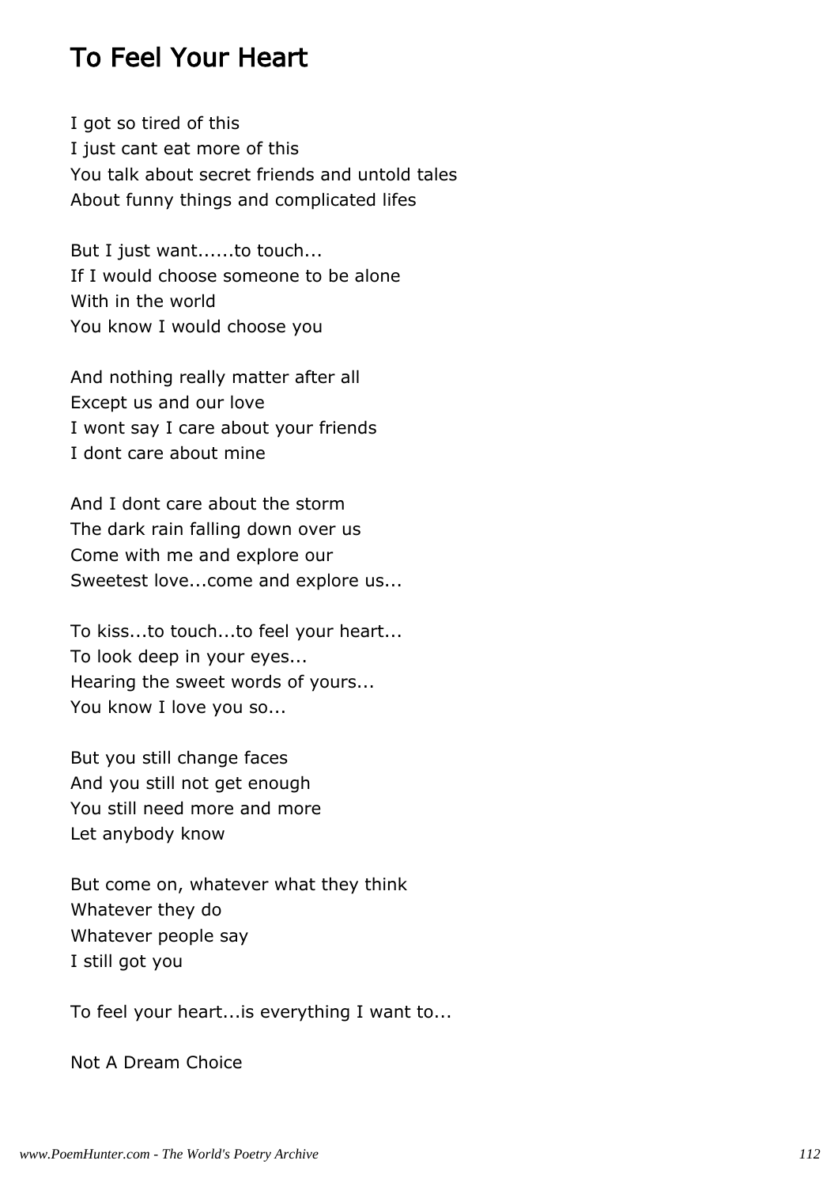## To Feel Your Heart

I got so tired of this
I just cant eat more of this
You talk about secret friends and untold tales
About funny things and complicated lifes

But I just want......to touch...
If I would choose someone to be alone
With in the world
You know I would choose you

And nothing really matter after all
Except us and our love
I wont say I care about your friends
I dont care about mine

And I dont care about the storm
The dark rain falling down over us
Come with me and explore our
Sweetest love...come and explore us...

To kiss...to touch...to feel your heart...
To look deep in your eyes...
Hearing the sweet words of yours...
You know I love you so...

But you still change faces
And you still not get enough
You still need more and more
Let anybody know

But come on, whatever what they think
Whatever they do
Whatever people say
I still got you

To feel your heart...is everything I want to...

Not A Dream Choice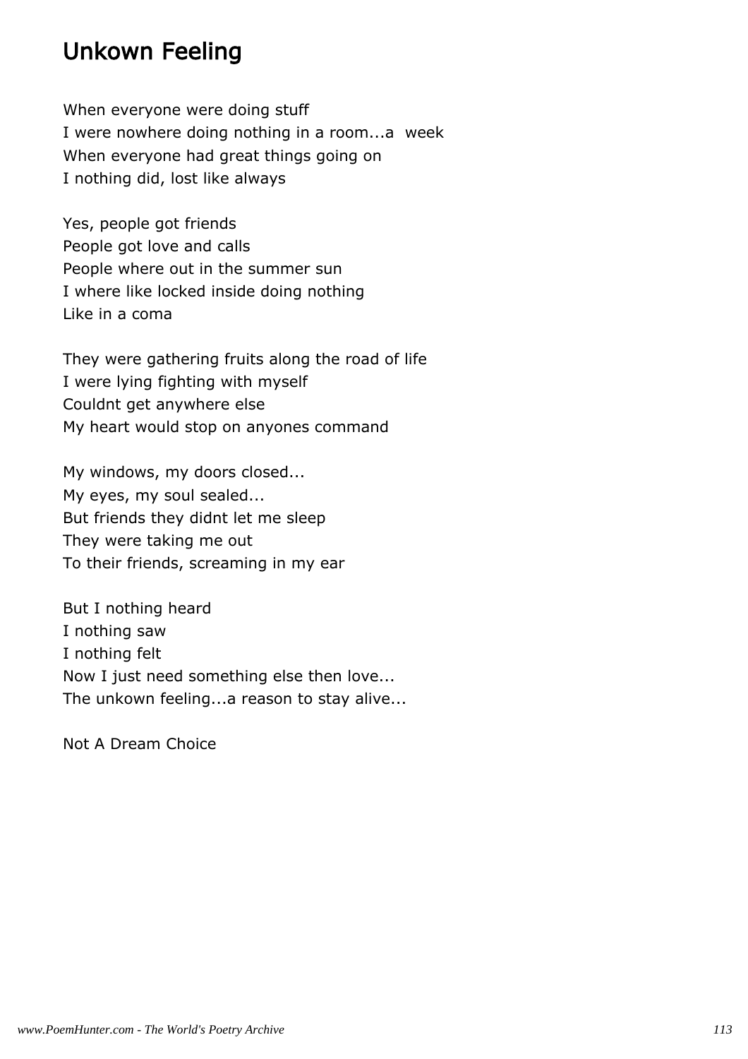# Unkown Feeling

When everyone were doing stuff
I were nowhere doing nothing in a room...a  week
When everyone had great things going on
I nothing did, lost like always

Yes, people got friends
People got love and calls
People where out in the summer sun
I where like locked inside doing nothing
Like in a coma

They were gathering fruits along the road of life
I were lying fighting with myself
Couldnt get anywhere else
My heart would stop on anyones command

My windows, my doors closed...
My eyes, my soul sealed...
But friends they didnt let me sleep
They were taking me out
To their friends, screaming in my ear

But I nothing heard
I nothing saw
I nothing felt
Now I just need something else then love...
The unkown feeling...a reason to stay alive...

Not A Dream Choice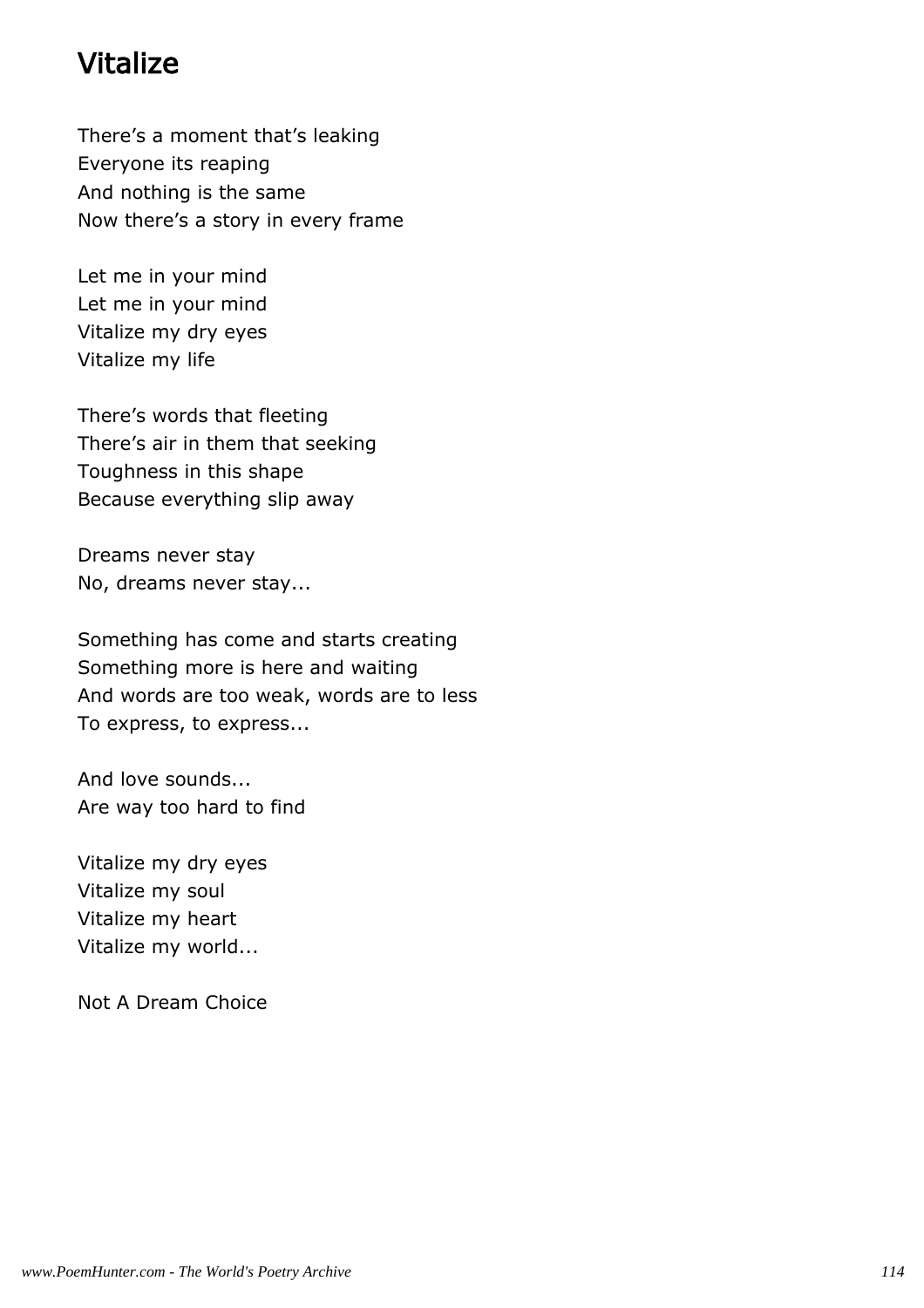# Vitalize

There's a moment that's leaking
Everyone its reaping
And nothing is the same
Now there's a story in every frame

Let me in your mind
Let me in your mind
Vitalize my dry eyes
Vitalize my life

There's words that fleeting
There's air in them that seeking
Toughness in this shape
Because everything slip away

Dreams never stay
No, dreams never stay...

Something has come and starts creating
Something more is here and waiting
And words are too weak, words are to less
To express, to express...

And love sounds...
Are way too hard to find

Vitalize my dry eyes
Vitalize my soul
Vitalize my heart
Vitalize my world...

Not A Dream Choice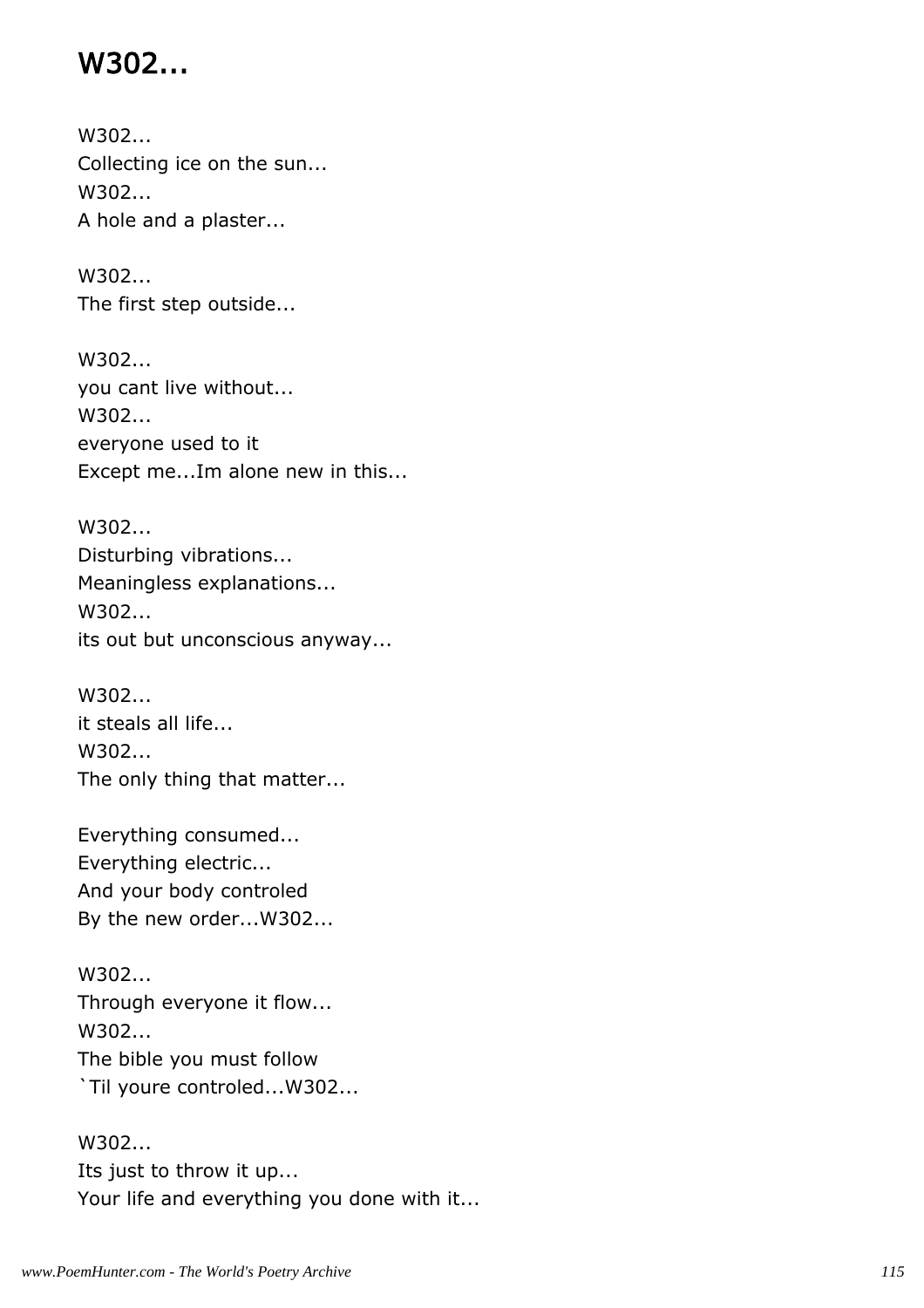# W302...

W302...
Collecting ice on the sun...
W302...
A hole and a plaster...

W302...
The first step outside...

W302...
you cant live without...
W302...
everyone used to it
Except me...Im alone new in this...

W302...
Disturbing vibrations...
Meaningless explanations...
W302...
its out but unconscious anyway...

W302...
it steals all life...
W302...
The only thing that matter...

Everything consumed...
Everything electric...
And your body controled
By the new order...W302...

W302...
Through everyone it flow...
W302...
The bible you must follow
`Til youre controled...W302...

W302...
Its just to throw it up...
Your life and everything you done with it...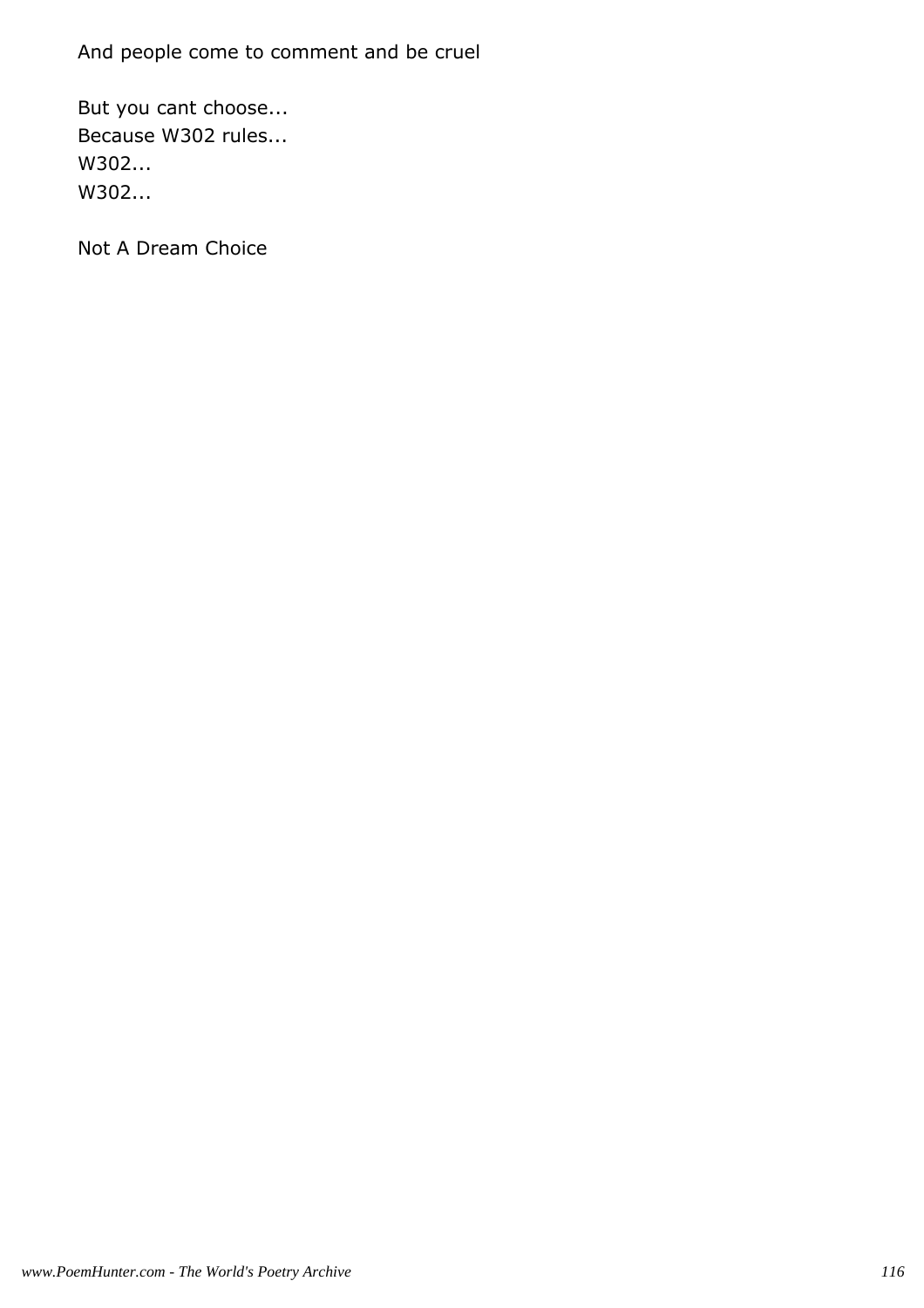And people come to comment and be cruel

But you cant choose...
Because W302 rules...
W302...
W302...

Not A Dream Choice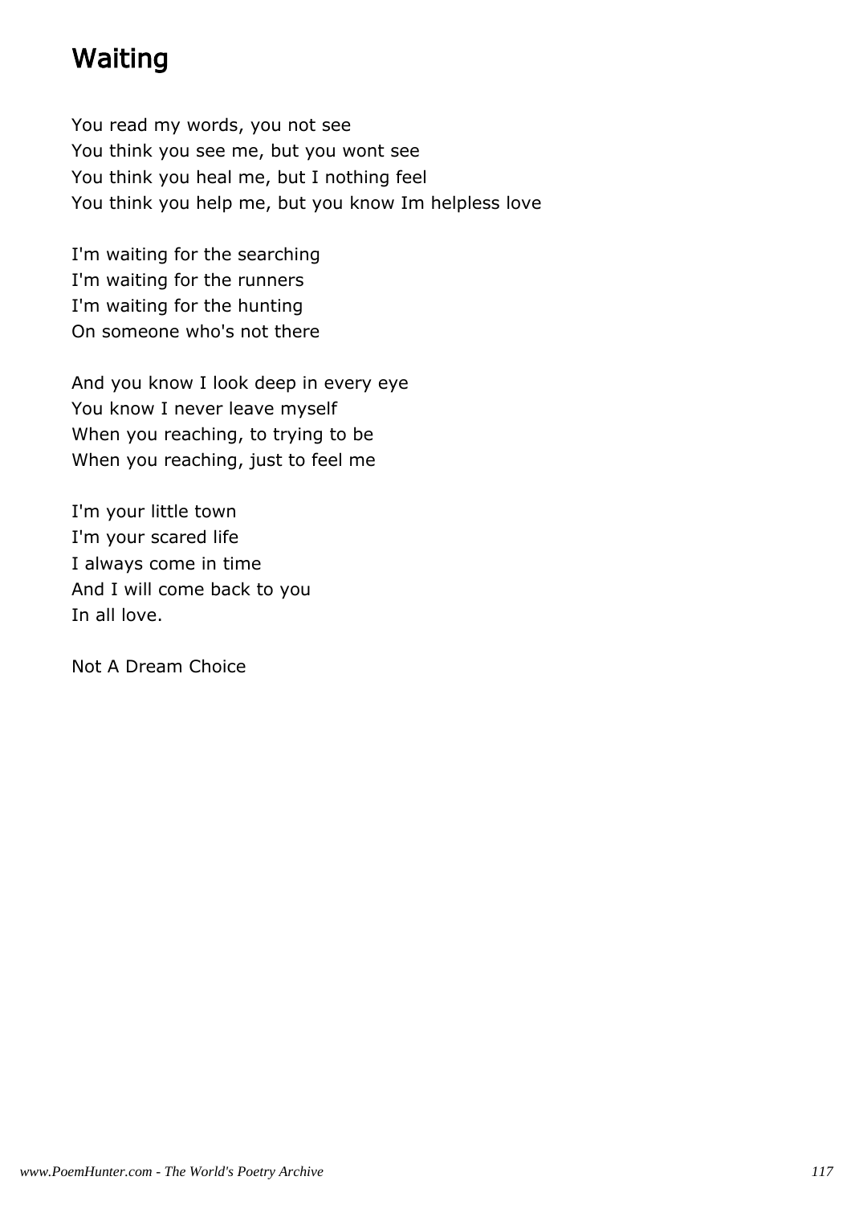# Waiting

You read my words, you not see
You think you see me, but you wont see
You think you heal me, but I nothing feel
You think you help me, but you know Im helpless love

I'm waiting for the searching
I'm waiting for the runners
I'm waiting for the hunting
On someone who's not there

And you know I look deep in every eye
You know I never leave myself
When you reaching, to trying to be
When you reaching, just to feel me

I'm your little town
I'm your scared life
I always come in time
And I will come back to you
In all love.

Not A Dream Choice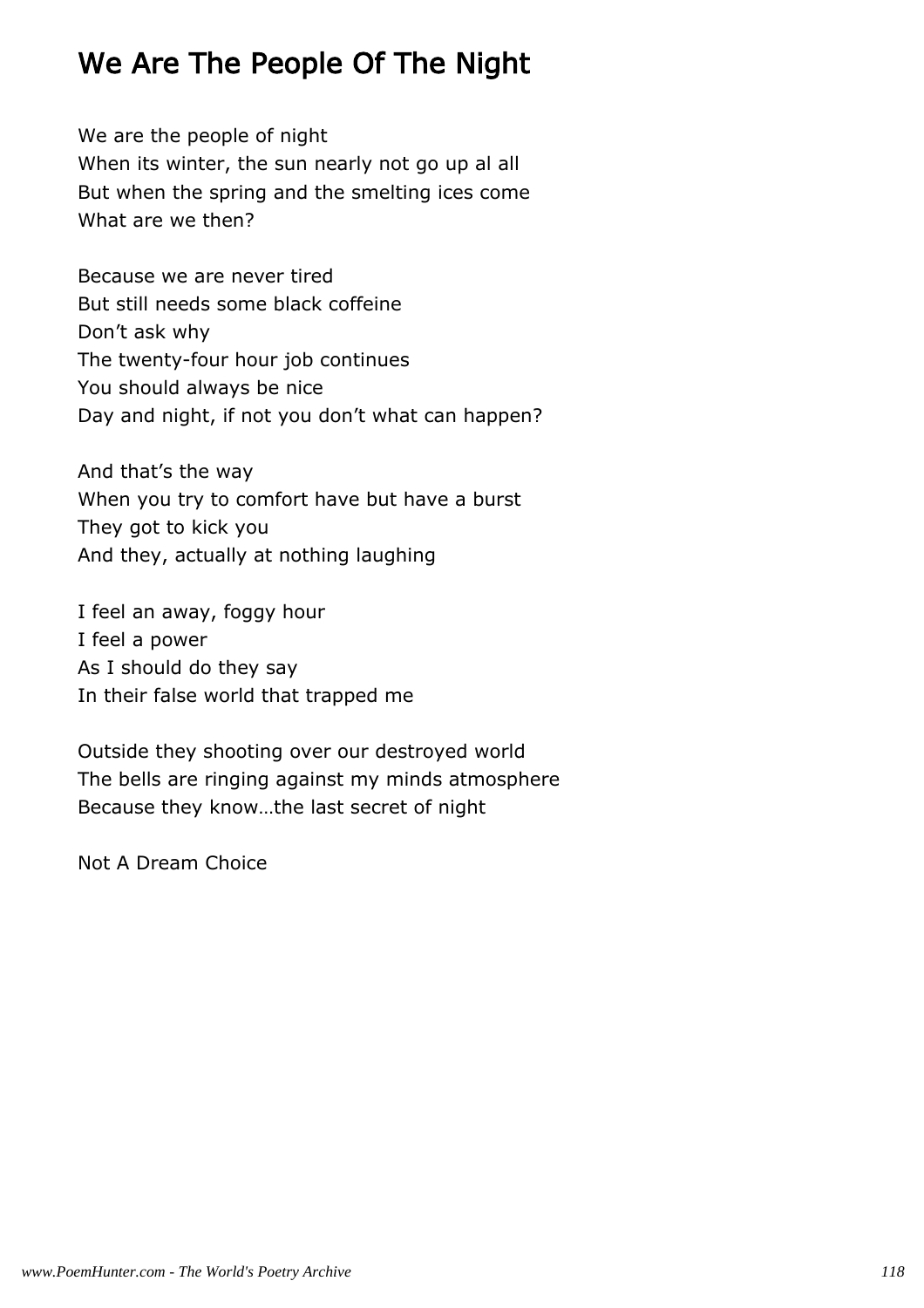# We Are The People Of The Night

We are the people of night
When its winter, the sun nearly not go up al all
But when the spring and the smelting ices come
What are we then?

Because we are never tired
But still needs some black coffeine
Don't ask why
The twenty-four hour job continues
You should always be nice
Day and night, if not you don't what can happen?

And that's the way
When you try to comfort have but have a burst
They got to kick you
And they, actually at nothing laughing

I feel an away, foggy hour
I feel a power
As I should do they say
In their false world that trapped me

Outside they shooting over our destroyed world
The bells are ringing against my minds atmosphere
Because they know…the last secret of night

Not A Dream Choice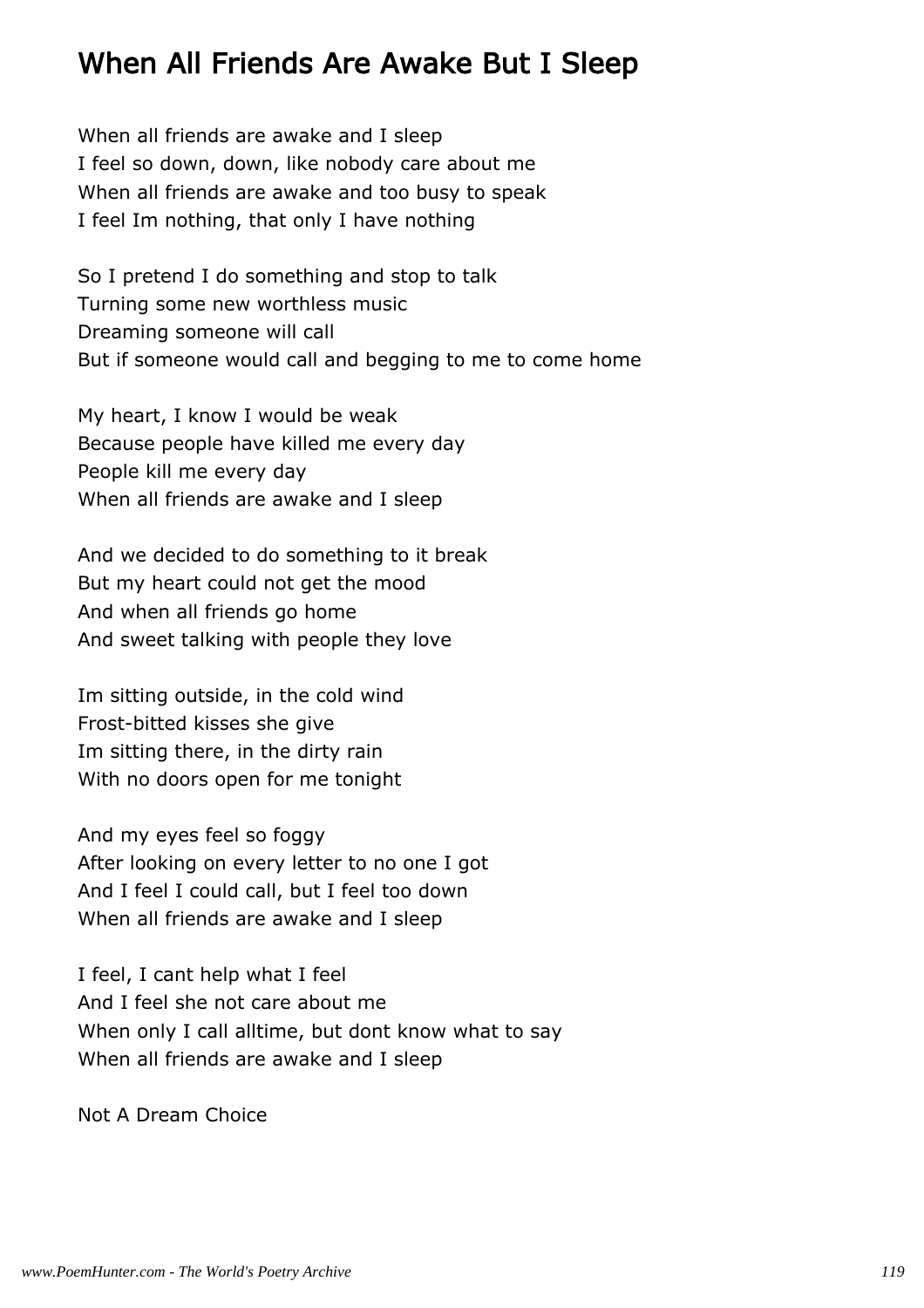## When All Friends Are Awake But I Sleep

When all friends are awake and I sleep
I feel so down, down, like nobody care about me
When all friends are awake and too busy to speak
I feel Im nothing, that only I have nothing

So I pretend I do something and stop to talk
Turning some new worthless music
Dreaming someone will call
But if someone would call and begging to me to come home

My heart, I know I would be weak
Because people have killed me every day
People kill me every day
When all friends are awake and I sleep

And we decided to do something to it break
But my heart could not get the mood
And when all friends go home
And sweet talking with people they love

Im sitting outside, in the cold wind
Frost-bitted kisses she give
Im sitting there, in the dirty rain
With no doors open for me tonight

And my eyes feel so foggy
After looking on every letter to no one I got
And I feel I could call, but I feel too down
When all friends are awake and I sleep

I feel, I cant help what I feel
And I feel she not care about me
When only I call alltime, but dont know what to say
When all friends are awake and I sleep

Not A Dream Choice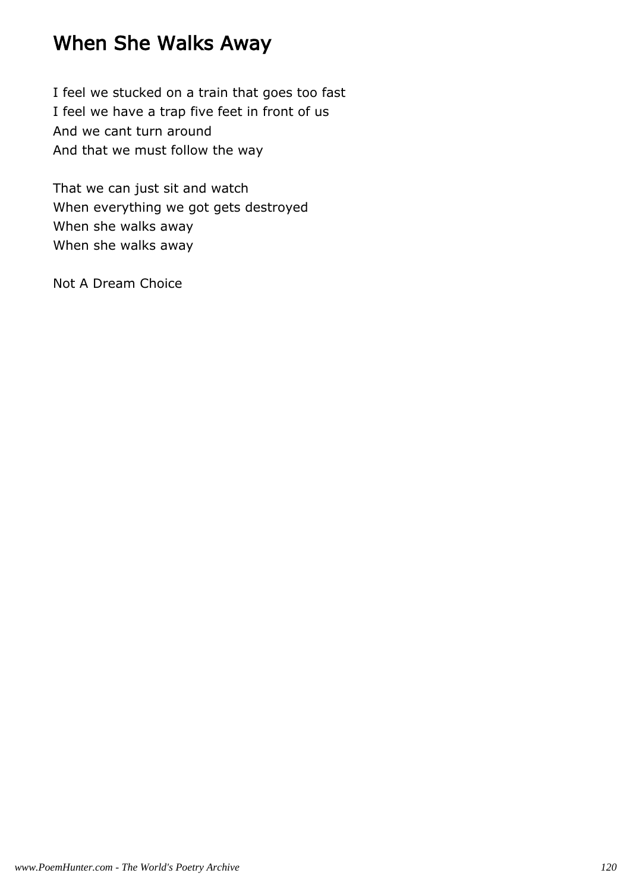# When She Walks Away

I feel we stucked on a train that goes too fast
I feel we have a trap five feet in front of us
And we cant turn around
And that we must follow the way

That we can just sit and watch
When everything we got gets destroyed
When she walks away
When she walks away

Not A Dream Choice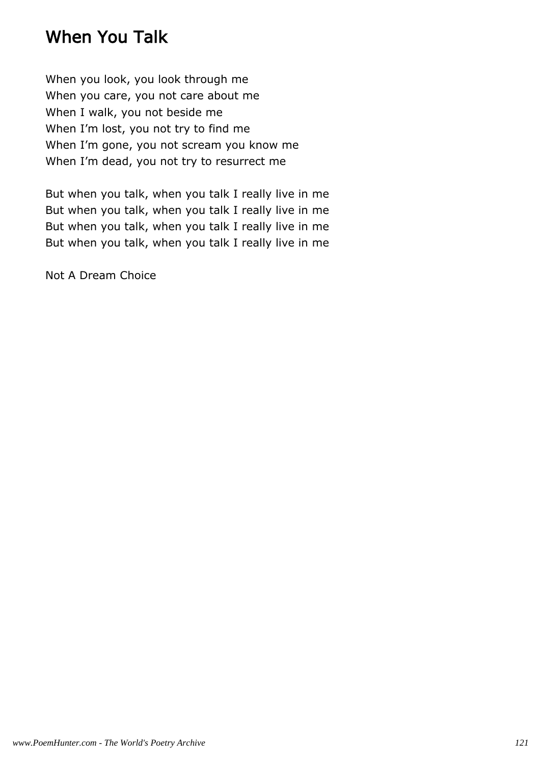## When You Talk

When you look, you look through me
When you care, you not care about me
When I walk, you not beside me
When I'm lost, you not try to find me
When I'm gone, you not scream you know me
When I'm dead, you not try to resurrect me

But when you talk, when you talk I really live in me
But when you talk, when you talk I really live in me
But when you talk, when you talk I really live in me
But when you talk, when you talk I really live in me

Not A Dream Choice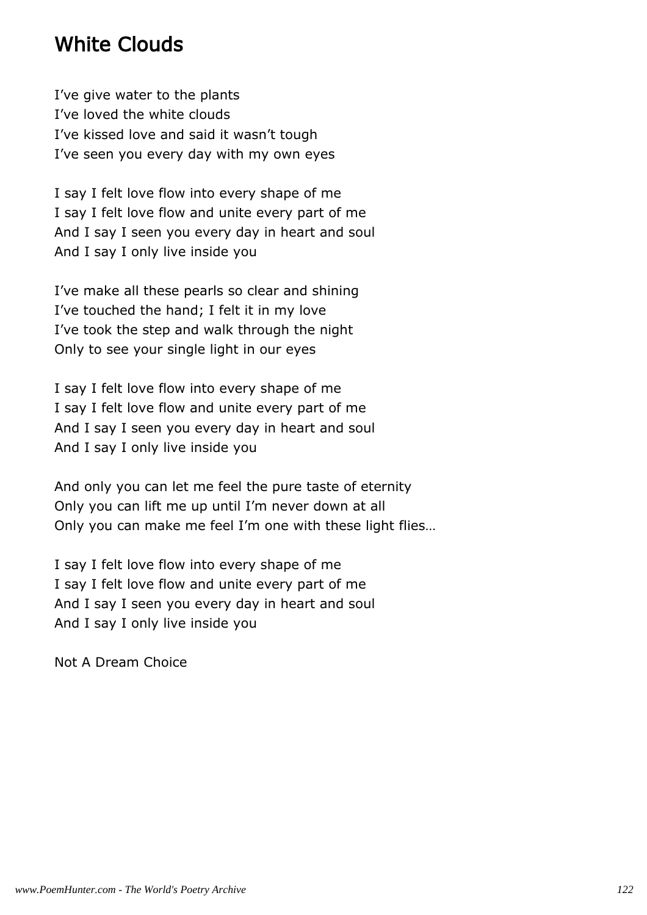# White Clouds

I've give water to the plants
I've loved the white clouds
I've kissed love and said it wasn't tough
I've seen you every day with my own eyes

I say I felt love flow into every shape of me
I say I felt love flow and unite every part of me
And I say I seen you every day in heart and soul
And I say I only live inside you

I've make all these pearls so clear and shining
I've touched the hand; I felt it in my love
I've took the step and walk through the night
Only to see your single light in our eyes

I say I felt love flow into every shape of me
I say I felt love flow and unite every part of me
And I say I seen you every day in heart and soul
And I say I only live inside you

And only you can let me feel the pure taste of eternity
Only you can lift me up until I'm never down at all
Only you can make me feel I'm one with these light flies…

I say I felt love flow into every shape of me
I say I felt love flow and unite every part of me
And I say I seen you every day in heart and soul
And I say I only live inside you

Not A Dream Choice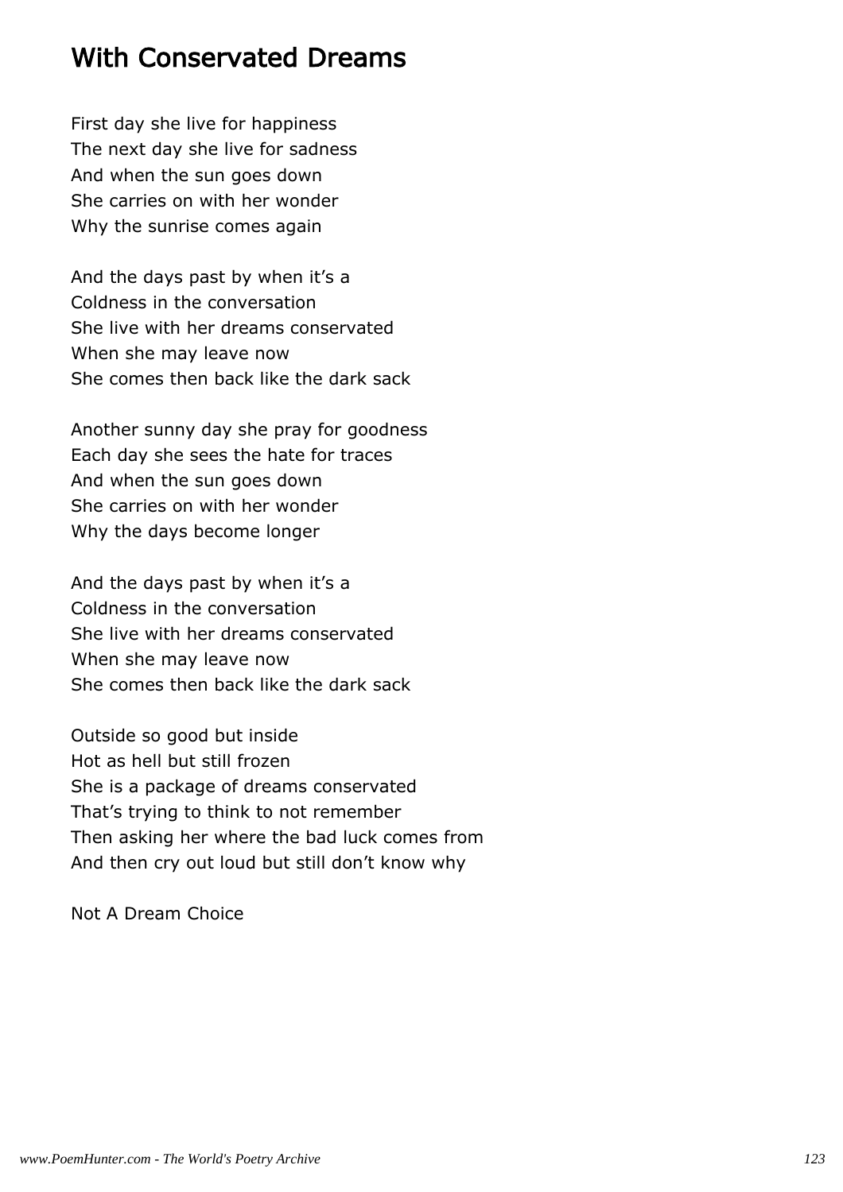# With Conservated Dreams

First day she live for happiness
The next day she live for sadness
And when the sun goes down
She carries on with her wonder
Why the sunrise comes again

And the days past by when it’s a
Coldness in the conversation
She live with her dreams conservated
When she may leave now
She comes then back like the dark sack

Another sunny day she pray for goodness
Each day she sees the hate for traces
And when the sun goes down
She carries on with her wonder
Why the days become longer

And the days past by when it’s a
Coldness in the conversation
She live with her dreams conservated
When she may leave now
She comes then back like the dark sack

Outside so good but inside
Hot as hell but still frozen
She is a package of dreams conservated
That’s trying to think to not remember
Then asking her where the bad luck comes from
And then cry out loud but still don’t know why

Not A Dream Choice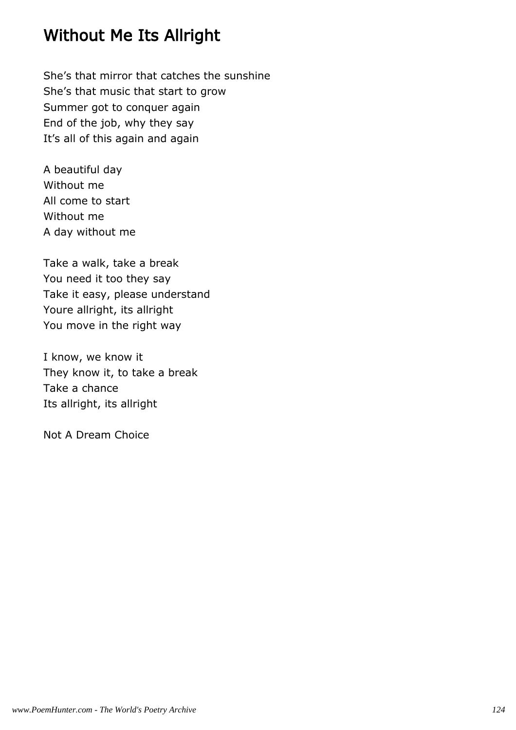# Without Me Its Allright

She’s that mirror that catches the sunshine
She’s that music that start to grow
Summer got to conquer again
End of the job, why they say
It’s all of this again and again

A beautiful day
Without me
All come to start
Without me
A day without me

Take a walk, take a break
You need it too they say
Take it easy, please understand
Youre allright, its allright
You move in the right way

I know, we know it
They know it, to take a break
Take a chance
Its allright, its allright

Not A Dream Choice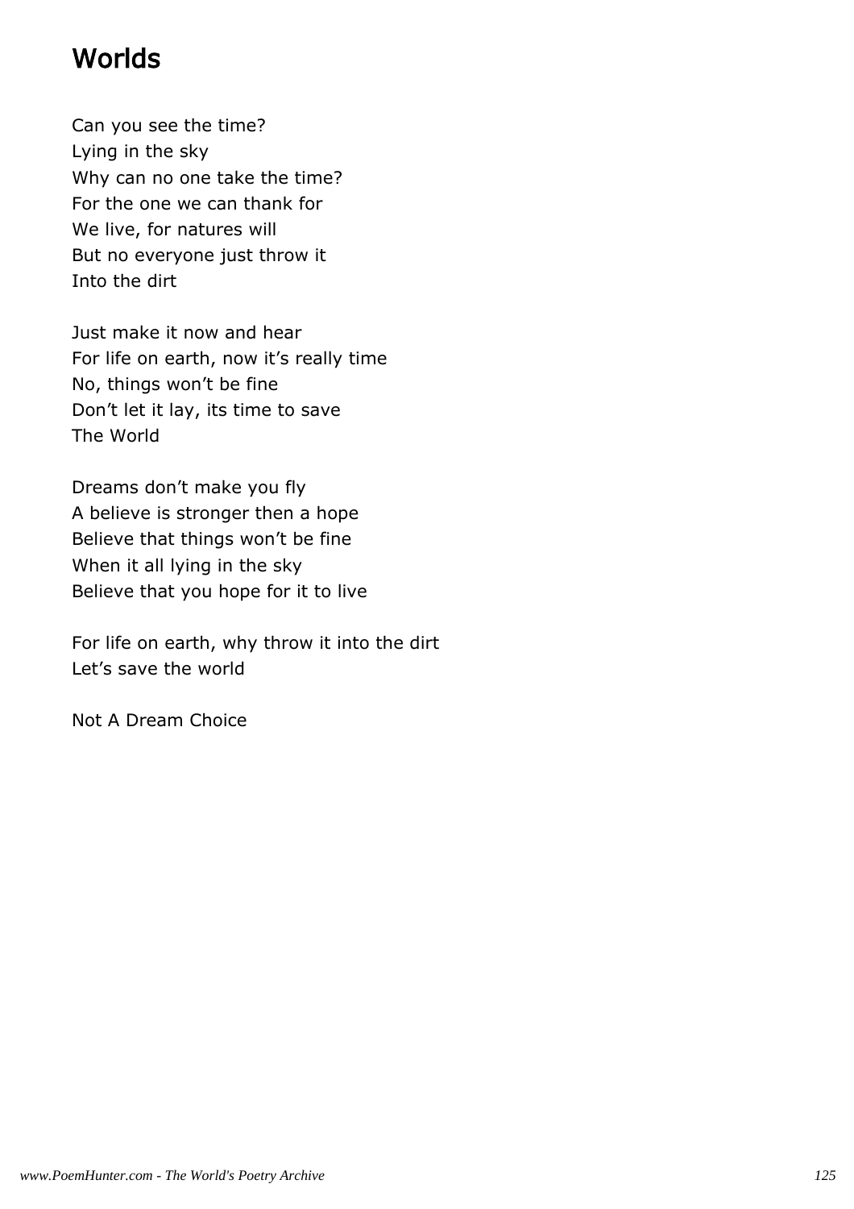# Worlds

Can you see the time?
Lying in the sky
Why can no one take the time?
For the one we can thank for
We live, for natures will
But no everyone just throw it
Into the dirt

Just make it now and hear
For life on earth, now it’s really time
No, things won’t be fine
Don’t let it lay, its time to save
The World

Dreams don’t make you fly
A believe is stronger then a hope
Believe that things won’t be fine
When it all lying in the sky
Believe that you hope for it to live

For life on earth, why throw it into the dirt
Let’s save the world

Not A Dream Choice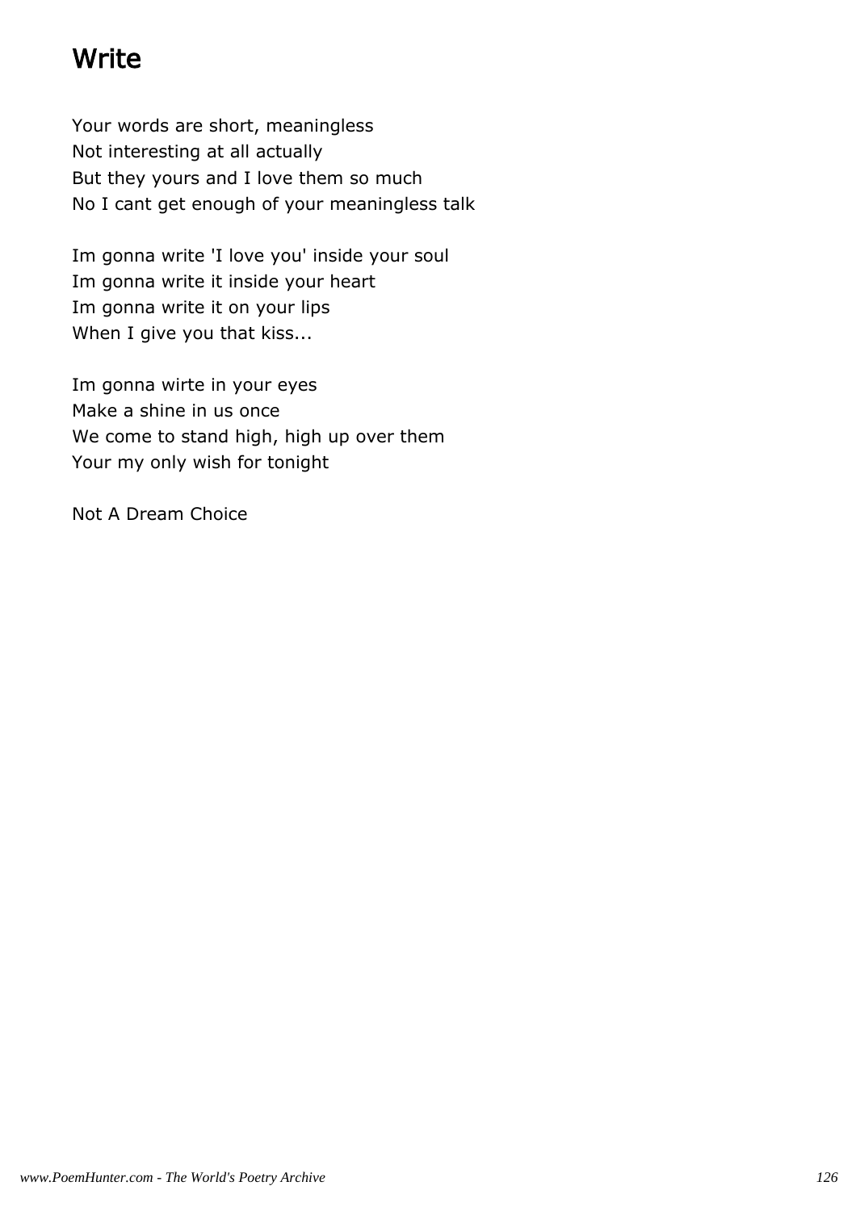# Write

Your words are short, meaningless
Not interesting at all actually
But they yours and I love them so much
No I cant get enough of your meaningless talk

Im gonna write 'I love you' inside your soul
Im gonna write it inside your heart
Im gonna write it on your lips
When I give you that kiss...

Im gonna wirte in your eyes
Make a shine in us once
We come to stand high, high up over them
Your my only wish for tonight

Not A Dream Choice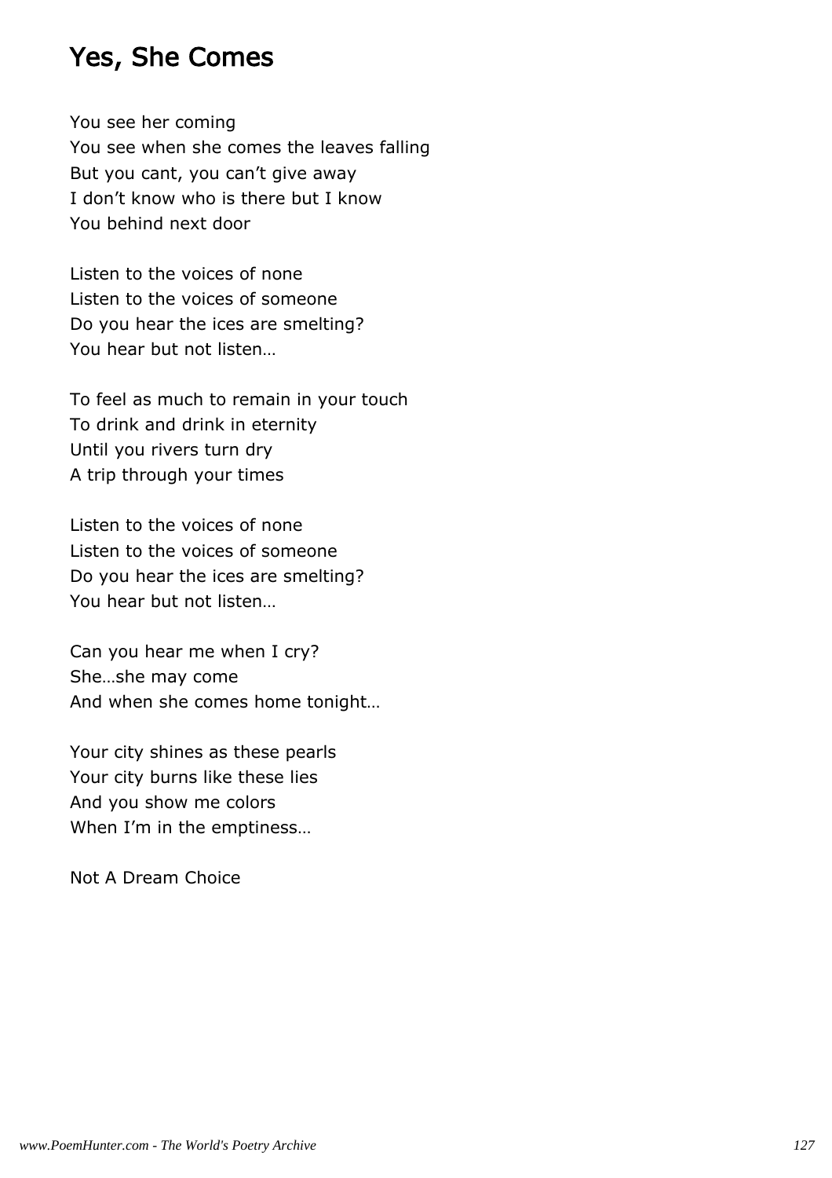# Yes, She Comes

You see her coming
You see when she comes the leaves falling
But you cant, you can't give away
I don't know who is there but I know
You behind next door

Listen to the voices of none
Listen to the voices of someone
Do you hear the ices are smelting?
You hear but not listen…

To feel as much to remain in your touch
To drink and drink in eternity
Until you rivers turn dry
A trip through your times

Listen to the voices of none
Listen to the voices of someone
Do you hear the ices are smelting?
You hear but not listen…

Can you hear me when I cry?
She…she may come
And when she comes home tonight…

Your city shines as these pearls
Your city burns like these lies
And you show me colors
When I'm in the emptiness…

Not A Dream Choice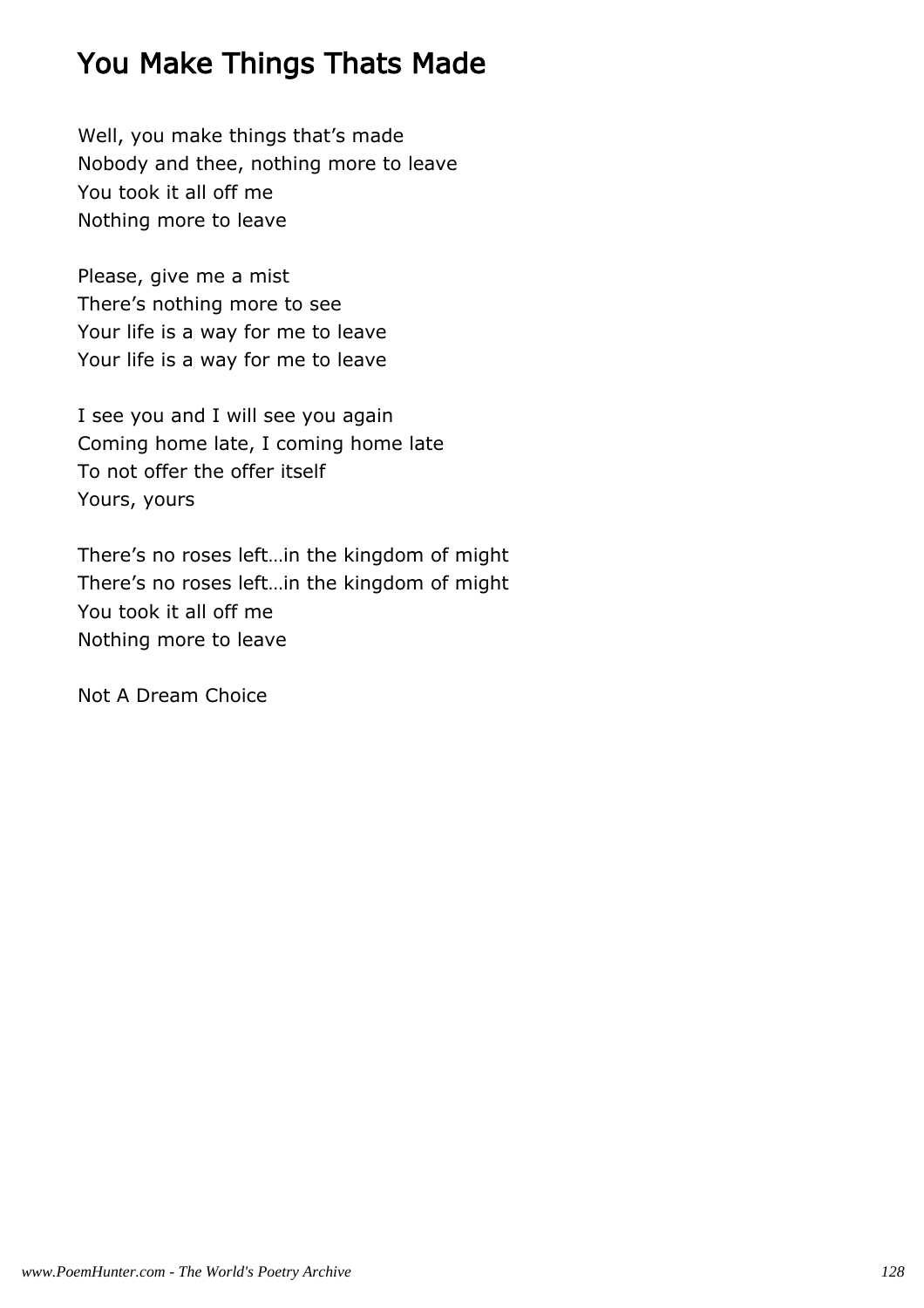# You Make Things Thats Made

Well, you make things that's made
Nobody and thee, nothing more to leave
You took it all off me
Nothing more to leave

Please, give me a mist
There's nothing more to see
Your life is a way for me to leave
Your life is a way for me to leave

I see you and I will see you again
Coming home late, I coming home late
To not offer the offer itself
Yours, yours

There's no roses left…in the kingdom of might
There's no roses left…in the kingdom of might
You took it all off me
Nothing more to leave

Not A Dream Choice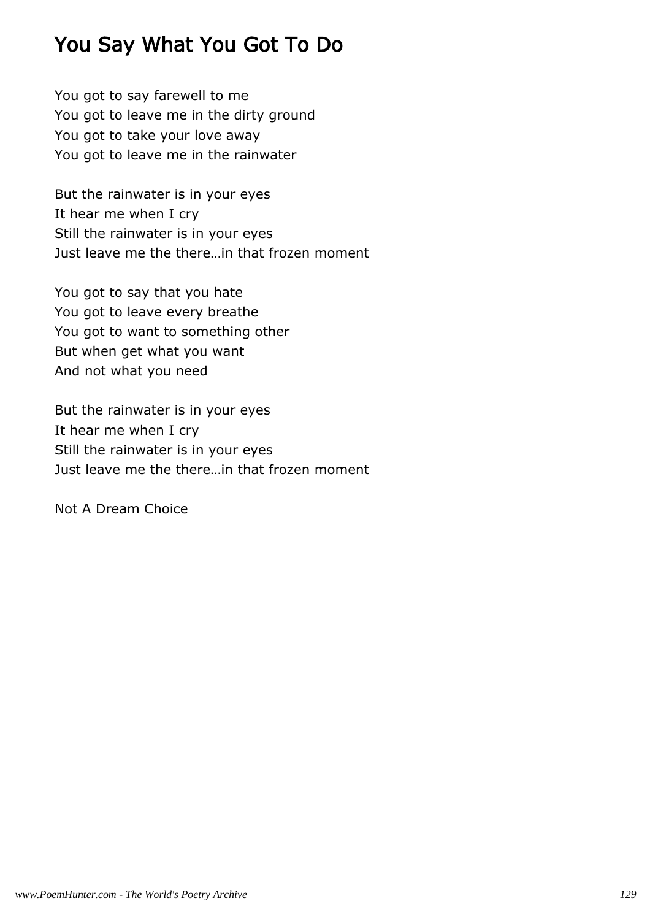# You Say What You Got To Do

You got to say farewell to me
You got to leave me in the dirty ground
You got to take your love away
You got to leave me in the rainwater

But the rainwater is in your eyes
It hear me when I cry
Still the rainwater is in your eyes
Just leave me the there…in that frozen moment

You got to say that you hate
You got to leave every breathe
You got to want to something other
But when get what you want
And not what you need

But the rainwater is in your eyes
It hear me when I cry
Still the rainwater is in your eyes
Just leave me the there…in that frozen moment

Not A Dream Choice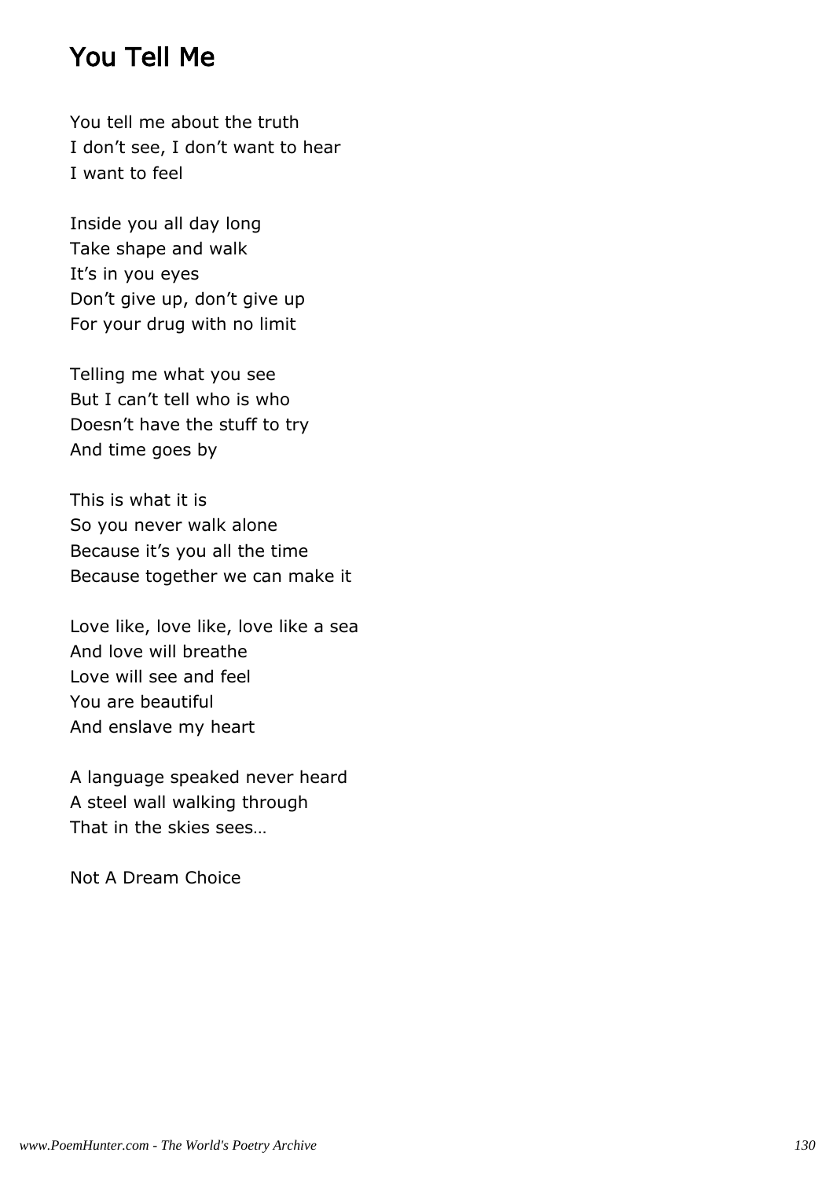# You Tell Me

You tell me about the truth
I don't see, I don't want to hear
I want to feel

Inside you all day long
Take shape and walk
It's in you eyes
Don't give up, don't give up
For your drug with no limit

Telling me what you see
But I can't tell who is who
Doesn't have the stuff to try
And time goes by

This is what it is
So you never walk alone
Because it's you all the time
Because together we can make it

Love like, love like, love like a sea
And love will breathe
Love will see and feel
You are beautiful
And enslave my heart

A language speaked never heard
A steel wall walking through
That in the skies sees…

Not A Dream Choice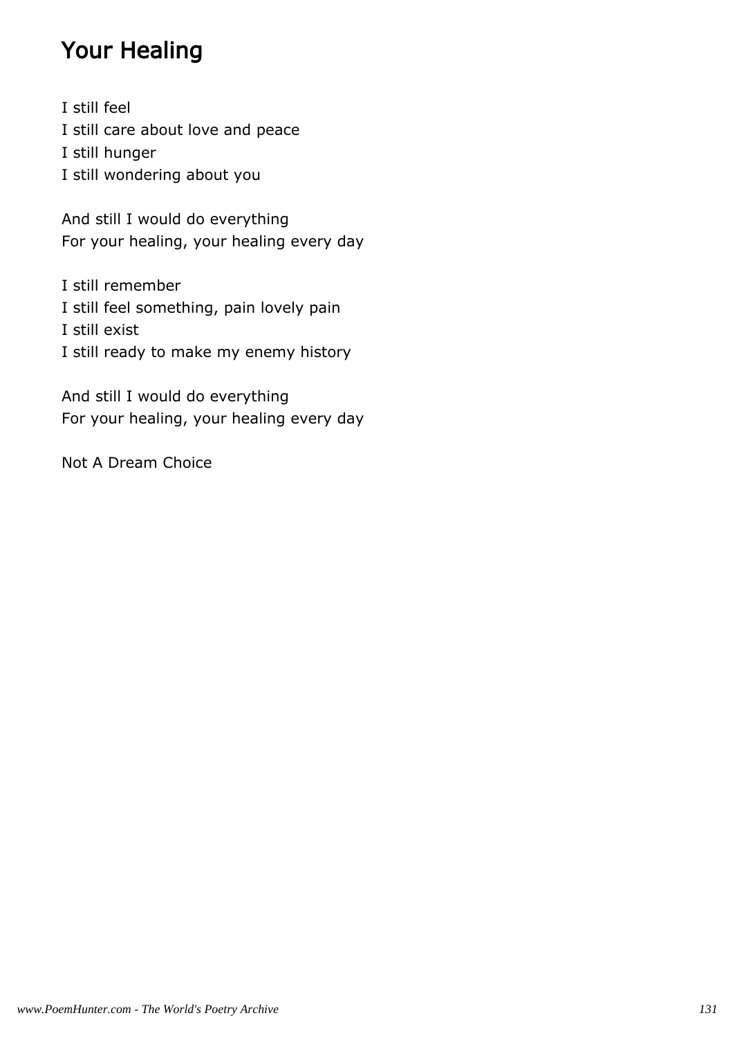# Your Healing

I still feel
I still care about love and peace
I still hunger
I still wondering about you

And still I would do everything
For your healing, your healing every day

I still remember
I still feel something, pain lovely pain
I still exist
I still ready to make my enemy history

And still I would do everything
For your healing, your healing every day

Not A Dream Choice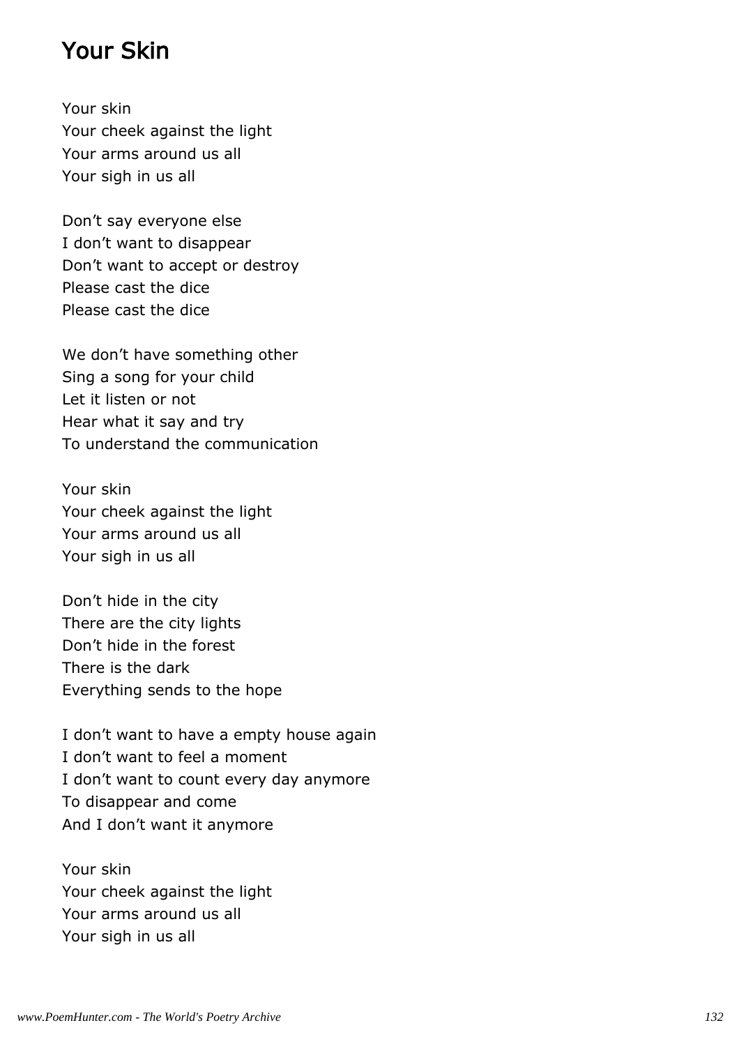# Your Skin

Your skin
Your cheek against the light
Your arms around us all
Your sigh in us all

Don’t say everyone else
I don’t want to disappear
Don’t want to accept or destroy
Please cast the dice
Please cast the dice

We don’t have something other
Sing a song for your child
Let it listen or not
Hear what it say and try
To understand the communication

Your skin
Your cheek against the light
Your arms around us all
Your sigh in us all

Don’t hide in the city
There are the city lights
Don’t hide in the forest
There is the dark
Everything sends to the hope

I don’t want to have a empty house again
I don’t want to feel a moment
I don’t want to count every day anymore
To disappear and come
And I don’t want it anymore

Your skin
Your cheek against the light
Your arms around us all
Your sigh in us all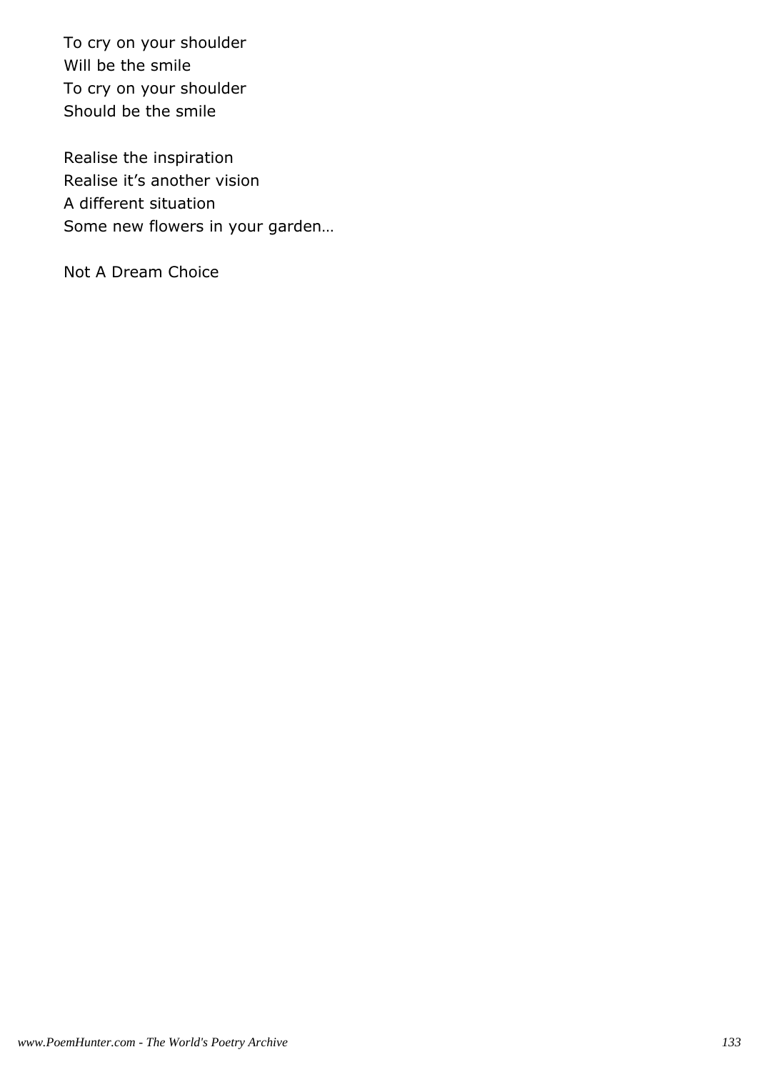To cry on your shoulder
Will be the smile
To cry on your shoulder
Should be the smile

Realise the inspiration
Realise it’s another vision
A different situation
Some new flowers in your garden…

Not A Dream Choice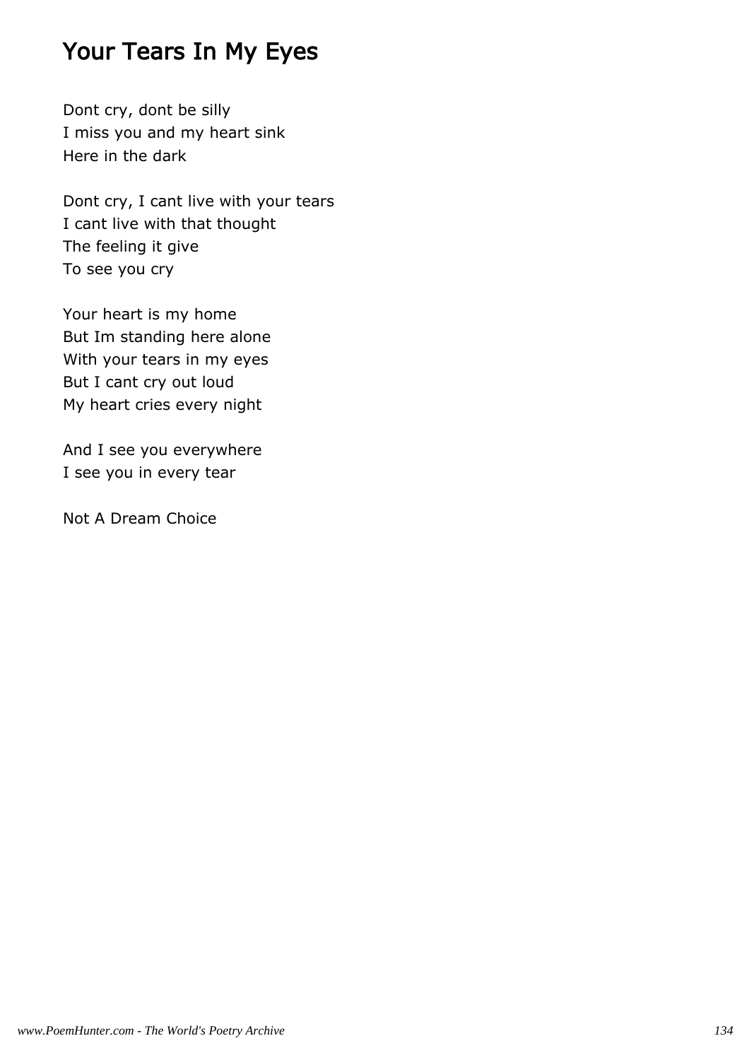# Your Tears In My Eyes

Dont cry, dont be silly  
I miss you and my heart sink  
Here in the dark

Dont cry, I cant live with your tears  
I cant live with that thought  
The feeling it give  
To see you cry

Your heart is my home  
But Im standing here alone  
With your tears in my eyes  
But I cant cry out loud  
My heart cries every night

And I see you everywhere  
I see you in every tear

Not A Dream Choice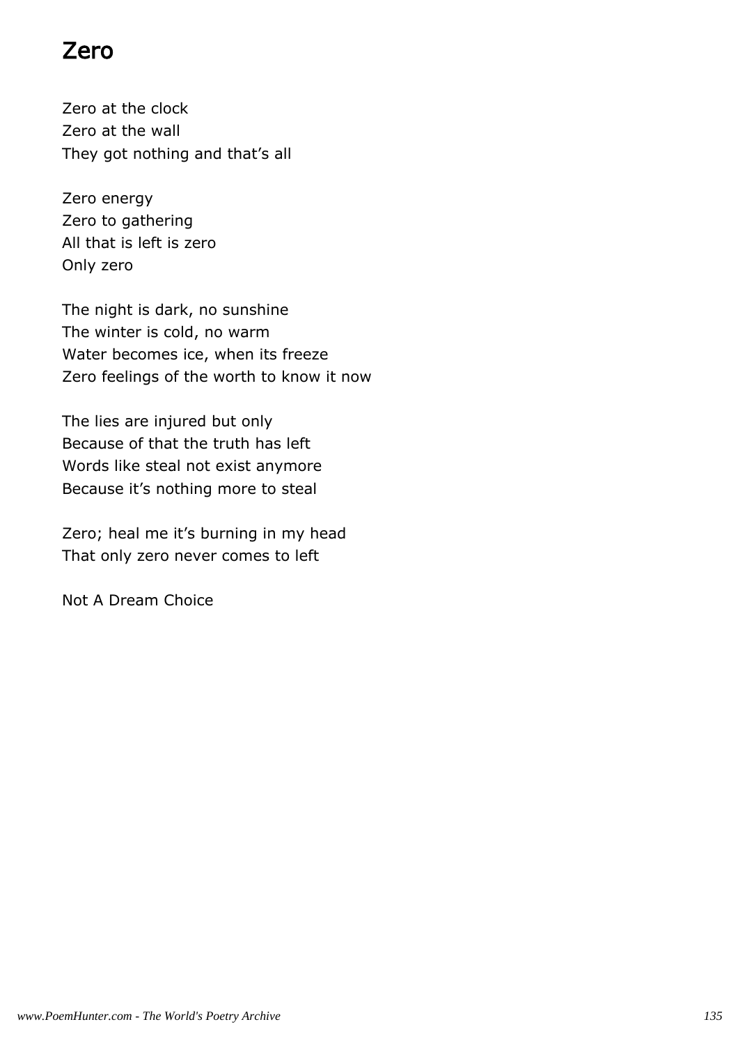# Zero

Zero at the clock
Zero at the wall
They got nothing and that’s all

Zero energy
Zero to gathering
All that is left is zero
Only zero

The night is dark, no sunshine
The winter is cold, no warm
Water becomes ice, when its freeze
Zero feelings of the worth to know it now

The lies are injured but only
Because of that the truth has left
Words like steal not exist anymore
Because it’s nothing more to steal

Zero; heal me it’s burning in my head
That only zero never comes to left

Not A Dream Choice